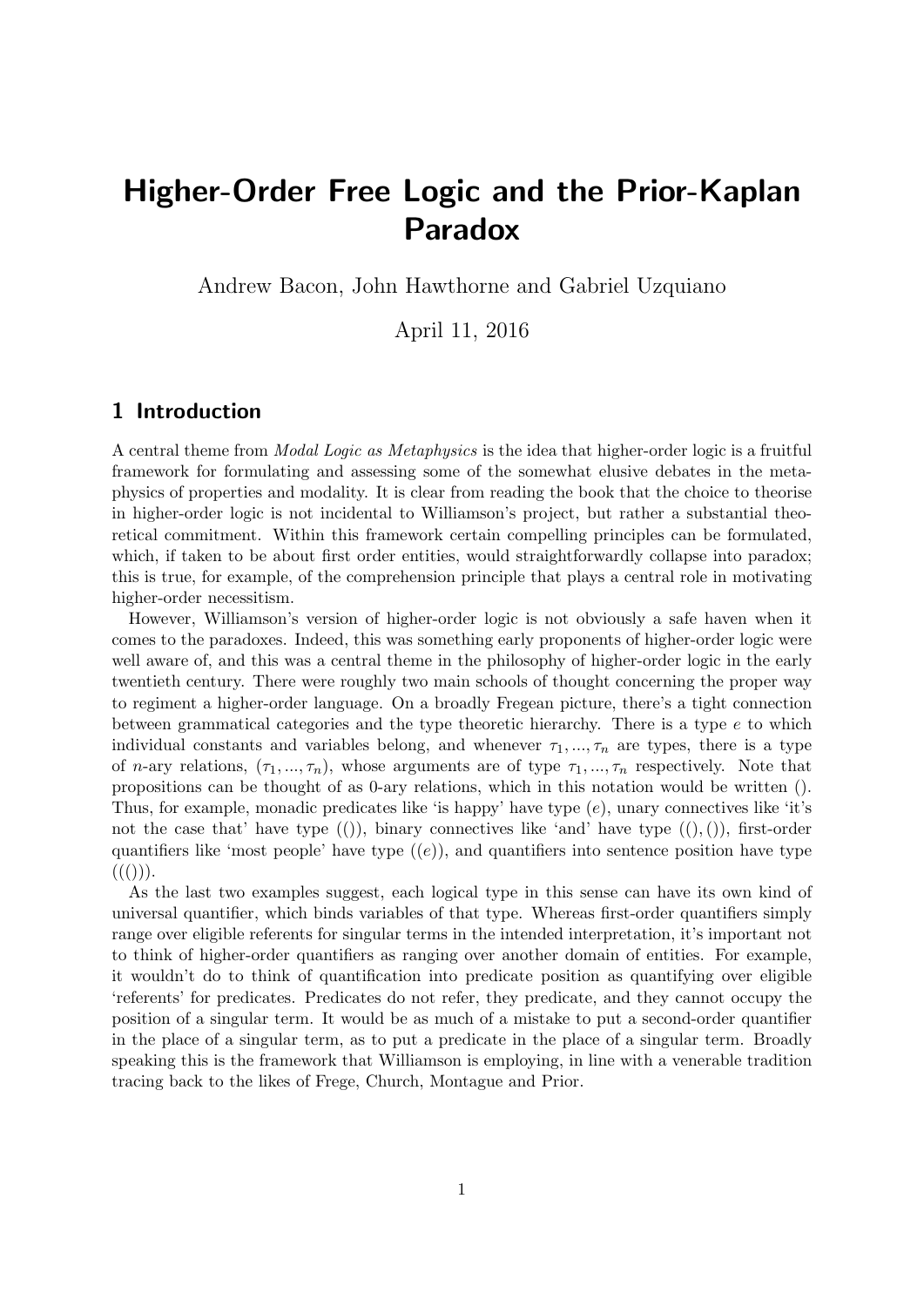# Higher-Order Free Logic and the Prior-Kaplan Paradox

Andrew Bacon, John Hawthorne and Gabriel Uzquiano

April 11, 2016

## 1 Introduction

A central theme from *Modal Logic as Metaphysics* is the idea that higher-order logic is a fruitful framework for formulating and assessing some of the somewhat elusive debates in the metaphysics of properties and modality. It is clear from reading the book that the choice to theorise in higher-order logic is not incidental to Williamson's project, but rather a substantial theoretical commitment. Within this framework certain compelling principles can be formulated, which, if taken to be about first order entities, would straightforwardly collapse into paradox; this is true, for example, of the comprehension principle that plays a central role in motivating higher-order necessitism.

However, Williamson's version of higher-order logic is not obviously a safe haven when it comes to the paradoxes. Indeed, this was something early proponents of higher-order logic were well aware of, and this was a central theme in the philosophy of higher-order logic in the early twentieth century. There were roughly two main schools of thought concerning the proper way to regiment a higher-order language. On a broadly Fregean picture, there's a tight connection between grammatical categories and the type theoretic hierarchy. There is a type $e$ to which individual constants and variables belong, and whenever $\tau_1, ..., \tau_n$ are types, there is a type of $n$-ary relations, $(\tau_1, ..., \tau_n)$, whose arguments are of type $\tau_1, ..., \tau_n$ respectively. Note that propositions can be thought of as 0-ary relations, which in this notation would be written $()$. Thus, for example, monadic predicates like 'is happy' have type $(e)$, unary connectives like 'it's not the case that' have type $(())$, binary connectives like 'and' have type $((), ())$, first-order quantifiers like 'most people' have type $((e))$, and quantifiers into sentence position have type $((()))$.

As the last two examples suggest, each logical type in this sense can have its own kind of universal quantifier, which binds variables of that type. Whereas first-order quantifiers simply range over eligible referents for singular terms in the intended interpretation, it's important not to think of higher-order quantifiers as ranging over another domain of entities. For example, it wouldn't do to think of quantification into predicate position as quantifying over eligible 'referents' for predicates. Predicates do not refer, they predicate, and they cannot occupy the position of a singular term. It would be as much of a mistake to put a second-order quantifier in the place of a singular term, as to put a predicate in the place of a singular term. Broadly speaking this is the framework that Williamson is employing, in line with a venerable tradition tracing back to the likes of Frege, Church, Montague and Prior.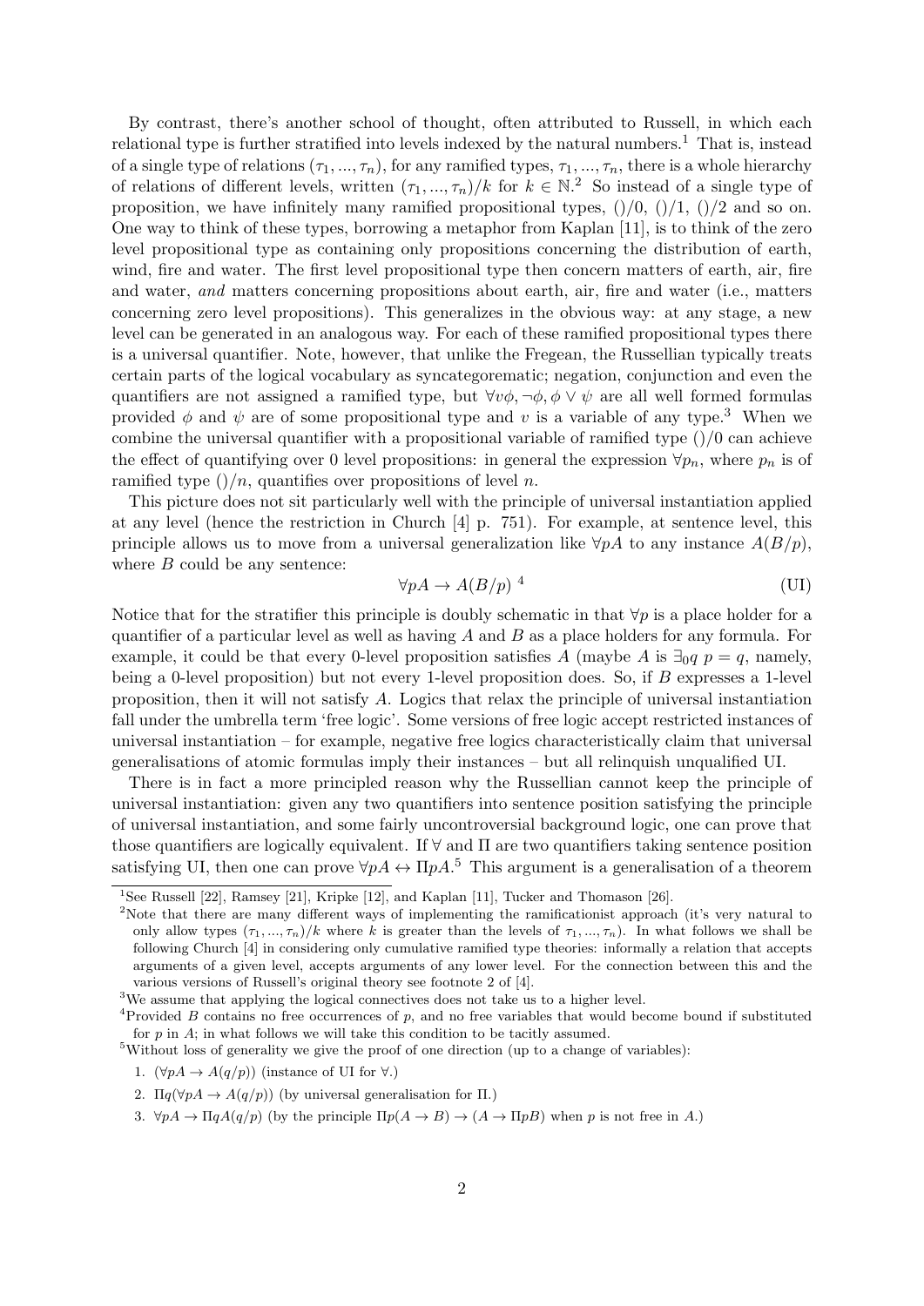By contrast, there's another school of thought, often attributed to Russell, in which each relational type is further stratified into levels indexed by the natural numbers.[1] That is, instead of a single type of relations $(\tau_1, ..., \tau_n)$, for any ramified types, $\tau_1, ..., \tau_n$, there is a whole hierarchy of relations of different levels, written $(\tau_1, ..., \tau_n)/k$ for $k \in \mathbb{N}$.[2] So instead of a single type of proposition, we have infinitely many ramified propositional types, $()/0$, $()/1$, $()/2$ and so on. One way to think of these types, borrowing a metaphor from Kaplan [11], is to think of the zero level propositional type as containing only propositions concerning the distribution of earth, wind, fire and water. The first level propositional type then concern matters of earth, air, fire and water, *and* matters concerning propositions about earth, air, fire and water (i.e., matters concerning zero level propositions). This generalizes in the obvious way: at any stage, a new level can be generated in an analogous way. For each of these ramified propositional types there is a universal quantifier. Note, however, that unlike the Fregean, the Russellian typically treats certain parts of the logical vocabulary as syncategorematic; negation, conjunction and even the quantifiers are not assigned a ramified type, but $\forall v\phi, \neg\phi, \phi \vee \psi$ are all well formed formulas provided $\phi$ and $\psi$ are of some propositional type and $v$ is a variable of any type.[3] When we combine the universal quantifier with a propositional variable of ramified type $()/0$ can achieve the effect of quantifying over 0 level propositions: in general the expression $\forall p_n$, where $p_n$ is of ramified type $()/n$, quantifies over propositions of level $n$.

This picture does not sit particularly well with the principle of universal instantiation applied at any level (hence the restriction in Church [4] p. 751). For example, at sentence level, this principle allows us to move from a universal generalization like $\forall pA$ to any instance $A(B/p)$, where $B$ could be any sentence:

$$\forall pA \to A(B/p)\ ^4 \tag{UI}$$

Notice that for the stratifier this principle is doubly schematic in that $\forall p$ is a place holder for a quantifier of a particular level as well as having $A$ and $B$ as a place holders for any formula. For example, it could be that every 0-level proposition satisfies $A$ (maybe $A$ is $\exists_0 q\ p = q$, namely, being a 0-level proposition) but not every 1-level proposition does. So, if $B$ expresses a 1-level proposition, then it will not satisfy $A$. Logics that relax the principle of universal instantiation fall under the umbrella term 'free logic'. Some versions of free logic accept restricted instances of universal instantiation – for example, negative free logics characteristically claim that universal generalisations of atomic formulas imply their instances – but all relinquish unqualified UI.

There is in fact a more principled reason why the Russellian cannot keep the principle of universal instantiation: given any two quantifiers into sentence position satisfying the principle of universal instantiation, and some fairly uncontroversial background logic, one can prove that those quantifiers are logically equivalent. If $\forall$ and $\Pi$ are two quantifiers taking sentence position satisfying UI, then one can prove $\forall pA \leftrightarrow \Pi pA$.[5] This argument is a generalisation of a theorem

[1] See Russell [22], Ramsey [21], Kripke [12], and Kaplan [11], Tucker and Thomason [26].

[2] Note that there are many different ways of implementing the ramificationist approach (it's very natural to only allow types $(\tau_1, ..., \tau_n)/k$ where $k$ is greater than the levels of $\tau_1, ..., \tau_n$). In what follows we shall be following Church [4] in considering only cumulative ramified type theories: informally a relation that accepts arguments of a given level, accepts arguments of any lower level. For the connection between this and the various versions of Russell's original theory see footnote 2 of [4].

[3] We assume that applying the logical connectives does not take us to a higher level.

[4] Provided $B$ contains no free occurrences of $p$, and no free variables that would become bound if substituted for $p$ in $A$; in what follows we will take this condition to be tacitly assumed.

[5] Without loss of generality we give the proof of one direction (up to a change of variables):

1. $(\forall pA \to A(q/p))$ (instance of UI for $\forall$.)
2. $\Pi q(\forall pA \to A(q/p))$ (by universal generalisation for $\Pi$.)
3. $\forall pA \to \Pi qA(q/p)$ (by the principle $\Pi p(A \to B) \to (A \to \Pi pB)$ when $p$ is not free in $A$.)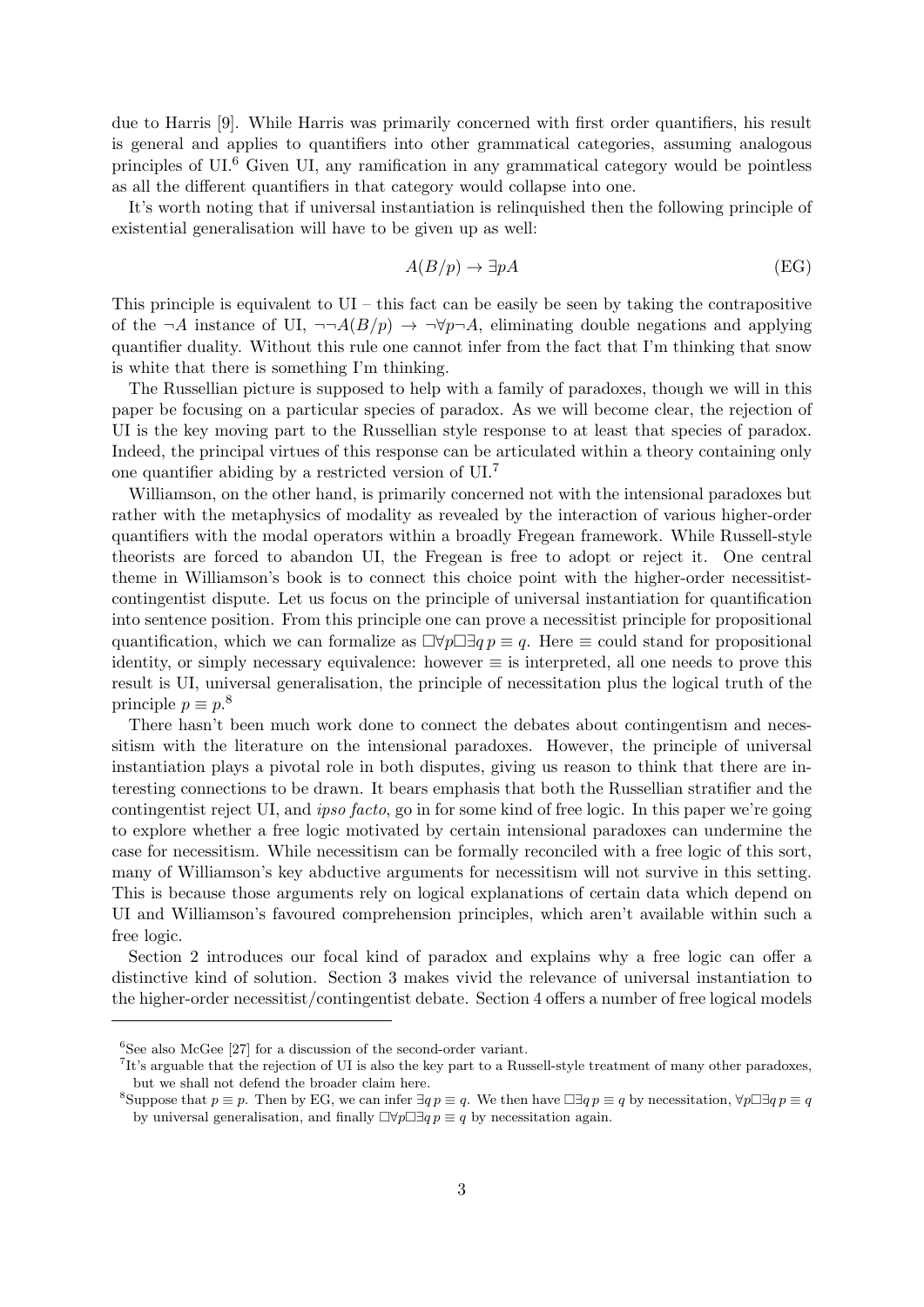due to Harris [9]. While Harris was primarily concerned with first order quantifiers, his result is general and applies to quantifiers into other grammatical categories, assuming analogous principles of UI.[6] Given UI, any ramification in any grammatical category would be pointless as all the different quantifiers in that category would collapse into one.

It's worth noting that if universal instantiation is relinquished then the following principle of existential generalisation will have to be given up as well:

$$A(B/p) \to \exists p A \tag{EG}$$

This principle is equivalent to UI – this fact can be easily be seen by taking the contrapositive of the $\neg A$ instance of UI, $\neg\neg A(B/p) \to \neg\forall p \neg A$, eliminating double negations and applying quantifier duality. Without this rule one cannot infer from the fact that I'm thinking that snow is white that there is something I'm thinking.

The Russellian picture is supposed to help with a family of paradoxes, though we will in this paper be focusing on a particular species of paradox. As we will become clear, the rejection of UI is the key moving part to the Russellian style response to at least that species of paradox. Indeed, the principal virtues of this response can be articulated within a theory containing only one quantifier abiding by a restricted version of UI.[7]

Williamson, on the other hand, is primarily concerned not with the intensional paradoxes but rather with the metaphysics of modality as revealed by the interaction of various higher-order quantifiers with the modal operators within a broadly Fregean framework. While Russell-style theorists are forced to abandon UI, the Fregean is free to adopt or reject it. One central theme in Williamson's book is to connect this choice point with the higher-order necessitist-contingentist dispute. Let us focus on the principle of universal instantiation for quantification into sentence position. From this principle one can prove a necessitist principle for propositional quantification, which we can formalize as $\Box\forall p \Box\exists q\, p \equiv q$. Here $\equiv$ could stand for propositional identity, or simply necessary equivalence: however $\equiv$ is interpreted, all one needs to prove this result is UI, universal generalisation, the principle of necessitation plus the logical truth of the principle $p \equiv p$.[8]

There hasn't been much work done to connect the debates about contingentism and necessitism with the literature on the intensional paradoxes. However, the principle of universal instantiation plays a pivotal role in both disputes, giving us reason to think that there are interesting connections to be drawn. It bears emphasis that both the Russellian stratifier and the contingentist reject UI, and *ipso facto*, go in for some kind of free logic. In this paper we're going to explore whether a free logic motivated by certain intensional paradoxes can undermine the case for necessitism. While necessitism can be formally reconciled with a free logic of this sort, many of Williamson's key abductive arguments for necessitism will not survive in this setting. This is because those arguments rely on logical explanations of certain data which depend on UI and Williamson's favoured comprehension principles, which aren't available within such a free logic.

Section 2 introduces our focal kind of paradox and explains why a free logic can offer a distinctive kind of solution. Section 3 makes vivid the relevance of universal instantiation to the higher-order necessitist/contingentist debate. Section 4 offers a number of free logical models

---

[6] See also McGee [27] for a discussion of the second-order variant.

[7] It's arguable that the rejection of UI is also the key part to a Russell-style treatment of many other paradoxes, but we shall not defend the broader claim here.

[8] Suppose that $p \equiv p$. Then by EG, we can infer $\exists q\, p \equiv q$. We then have $\Box\exists q\, p \equiv q$ by necessitation, $\forall p \Box\exists q\, p \equiv q$ by universal generalisation, and finally $\Box\forall p \Box\exists q\, p \equiv q$ by necessitation again.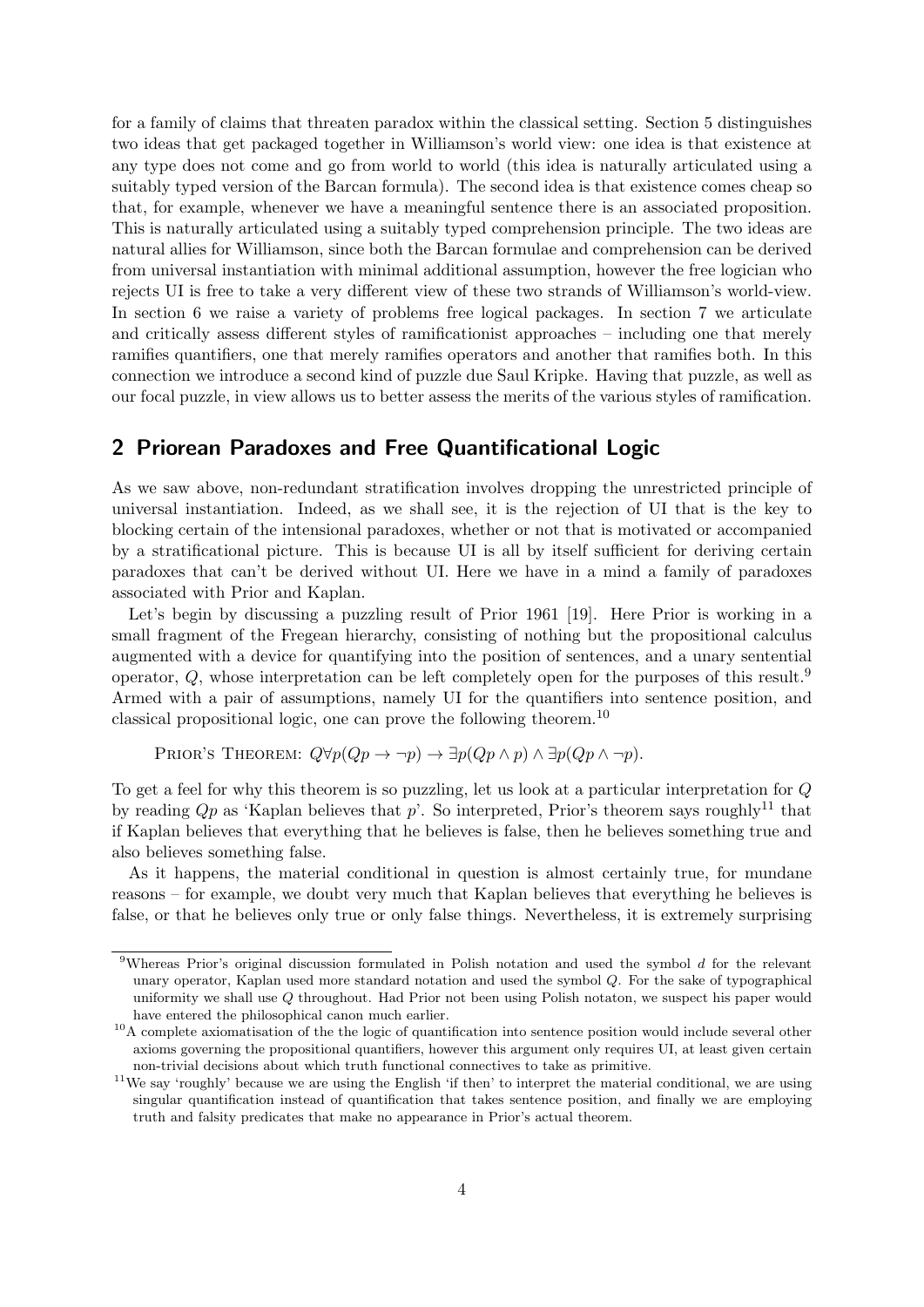for a family of claims that threaten paradox within the classical setting. Section 5 distinguishes two ideas that get packaged together in Williamson's world view: one idea is that existence at any type does not come and go from world to world (this idea is naturally articulated using a suitably typed version of the Barcan formula). The second idea is that existence comes cheap so that, for example, whenever we have a meaningful sentence there is an associated proposition. This is naturally articulated using a suitably typed comprehension principle. The two ideas are natural allies for Williamson, since both the Barcan formulae and comprehension can be derived from universal instantiation with minimal additional assumption, however the free logician who rejects UI is free to take a very different view of these two strands of Williamson's world-view. In section 6 we raise a variety of problems free logical packages. In section 7 we articulate and critically assess different styles of ramificationist approaches – including one that merely ramifies quantifiers, one that merely ramifies operators and another that ramifies both. In this connection we introduce a second kind of puzzle due Saul Kripke. Having that puzzle, as well as our focal puzzle, in view allows us to better assess the merits of the various styles of ramification.

## 2 Priorean Paradoxes and Free Quantificational Logic

As we saw above, non-redundant stratification involves dropping the unrestricted principle of universal instantiation. Indeed, as we shall see, it is the rejection of UI that is the key to blocking certain of the intensional paradoxes, whether or not that is motivated or accompanied by a stratificational picture. This is because UI is all by itself sufficient for deriving certain paradoxes that can't be derived without UI. Here we have in a mind a family of paradoxes associated with Prior and Kaplan.

Let's begin by discussing a puzzling result of Prior 1961 [19]. Here Prior is working in a small fragment of the Fregean hierarchy, consisting of nothing but the propositional calculus augmented with a device for quantifying into the position of sentences, and a unary sentential operator, $Q$, whose interpretation can be left completely open for the purposes of this result.[9] Armed with a pair of assumptions, namely UI for the quantifiers into sentence position, and classical propositional logic, one can prove the following theorem.[10]

Prior's Theorem: $Q\forall p(Qp \to \neg p) \to \exists p(Qp \wedge p) \wedge \exists p(Qp \wedge \neg p)$.

To get a feel for why this theorem is so puzzling, let us look at a particular interpretation for $Q$ by reading $Qp$ as 'Kaplan believes that $p$'. So interpreted, Prior's theorem says roughly[11] that if Kaplan believes that everything that he believes is false, then he believes something true and also believes something false.

As it happens, the material conditional in question is almost certainly true, for mundane reasons – for example, we doubt very much that Kaplan believes that everything he believes is false, or that he believes only true or only false things. Nevertheless, it is extremely surprising

[9] Whereas Prior's original discussion formulated in Polish notation and used the symbol $d$ for the relevant unary operator, Kaplan used more standard notation and used the symbol $Q$. For the sake of typographical uniformity we shall use $Q$ throughout. Had Prior not been using Polish notaton, we suspect his paper would have entered the philosophical canon much earlier.

[10] A complete axiomatisation of the the logic of quantification into sentence position would include several other axioms governing the propositional quantifiers, however this argument only requires UI, at least given certain non-trivial decisions about which truth functional connectives to take as primitive.

[11] We say 'roughly' because we are using the English 'if then' to interpret the material conditional, we are using singular quantification instead of quantification that takes sentence position, and finally we are employing truth and falsity predicates that make no appearance in Prior's actual theorem.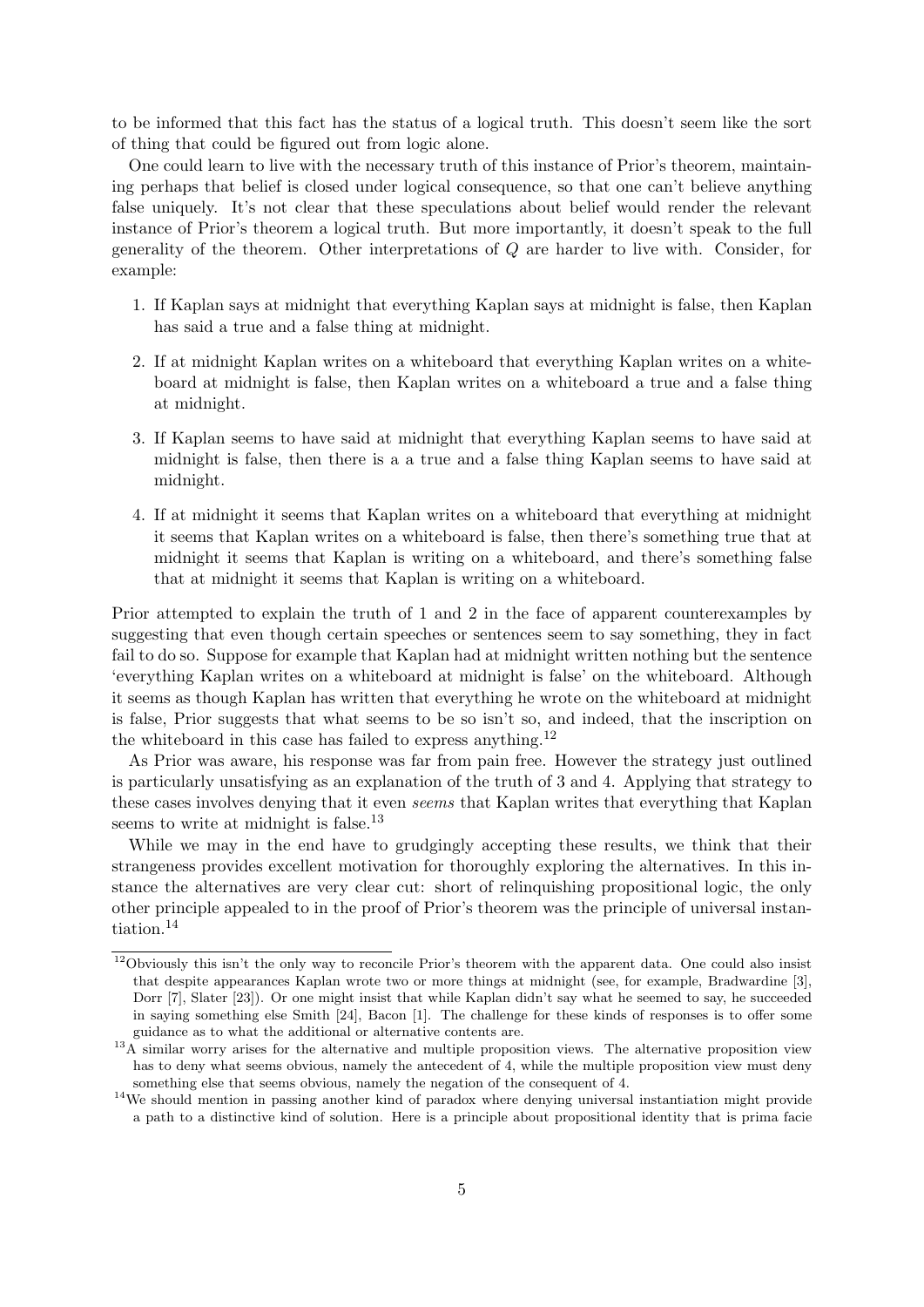to be informed that this fact has the status of a logical truth. This doesn't seem like the sort of thing that could be figured out from logic alone.

One could learn to live with the necessary truth of this instance of Prior's theorem, maintaining perhaps that belief is closed under logical consequence, so that one can't believe anything false uniquely. It's not clear that these speculations about belief would render the relevant instance of Prior's theorem a logical truth. But more importantly, it doesn't speak to the full generality of the theorem. Other interpretations of $Q$ are harder to live with. Consider, for example:

1. If Kaplan says at midnight that everything Kaplan says at midnight is false, then Kaplan has said a true and a false thing at midnight.
2. If at midnight Kaplan writes on a whiteboard that everything Kaplan writes on a whiteboard at midnight is false, then Kaplan writes on a whiteboard a true and a false thing at midnight.
3. If Kaplan seems to have said at midnight that everything Kaplan seems to have said at midnight is false, then there is a a true and a false thing Kaplan seems to have said at midnight.
4. If at midnight it seems that Kaplan writes on a whiteboard that everything at midnight it seems that Kaplan writes on a whiteboard is false, then there's something true that at midnight it seems that Kaplan is writing on a whiteboard, and there's something false that at midnight it seems that Kaplan is writing on a whiteboard.

Prior attempted to explain the truth of 1 and 2 in the face of apparent counterexamples by suggesting that even though certain speeches or sentences seem to say something, they in fact fail to do so. Suppose for example that Kaplan had at midnight written nothing but the sentence 'everything Kaplan writes on a whiteboard at midnight is false' on the whiteboard. Although it seems as though Kaplan has written that everything he wrote on the whiteboard at midnight is false, Prior suggests that what seems to be so isn't so, and indeed, that the inscription on the whiteboard in this case has failed to express anything.[12]

As Prior was aware, his response was far from pain free. However the strategy just outlined is particularly unsatisfying as an explanation of the truth of 3 and 4. Applying that strategy to these cases involves denying that it even *seems* that Kaplan writes that everything that Kaplan seems to write at midnight is false.[13]

While we may in the end have to grudgingly accepting these results, we think that their strangeness provides excellent motivation for thoroughly exploring the alternatives. In this instance the alternatives are very clear cut: short of relinquishing propositional logic, the only other principle appealed to in the proof of Prior's theorem was the principle of universal instantiation.[14]

[12] Obviously this isn't the only way to reconcile Prior's theorem with the apparent data. One could also insist that despite appearances Kaplan wrote two or more things at midnight (see, for example, Bradwardine [3], Dorr [7], Slater [23]). Or one might insist that while Kaplan didn't say what he seemed to say, he succeeded in saying something else Smith [24], Bacon [1]. The challenge for these kinds of responses is to offer some guidance as to what the additional or alternative contents are.

[13] A similar worry arises for the alternative and multiple proposition views. The alternative proposition view has to deny what seems obvious, namely the antecedent of 4, while the multiple proposition view must deny something else that seems obvious, namely the negation of the consequent of 4.

[14] We should mention in passing another kind of paradox where denying universal instantiation might provide a path to a distinctive kind of solution. Here is a principle about propositional identity that is prima facie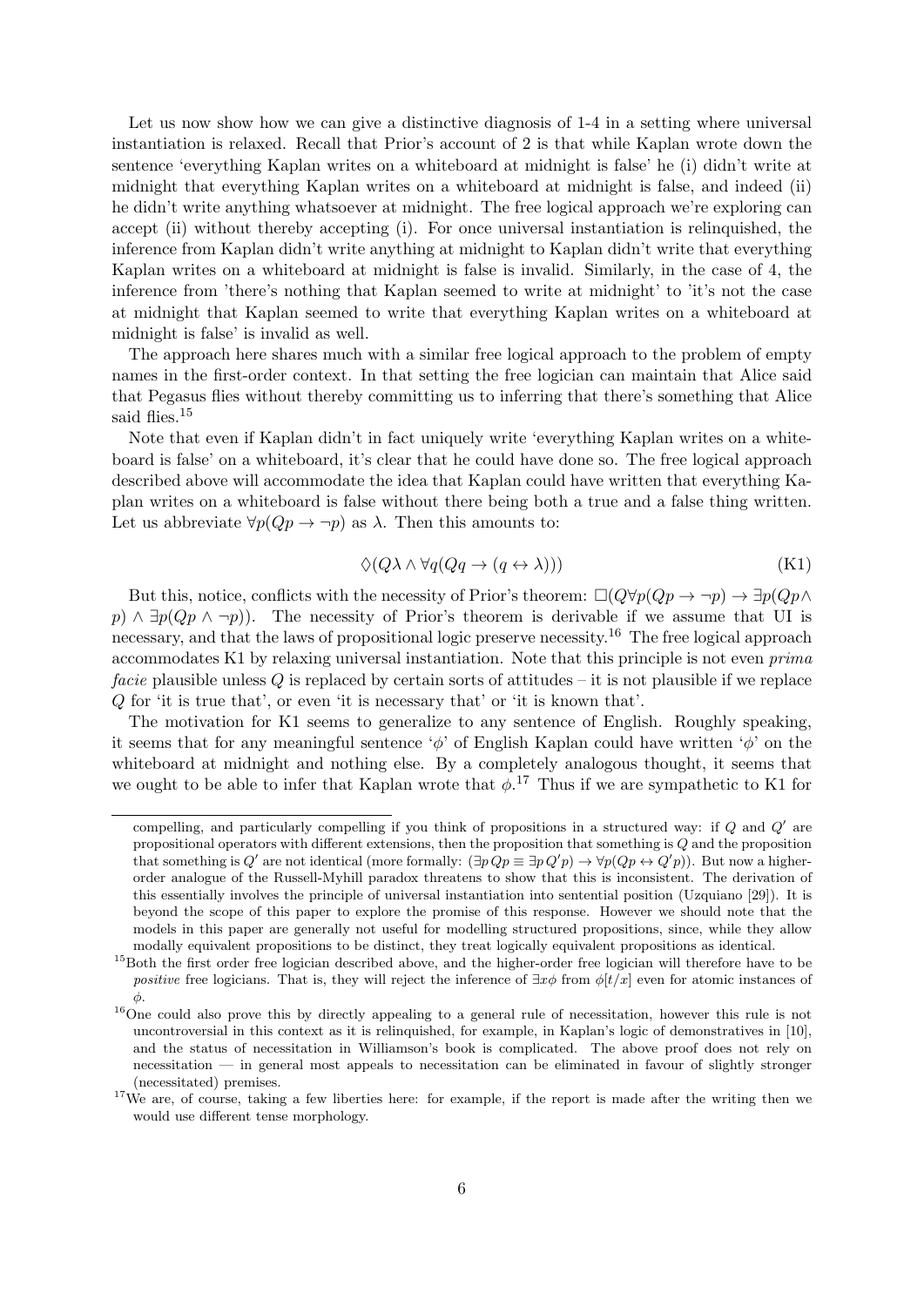Let us now show how we can give a distinctive diagnosis of 1-4 in a setting where universal instantiation is relaxed. Recall that Prior's account of 2 is that while Kaplan wrote down the sentence 'everything Kaplan writes on a whiteboard at midnight is false' he (i) didn't write at midnight that everything Kaplan writes on a whiteboard at midnight is false, and indeed (ii) he didn't write anything whatsoever at midnight. The free logical approach we're exploring can accept (ii) without thereby accepting (i). For once universal instantiation is relinquished, the inference from Kaplan didn't write anything at midnight to Kaplan didn't write that everything Kaplan writes on a whiteboard at midnight is false is invalid. Similarly, in the case of 4, the inference from 'there's nothing that Kaplan seemed to write at midnight' to 'it's not the case at midnight that Kaplan seemed to write that everything Kaplan writes on a whiteboard at midnight is false' is invalid as well.

The approach here shares much with a similar free logical approach to the problem of empty names in the first-order context. In that setting the free logician can maintain that Alice said that Pegasus flies without thereby committing us to inferring that there's something that Alice said flies.[15]

Note that even if Kaplan didn't in fact uniquely write 'everything Kaplan writes on a whiteboard is false' on a whiteboard, it's clear that he could have done so. The free logical approach described above will accommodate the idea that Kaplan could have written that everything Kaplan writes on a whiteboard is false without there being both a true and a false thing written. Let us abbreviate $\forall p(Qp \to \neg p)$ as $\lambda$. Then this amounts to:

$$\Diamond(Q\lambda \wedge \forall q(Qq \to (q \leftrightarrow \lambda))) \tag{K1}$$

But this, notice, conflicts with the necessity of Prior's theorem: $\Box(Q\forall p(Qp \to \neg p) \to \exists p(Qp \wedge p) \wedge \exists p(Qp \wedge \neg p))$. The necessity of Prior's theorem is derivable if we assume that UI is necessary, and that the laws of propositional logic preserve necessity.[16] The free logical approach accommodates K1 by relaxing universal instantiation. Note that this principle is not even *prima facie* plausible unless $Q$ is replaced by certain sorts of attitudes – it is not plausible if we replace $Q$ for 'it is true that', or even 'it is necessary that' or 'it is known that'.

The motivation for K1 seems to generalize to any sentence of English. Roughly speaking, it seems that for any meaningful sentence '$\phi$' of English Kaplan could have written '$\phi$' on the whiteboard at midnight and nothing else. By a completely analogous thought, it seems that we ought to be able to infer that Kaplan wrote that $\phi$.[17] Thus if we are sympathetic to K1 for

---

compelling, and particularly compelling if you think of propositions in a structured way: if $Q$ and $Q'$ are propositional operators with different extensions, then the proposition that something is $Q$ and the proposition that something is $Q'$ are not identical (more formally: $(\exists p\, Qp \equiv \exists p\, Q'p) \to \forall p(Qp \leftrightarrow Q'p)$). But now a higher-order analogue of the Russell-Myhill paradox threatens to show that this is inconsistent. The derivation of this essentially involves the principle of universal instantiation into sentential position (Uzquiano [29]). It is beyond the scope of this paper to explore the promise of this response. However we should note that the models in this paper are generally not useful for modelling structured propositions, since, while they allow modally equivalent propositions to be distinct, they treat logically equivalent propositions as identical.

[15] Both the first order free logician described above, and the higher-order free logician will therefore have to be *positive* free logicians. That is, they will reject the inference of $\exists x\phi$ from $\phi[t/x]$ even for atomic instances of $\phi$.

[16] One could also prove this by directly appealing to a general rule of necessitation, however this rule is not uncontroversial in this context as it is relinquished, for example, in Kaplan's logic of demonstratives in [10], and the status of necessitation in Williamson's book is complicated. The above proof does not rely on necessitation — in general most appeals to necessitation can be eliminated in favour of slightly stronger (necessitated) premises.

[17] We are, of course, taking a few liberties here: for example, if the report is made after the writing then we would use different tense morphology.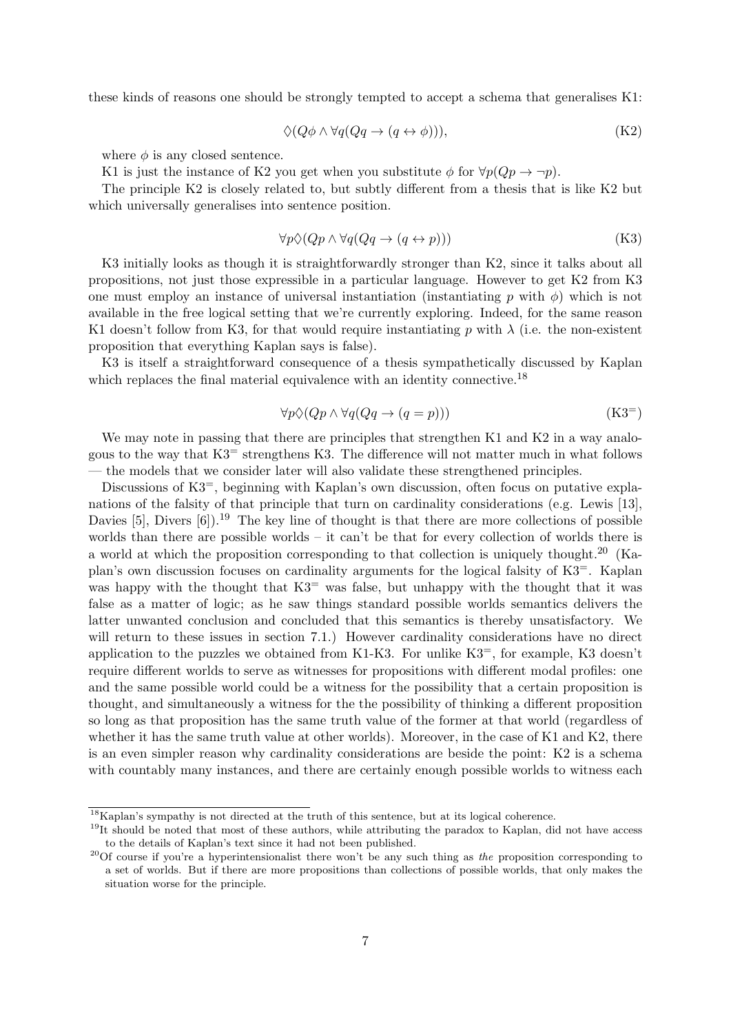these kinds of reasons one should be strongly tempted to accept a schema that generalises K1:

$$\Diamond(Q\phi \wedge \forall q(Qq \rightarrow (q \leftrightarrow \phi))), \tag{K2}$$

where $\phi$ is any closed sentence.

K1 is just the instance of K2 you get when you substitute $\phi$ for $\forall p(Qp \rightarrow \neg p)$.

The principle K2 is closely related to, but subtly different from a thesis that is like K2 but which universally generalises into sentence position.

$$\forall p\Diamond(Qp \wedge \forall q(Qq \rightarrow (q \leftrightarrow p))) \tag{K3}$$

K3 initially looks as though it is straightforwardly stronger than K2, since it talks about all propositions, not just those expressible in a particular language. However to get K2 from K3 one must employ an instance of universal instantiation (instantiating $p$ with $\phi$) which is not available in the free logical setting that we're currently exploring. Indeed, for the same reason K1 doesn't follow from K3, for that would require instantiating $p$ with $\lambda$ (i.e. the non-existent proposition that everything Kaplan says is false).

K3 is itself a straightforward consequence of a thesis sympathetically discussed by Kaplan which replaces the final material equivalence with an identity connective.[18]

$$\forall p\Diamond(Qp \wedge \forall q(Qq \rightarrow (q = p))) \tag{K3$^=$}$$

We may note in passing that there are principles that strengthen K1 and K2 in a way analogous to the way that K3$^=$ strengthens K3. The difference will not matter much in what follows — the models that we consider later will also validate these strengthened principles.

Discussions of K3$^=$, beginning with Kaplan's own discussion, often focus on putative explanations of the falsity of that principle that turn on cardinality considerations (e.g. Lewis [13], Davies [5], Divers [6]).[19] The key line of thought is that there are more collections of possible worlds than there are possible worlds – it can't be that for every collection of worlds there is a world at which the proposition corresponding to that collection is uniquely thought.[20] (Kaplan's own discussion focuses on cardinality arguments for the logical falsity of K3$^=$. Kaplan was happy with the thought that K3$^=$ was false, but unhappy with the thought that it was false as a matter of logic; as he saw things standard possible worlds semantics delivers the latter unwanted conclusion and concluded that this semantics is thereby unsatisfactory. We will return to these issues in section 7.1.) However cardinality considerations have no direct application to the puzzles we obtained from K1-K3. For unlike K3$^=$, for example, K3 doesn't require different worlds to serve as witnesses for propositions with different modal profiles: one and the same possible world could be a witness for the possibility that a certain proposition is thought, and simultaneously a witness for the the possibility of thinking a different proposition so long as that proposition has the same truth value of the former at that world (regardless of whether it has the same truth value at other worlds). Moreover, in the case of K1 and K2, there is an even simpler reason why cardinality considerations are beside the point: K2 is a schema with countably many instances, and there are certainly enough possible worlds to witness each

[18] Kaplan's sympathy is not directed at the truth of this sentence, but at its logical coherence.

[19] It should be noted that most of these authors, while attributing the paradox to Kaplan, did not have access to the details of Kaplan's text since it had not been published.

[20] Of course if you're a hyperintensionalist there won't be any such thing as *the* proposition corresponding to a set of worlds. But if there are more propositions than collections of possible worlds, that only makes the situation worse for the principle.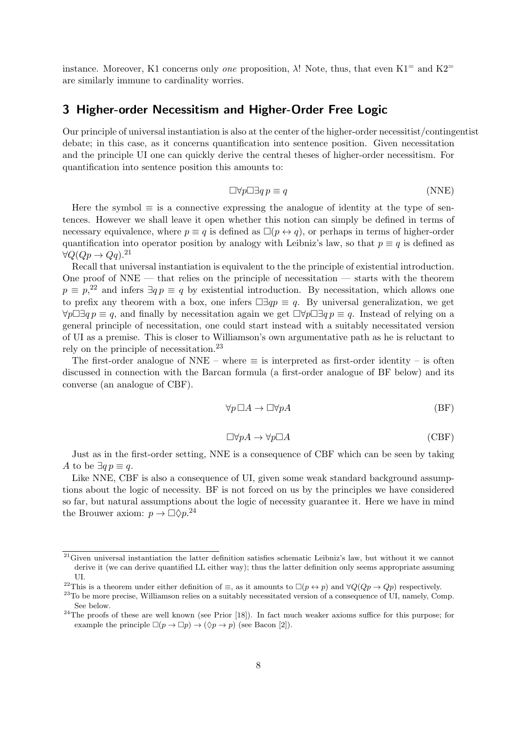instance. Moreover, K1 concerns only *one* proposition, $\lambda$! Note, thus, that even K1$^=$ and K2$^=$ are similarly immune to cardinality worries.

## 3 Higher-order Necessitism and Higher-Order Free Logic

Our principle of universal instantiation is also at the center of the higher-order necessitist/contingentist debate; in this case, as it concerns quantification into sentence position. Given necessitation and the principle UI one can quickly derive the central theses of higher-order necessitism. For quantification into sentence position this amounts to:

$$\Box\forall p\Box\exists q\, p \equiv q \tag{NNE}$$

Here the symbol $\equiv$ is a connective expressing the analogue of identity at the type of sentences. However we shall leave it open whether this notion can simply be defined in terms of necessary equivalence, where $p \equiv q$ is defined as $\Box(p \leftrightarrow q)$, or perhaps in terms of higher-order quantification into operator position by analogy with Leibniz's law, so that $p \equiv q$ is defined as $\forall Q(Qp \to Qq)$.[21]

Recall that universal instantiation is equivalent to the the principle of existential introduction. One proof of NNE — that relies on the principle of necessitation — starts with the theorem $p \equiv p$,[22] and infers $\exists q\, p \equiv q$ by existential introduction. By necessitation, which allows one to prefix any theorem with a box, one infers $\Box\exists qp \equiv q$. By universal generalization, we get $\forall p\Box\exists q\, p \equiv q$, and finally by necessitation again we get $\Box\forall p\Box\exists q\, p \equiv q$. Instead of relying on a general principle of necessitation, one could start instead with a suitably necessitated version of UI as a premise. This is closer to Williamson's own argumentative path as he is reluctant to rely on the principle of necessitation.[23]

The first-order analogue of NNE – where $\equiv$ is interpreted as first-order identity – is often discussed in connection with the Barcan formula (a first-order analogue of BF below) and its converse (an analogue of CBF).

$$\forall p\,\Box A \to \Box\forall pA \tag{BF}$$

$$\Box\forall pA \to \forall p\Box A \tag{CBF}$$

Just as in the first-order setting, NNE is a consequence of CBF which can be seen by taking $A$ to be $\exists q\, p \equiv q$.

Like NNE, CBF is also a consequence of UI, given some weak standard background assumptions about the logic of necessity. BF is not forced on us by the principles we have considered so far, but natural assumptions about the logic of necessity guarantee it. Here we have in mind the Brouwer axiom: $p \to \Box\Diamond p$.[24]

---

[21] Given universal instantiation the latter definition satisfies schematic Leibniz's law, but without it we cannot derive it (we can derive quantified LL either way); thus the latter definition only seems appropriate assuming UI.

[22] This is a theorem under either definition of $\equiv$, as it amounts to $\Box(p \leftrightarrow p)$ and $\forall Q(Qp \to Qp)$ respectively.

[23] To be more precise, Williamson relies on a suitably necessitated version of a consequence of UI, namely, Comp. See below.

[24] The proofs of these are well known (see Prior [18]). In fact much weaker axioms suffice for this purpose; for example the principle $\Box(p \to \Box p) \to (\Diamond p \to p)$ (see Bacon [2]).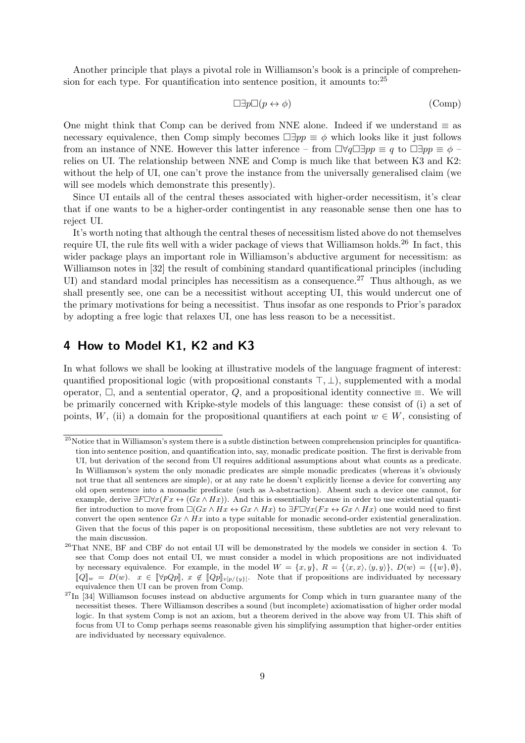Another principle that plays a pivotal role in Williamson's book is a principle of comprehension for each type. For quantification into sentence position, it amounts to:[25]

$$\Box\exists p\Box(p \leftrightarrow \phi) \tag{Comp}$$

One might think that Comp can be derived from NNE alone. Indeed if we understand $\equiv$ as necessary equivalence, then Comp simply becomes $\Box\exists pp \equiv \phi$ which looks like it just follows from an instance of NNE. However this latter inference – from $\Box\forall q\Box\exists pp \equiv q$ to $\Box\exists pp \equiv \phi$ – relies on UI. The relationship between NNE and Comp is much like that between K3 and K2: without the help of UI, one can't prove the instance from the universally generalised claim (we will see models which demonstrate this presently).

Since UI entails all of the central theses associated with higher-order necessitism, it's clear that if one wants to be a higher-order contingentist in any reasonable sense then one has to reject UI.

It's worth noting that although the central theses of necessitism listed above do not themselves require UI, the rule fits well with a wider package of views that Williamson holds.[26] In fact, this wider package plays an important role in Williamson's abductive argument for necessitism: as Williamson notes in [32] the result of combining standard quantificational principles (including UI) and standard modal principles has necessitism as a consequence.[27] Thus although, as we shall presently see, one can be a necessitist without accepting UI, this would undercut one of the primary motivations for being a necessitist. Thus insofar as one responds to Prior's paradox by adopting a free logic that relaxes UI, one has less reason to be a necessitist.

## 4 How to Model K1, K2 and K3

In what follows we shall be looking at illustrative models of the language fragment of interest: quantified propositional logic (with propositional constants $\top, \bot$), supplemented with a modal operator, $\Box$, and a sentential operator, $Q$, and a propositional identity connective $\equiv$. We will be primarily concerned with Kripke-style models of this language: these consist of (i) a set of points, $W$, (ii) a domain for the propositional quantifiers at each point $w \in W$, consisting of

---

[25] Notice that in Williamson's system there is a subtle distinction between comprehension principles for quantification into sentence position, and quantification into, say, monadic predicate position. The first is derivable from UI, but derivation of the second from UI requires additional assumptions about what counts as a predicate. In Williamson's system the only monadic predicates are simple monadic predicates (whereas it's obviously not true that all sentences are simple), or at any rate he doesn't explicitly license a device for converting any old open sentence into a monadic predicate (such as $\lambda$-abstraction). Absent such a device one cannot, for example, derive $\exists F\Box\forall x(Fx \leftrightarrow (Gx \wedge Hx))$. And this is essentially because in order to use existential quantifier introduction to move from $\Box(Gx \wedge Hx \leftrightarrow Gx \wedge Hx)$ to $\exists F\Box\forall x(Fx \leftrightarrow Gx \wedge Hx)$ one would need to first convert the open sentence $Gx \wedge Hx$ into a type suitable for monadic second-order existential generalization. Given that the focus of this paper is on propositional necessitism, these subtleties are not very relevant to the main discussion.

[26] That NNE, BF and CBF do not entail UI will be demonstrated by the models we consider in section 4. To see that Comp does not entail UI, we must consider a model in which propositions are not individuated by necessary equivalence. For example, in the model $W = \{x, y\}$, $R = \{\langle x, x\rangle, \langle y, y\rangle\}$, $D(w) = \{\{w\}, \emptyset\}$, $[\![Q]\!]_w = D(w)$. $x \in [\![\forall pQp]\!]$, $x \notin [\![Qp]\!]_{v[p/\{y\}]}$. Note that if propositions are individuated by necessary equivalence then UI can be proven from Comp.

[27] In [34] Williamson focuses instead on abductive arguments for Comp which in turn guarantee many of the necessitist theses. There Williamson describes a sound (but incomplete) axiomatisation of higher order modal logic. In that system Comp is not an axiom, but a theorem derived in the above way from UI. This shift of focus from UI to Comp perhaps seems reasonable given his simplifying assumption that higher-order entities are individuated by necessary equivalence.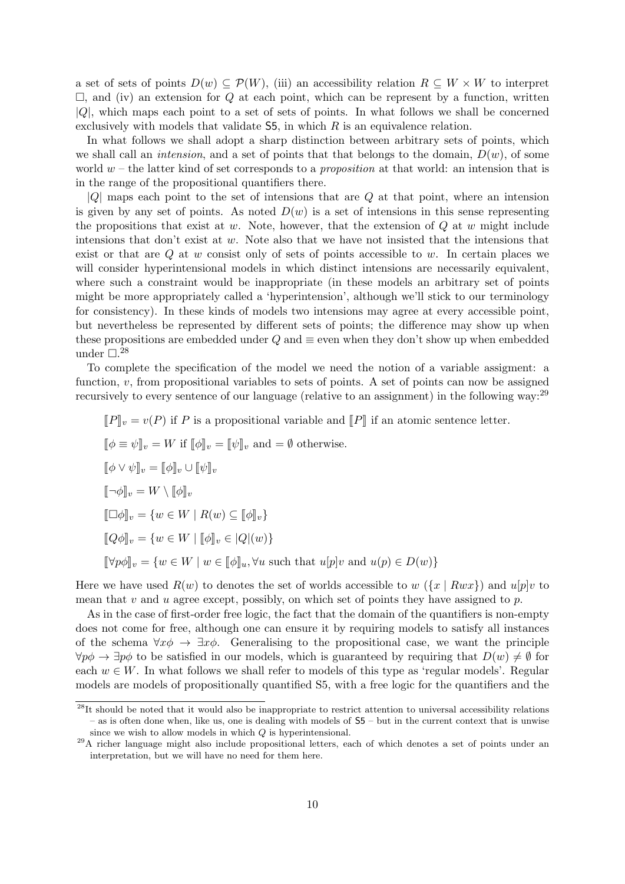a set of sets of points $D(w) \subseteq \mathcal{P}(W)$, (iii) an accessibility relation $R \subseteq W \times W$ to interpret $\Box$, and (iv) an extension for $Q$ at each point, which can be represent by a function, written $|Q|$, which maps each point to a set of sets of points. In what follows we shall be concerned exclusively with models that validate S5, in which $R$ is an equivalence relation.

In what follows we shall adopt a sharp distinction between arbitrary sets of points, which we shall call an *intension*, and a set of points that that belongs to the domain, $D(w)$, of some world $w$ – the latter kind of set corresponds to a *proposition* at that world: an intension that is in the range of the propositional quantifiers there.

$|Q|$ maps each point to the set of intensions that are $Q$ at that point, where an intension is given by any set of points. As noted $D(w)$ is a set of intensions in this sense representing the propositions that exist at $w$. Note, however, that the extension of $Q$ at $w$ might include intensions that don't exist at $w$. Note also that we have not insisted that the intensions that exist or that are $Q$ at $w$ consist only of sets of points accessible to $w$. In certain places we will consider hyperintensional models in which distinct intensions are necessarily equivalent, where such a constraint would be inappropriate (in these models an arbitrary set of points might be more appropriately called a 'hyperintension', although we'll stick to our terminology for consistency). In these kinds of models two intensions may agree at every accessible point, but nevertheless be represented by different sets of points; the difference may show up when these propositions are embedded under $Q$ and $\equiv$ even when they don't show up when embedded under $\Box$.[28]

To complete the specification of the model we need the notion of a variable assigment: a function, $v$, from propositional variables to sets of points. A set of points can now be assigned recursively to every sentence of our language (relative to an assignment) in the following way:[29]

$[\![P]\!]_v = v(P)$ if $P$ is a propositional variable and $[\![P]\!]$ if an atomic sentence letter.

$[\![\phi \equiv \psi]\!]_v = W$ if $[\![\phi]\!]_v = [\![\psi]\!]_v$ and $= \emptyset$ otherwise.

$[\![\phi \vee \psi]\!]_v = [\![\phi]\!]_v \cup [\![\psi]\!]_v$

$[\![\neg\phi]\!]_v = W \setminus [\![\phi]\!]_v$

$[\![\Box\phi]\!]_v = \{w \in W \mid R(w) \subseteq [\![\phi]\!]_v\}$

$[\![Q\phi]\!]_v = \{w \in W \mid [\![\phi]\!]_v \in |Q|(w)\}$

$[\![\forall p\phi]\!]_v = \{w \in W \mid w \in [\![\phi]\!]_u, \forall u \text{ such that } u[p]v \text{ and } u(p) \in D(w)\}$

Here we have used $R(w)$ to denotes the set of worlds accessible to $w$ ($\{x \mid Rwx\}$) and $u[p]v$ to mean that $v$ and $u$ agree except, possibly, on which set of points they have assigned to $p$.

As in the case of first-order free logic, the fact that the domain of the quantifiers is non-empty does not come for free, although one can ensure it by requiring models to satisfy all instances of the schema $\forall x\phi \rightarrow \exists x\phi$. Generalising to the propositional case, we want the principle $\forall p\phi \rightarrow \exists p\phi$ to be satisfied in our models, which is guaranteed by requiring that $D(w) \neq \emptyset$ for each $w \in W$. In what follows we shall refer to models of this type as 'regular models'. Regular models are models of propositionally quantified S5, with a free logic for the quantifiers and the

[28] It should be noted that it would also be inappropriate to restrict attention to universal accessibility relations – as is often done when, like us, one is dealing with models of S5 – but in the current context that is unwise since we wish to allow models in which $Q$ is hyperintensional.

[29] A richer language might also include propositional letters, each of which denotes a set of points under an interpretation, but we will have no need for them here.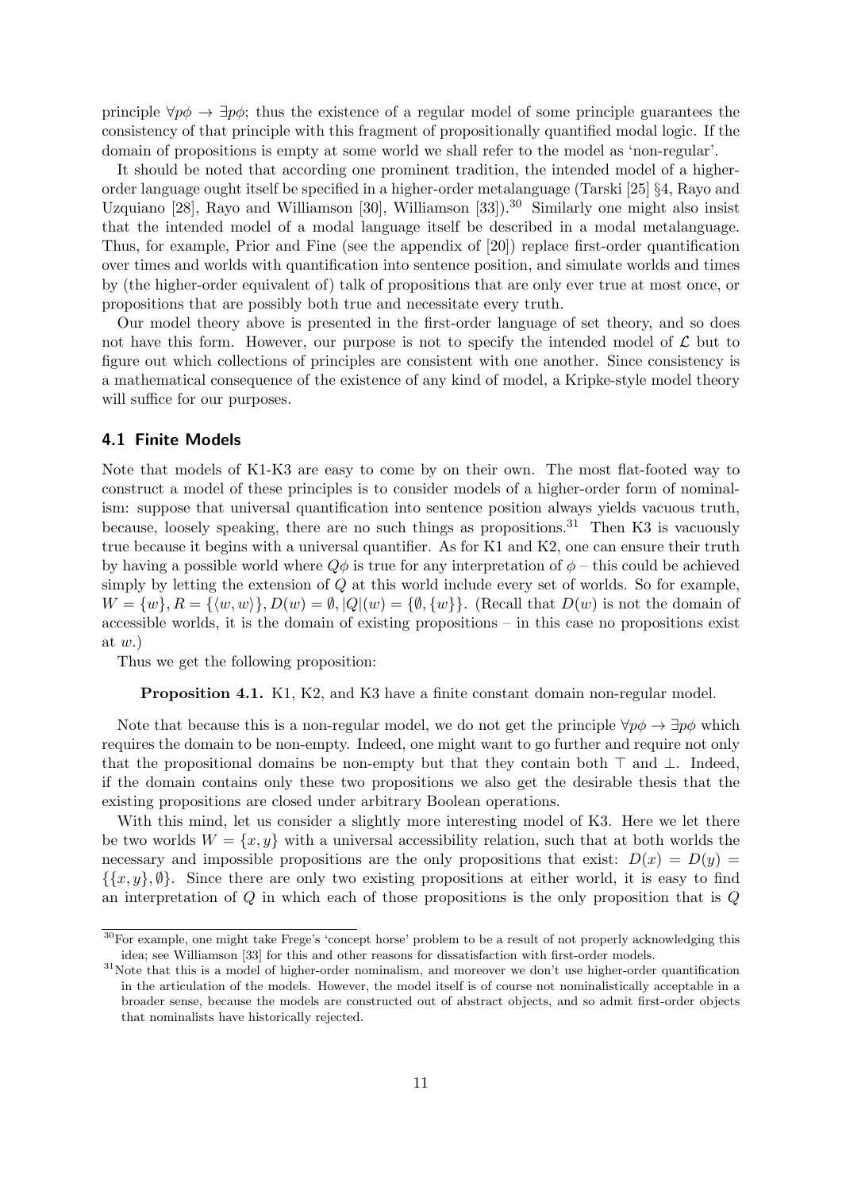principle $\forall p\phi \rightarrow \exists p\phi$; thus the existence of a regular model of some principle guarantees the consistency of that principle with this fragment of propositionally quantified modal logic. If the domain of propositions is empty at some world we shall refer to the model as 'non-regular'.

It should be noted that according one prominent tradition, the intended model of a higher-order language ought itself be specified in a higher-order metalanguage (Tarski [25] §4, Rayo and Uzquiano [28], Rayo and Williamson [30], Williamson [33]).[30] Similarly one might also insist that the intended model of a modal language itself be described in a modal metalanguage. Thus, for example, Prior and Fine (see the appendix of [20]) replace first-order quantification over times and worlds with quantification into sentence position, and simulate worlds and times by (the higher-order equivalent of) talk of propositions that are only ever true at most once, or propositions that are possibly both true and necessitate every truth.

Our model theory above is presented in the first-order language of set theory, and so does not have this form. However, our purpose is not to specify the intended model of $\mathcal{L}$ but to figure out which collections of principles are consistent with one another. Since consistency is a mathematical consequence of the existence of any kind of model, a Kripke-style model theory will suffice for our purposes.

### 4.1 Finite Models

Note that models of K1-K3 are easy to come by on their own. The most flat-footed way to construct a model of these principles is to consider models of a higher-order form of nominalism: suppose that universal quantification into sentence position always yields vacuous truth, because, loosely speaking, there are no such things as propositions.[31] Then K3 is vacuously true because it begins with a universal quantifier. As for K1 and K2, one can ensure their truth by having a possible world where $Q\phi$ is true for any interpretation of $\phi$ – this could be achieved simply by letting the extension of $Q$ at this world include every set of worlds. So for example, $W = \{w\}, R = \{\langle w, w\rangle\}, D(w) = \emptyset, |Q|(w) = \{\emptyset, \{w\}\}$. (Recall that $D(w)$ is not the domain of accessible worlds, it is the domain of existing propositions – in this case no propositions exist at $w$.)

Thus we get the following proposition:

**Proposition 4.1.** K1, K2, and K3 have a finite constant domain non-regular model.

Note that because this is a non-regular model, we do not get the principle $\forall p\phi \rightarrow \exists p\phi$ which requires the domain to be non-empty. Indeed, one might want to go further and require not only that the propositional domains be non-empty but that they contain both $\top$ and $\bot$. Indeed, if the domain contains only these two propositions we also get the desirable thesis that the existing propositions are closed under arbitrary Boolean operations.

With this mind, let us consider a slightly more interesting model of K3. Here we let there be two worlds $W = \{x, y\}$ with a universal accessibility relation, such that at both worlds the necessary and impossible propositions are the only propositions that exist: $D(x) = D(y) = \{\{x, y\}, \emptyset\}$. Since there are only two existing propositions at either world, it is easy to find an interpretation of $Q$ in which each of those propositions is the only proposition that is $Q$

[30] For example, one might take Frege's 'concept horse' problem to be a result of not properly acknowledging this idea; see Williamson [33] for this and other reasons for dissatisfaction with first-order models.

[31] Note that this is a model of higher-order nominalism, and moreover we don't use higher-order quantification in the articulation of the models. However, the model itself is of course not nominalistically acceptable in a broader sense, because the models are constructed out of abstract objects, and so admit first-order objects that nominalists have historically rejected.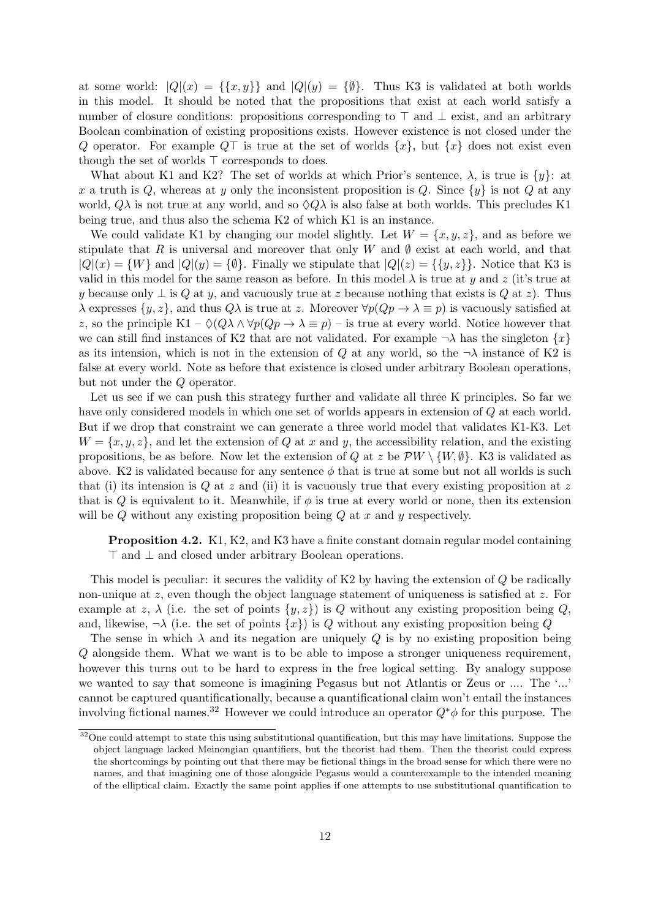at some world: $|Q|(x) = \{\{x, y\}\}$ and $|Q|(y) = \{\emptyset\}$. Thus K3 is validated at both worlds in this model. It should be noted that the propositions that exist at each world satisfy a number of closure conditions: propositions corresponding to $\top$ and $\bot$ exist, and an arbitrary Boolean combination of existing propositions exists. However existence is not closed under the $Q$ operator. For example $Q\top$ is true at the set of worlds $\{x\}$, but $\{x\}$ does not exist even though the set of worlds $\top$ corresponds to does.

What about K1 and K2? The set of worlds at which Prior's sentence, $\lambda$, is true is $\{y\}$: at $x$ a truth is $Q$, whereas at $y$ only the inconsistent proposition is $Q$. Since $\{y\}$ is not $Q$ at any world, $Q\lambda$ is not true at any world, and so $\Diamond Q\lambda$ is also false at both worlds. This precludes K1 being true, and thus also the schema K2 of which K1 is an instance.

We could validate K1 by changing our model slightly. Let $W = \{x, y, z\}$, and as before we stipulate that $R$ is universal and moreover that only $W$ and $\emptyset$ exist at each world, and that $|Q|(x) = \{W\}$ and $|Q|(y) = \{\emptyset\}$. Finally we stipulate that $|Q|(z) = \{\{y, z\}\}$. Notice that K3 is valid in this model for the same reason as before. In this model $\lambda$ is true at $y$ and $z$ (it's true at $y$ because only $\bot$ is $Q$ at $y$, and vacuously true at $z$ because nothing that exists is $Q$ at $z$). Thus $\lambda$ expresses $\{y, z\}$, and thus $Q\lambda$ is true at $z$. Moreover $\forall p(Qp \to \lambda \equiv p)$ is vacuously satisfied at $z$, so the principle K1 – $\Diamond(Q\lambda \wedge \forall p(Qp \to \lambda \equiv p)$ – is true at every world. Notice however that we can still find instances of K2 that are not validated. For example $\neg\lambda$ has the singleton $\{x\}$ as its intension, which is not in the extension of $Q$ at any world, so the $\neg\lambda$ instance of K2 is false at every world. Note as before that existence is closed under arbitrary Boolean operations, but not under the $Q$ operator.

Let us see if we can push this strategy further and validate all three K principles. So far we have only considered models in which one set of worlds appears in extension of $Q$ at each world. But if we drop that constraint we can generate a three world model that validates K1-K3. Let $W = \{x, y, z\}$, and let the extension of $Q$ at $x$ and $y$, the accessibility relation, and the existing propositions, be as before. Now let the extension of $Q$ at $z$ be $\mathcal{P}W \setminus \{W, \emptyset\}$. K3 is validated as above. K2 is validated because for any sentence $\phi$ that is true at some but not all worlds is such that (i) its intension is $Q$ at $z$ and (ii) it is vacuously true that every existing proposition at $z$ that is $Q$ is equivalent to it. Meanwhile, if $\phi$ is true at every world or none, then its extension will be $Q$ without any existing proposition being $Q$ at $x$ and $y$ respectively.

> **Proposition 4.2.** K1, K2, and K3 have a finite constant domain regular model containing $\top$ and $\bot$ and closed under arbitrary Boolean operations.

This model is peculiar: it secures the validity of K2 by having the extension of $Q$ be radically non-unique at $z$, even though the object language statement of uniqueness is satisfied at $z$. For example at $z$, $\lambda$ (i.e. the set of points $\{y, z\}$) is $Q$ without any existing proposition being $Q$, and, likewise, $\neg\lambda$ (i.e. the set of points $\{x\}$) is $Q$ without any existing proposition being $Q$

The sense in which $\lambda$ and its negation are uniquely $Q$ is by no existing proposition being $Q$ alongside them. What we want is to be able to impose a stronger uniqueness requirement, however this turns out to be hard to express in the free logical setting. By analogy suppose we wanted to say that someone is imagining Pegasus but not Atlantis or Zeus or .... The '...' cannot be captured quantificationally, because a quantificational claim won't entail the instances involving fictional names.[32] However we could introduce an operator $Q^*\phi$ for this purpose. The

[32] One could attempt to state this using substitutional quantification, but this may have limitations. Suppose the object language lacked Meinongian quantifiers, but the theorist had them. Then the theorist could express the shortcomings by pointing out that there may be fictional things in the broad sense for which there were no names, and that imagining one of those alongside Pegasus would a counterexample to the intended meaning of the elliptical claim. Exactly the same point applies if one attempts to use substitutional quantification to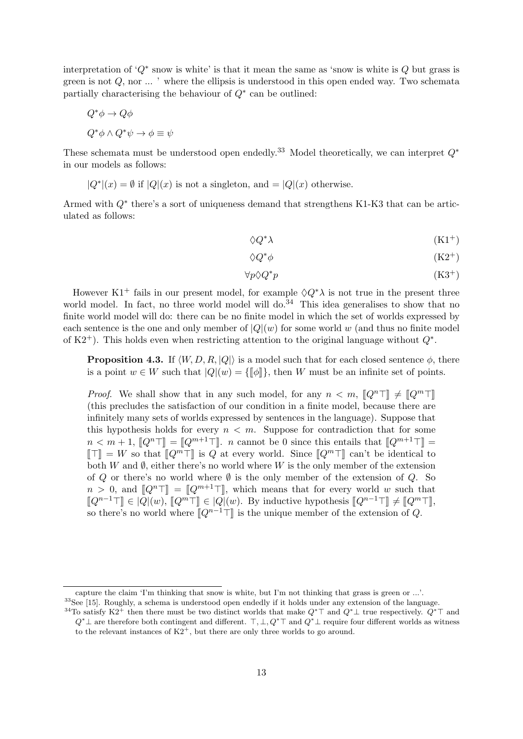interpretation of '$Q^*$ snow is white' is that it mean the same as 'snow is white is $Q$ but grass is green is not $Q$, nor ... ' where the ellipsis is understood in this open ended way. Two schemata partially characterising the behaviour of $Q^*$ can be outlined:

$$Q^*\phi \to Q\phi$$

$$Q^*\phi \wedge Q^*\psi \to \phi \equiv \psi$$

These schemata must be understood open endedly.[33] Model theoretically, we can interpret $Q^*$ in our models as follows:

$|Q^*|(x) = \emptyset$ if $|Q|(x)$ is not a singleton, and $= |Q|(x)$ otherwise.

Armed with $Q^*$ there's a sort of uniqueness demand that strengthens K1-K3 that can be articulated as follows:

$$\Diamond Q^*\lambda \tag{K1$^+$}$$

$$\Diamond Q^*\phi \tag{K2$^+$}$$

$$\forall p \Diamond Q^* p \tag{K3$^+$}$$

However K1$^+$ fails in our present model, for example $\Diamond Q^*\lambda$ is not true in the present three world model. In fact, no three world model will do.[34] This idea generalises to show that no finite world model will do: there can be no finite model in which the set of worlds expressed by each sentence is the one and only member of $|Q|(w)$ for some world $w$ (and thus no finite model of K2$^+$). This holds even when restricting attention to the original language without $Q^*$.

> **Proposition 4.3.** If $\langle W, D, R, |Q|\rangle$ is a model such that for each closed sentence $\phi$, there is a point $w \in W$ such that $|Q|(w) = \{[\![\phi]\!]\}$, then $W$ must be an infinite set of points.
>
> *Proof.* We shall show that in any such model, for any $n < m$, $[\![Q^n\top]\!] \neq [\![Q^m\top]\!]$ (this precludes the satisfaction of our condition in a finite model, because there are infinitely many sets of worlds expressed by sentences in the language). Suppose that this hypothesis holds for every $n < m$. Suppose for contradiction that for some $n < m+1$, $[\![Q^n\top]\!] = [\![Q^{m+1}\top]\!]$. $n$ cannot be 0 since this entails that $[\![Q^{m+1}\top]\!] = [\![\top]\!] = W$ so that $[\![Q^m\top]\!]$ is $Q$ at every world. Since $[\![Q^m\top]\!]$ can't be identical to both $W$ and $\emptyset$, either there's no world where $W$ is the only member of the extension of $Q$ or there's no world where $\emptyset$ is the only member of the extension of $Q$. So $n > 0$, and $[\![Q^n\top]\!] = [\![Q^{m+1}\top]\!]$, which means that for every world $w$ such that $[\![Q^{n-1}\top]\!] \in |Q|(w)$, $[\![Q^m\top]\!] \in |Q|(w)$. By inductive hypothesis $[\![Q^{n-1}\top]\!] \neq [\![Q^m\top]\!]$, so there's no world where $[\![Q^{n-1}\top]\!]$ is the unique member of the extension of $Q$.

---

capture the claim 'I'm thinking that snow is white, but I'm not thinking that grass is green or ...'.

[33] See [15]. Roughly, a schema is understood open endedly if it holds under any extension of the language.

[34] To satisfy K2$^+$ then there must be two distinct worlds that make $Q^*\top$ and $Q^*\bot$ true respectively. $Q^*\top$ and $Q^*\bot$ are therefore both contingent and different. $\top, \bot, Q^*\top$ and $Q^*\bot$ require four different worlds as witness to the relevant instances of K2$^+$, but there are only three worlds to go around.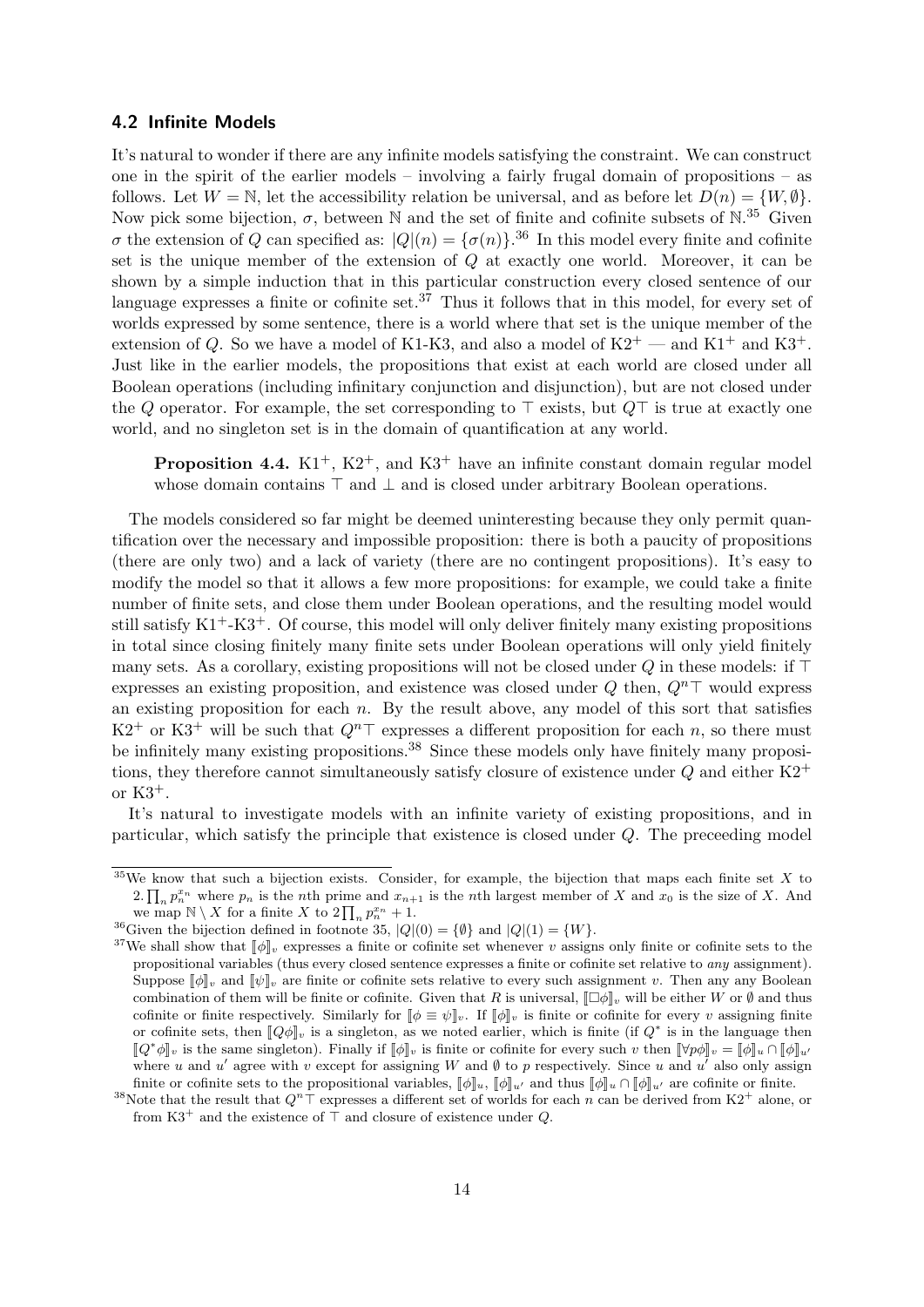### 4.2 Infinite Models

It's natural to wonder if there are any infinite models satisfying the constraint. We can construct one in the spirit of the earlier models – involving a fairly frugal domain of propositions – as follows. Let $W = \mathbb{N}$, let the accessibility relation be universal, and as before let $D(n) = \{W, \emptyset\}$. Now pick some bijection, $\sigma$, between $\mathbb{N}$ and the set of finite and cofinite subsets of $\mathbb{N}$.[35] Given $\sigma$ the extension of $Q$ can specified as: $|Q|(n) = \{\sigma(n)\}$.[36] In this model every finite and cofinite set is the unique member of the extension of $Q$ at exactly one world. Moreover, it can be shown by a simple induction that in this particular construction every closed sentence of our language expresses a finite or cofinite set.[37] Thus it follows that in this model, for every set of worlds expressed by some sentence, there is a world where that set is the unique member of the extension of $Q$. So we have a model of K1-K3, and also a model of K2$^+$ — and K1$^+$ and K3$^+$. Just like in the earlier models, the propositions that exist at each world are closed under all Boolean operations (including infinitary conjunction and disjunction), but are not closed under the $Q$ operator. For example, the set corresponding to $\top$ exists, but $Q\top$ is true at exactly one world, and no singleton set is in the domain of quantification at any world.

> **Proposition 4.4.** K1$^+$, K2$^+$, and K3$^+$ have an infinite constant domain regular model whose domain contains $\top$ and $\bot$ and is closed under arbitrary Boolean operations.

The models considered so far might be deemed uninteresting because they only permit quantification over the necessary and impossible proposition: there is both a paucity of propositions (there are only two) and a lack of variety (there are no contingent propositions). It's easy to modify the model so that it allows a few more propositions: for example, we could take a finite number of finite sets, and close them under Boolean operations, and the resulting model would still satisfy K1$^+$-K3$^+$. Of course, this model will only deliver finitely many existing propositions in total since closing finitely many finite sets under Boolean operations will only yield finitely many sets. As a corollary, existing propositions will not be closed under $Q$ in these models: if $\top$ expresses an existing proposition, and existence was closed under $Q$ then, $Q^n\top$ would express an existing proposition for each $n$. By the result above, any model of this sort that satisfies K2$^+$ or K3$^+$ will be such that $Q^n\top$ expresses a different proposition for each $n$, so there must be infinitely many existing propositions.[38] Since these models only have finitely many propositions, they therefore cannot simultaneously satisfy closure of existence under $Q$ and either K2$^+$ or K3$^+$.

It's natural to investigate models with an infinite variety of existing propositions, and in particular, which satisfy the principle that existence is closed under $Q$. The preceeding model

---

[35] We know that such a bijection exists. Consider, for example, the bijection that maps each finite set $X$ to $2.\prod_n p_n^{x_n}$ where $p_n$ is the $n$th prime and $x_{n+1}$ is the $n$th largest member of $X$ and $x_0$ is the size of $X$. And we map $\mathbb{N} \setminus X$ for a finite $X$ to $2\prod_n p_n^{x_n} + 1$.

[36] Given the bijection defined in footnote 35, $|Q|(0) = \{\emptyset\}$ and $|Q|(1) = \{W\}$.

[37] We shall show that $[\![\phi]\!]_v$ expresses a finite or cofinite set whenever $v$ assigns only finite or cofinite sets to the propositional variables (thus every closed sentence expresses a finite or cofinite set relative to *any* assignment). Suppose $[\![\phi]\!]_v$ and $[\![\psi]\!]_v$ are finite or cofinite sets relative to every such assignment $v$. Then any any Boolean combination of them will be finite or cofinite. Given that $R$ is universal, $[\![\Box\phi]\!]_v$ will be either $W$ or $\emptyset$ and thus cofinite or finite respectively. Similarly for $[\![\phi \equiv \psi]\!]_v$. If $[\![\phi]\!]_v$ is finite or cofinite for every $v$ assigning finite or cofinite sets, then $[\![Q\phi]\!]_v$ is a singleton, as we noted earlier, which is finite (if $Q^*$ is in the language then $[\![Q^*\phi]\!]_v$ is the same singleton). Finally if $[\![\phi]\!]_v$ is finite or cofinite for every such $v$ then $[\![\forall p\phi]\!]_v = [\![\phi]\!]_u \cap [\![\phi]\!]_{u'}$ where $u$ and $u'$ agree with $v$ except for assigning $W$ and $\emptyset$ to $p$ respectively. Since $u$ and $u'$ also only assign finite or cofinite sets to the propositional variables, $[\![\phi]\!]_u$, $[\![\phi]\!]_{u'}$ and thus $[\![\phi]\!]_u \cap [\![\phi]\!]_{u'}$ are cofinite or finite.

[38] Note that the result that $Q^n\top$ expresses a different set of worlds for each $n$ can be derived from K2$^+$ alone, or from K3$^+$ and the existence of $\top$ and closure of existence under $Q$.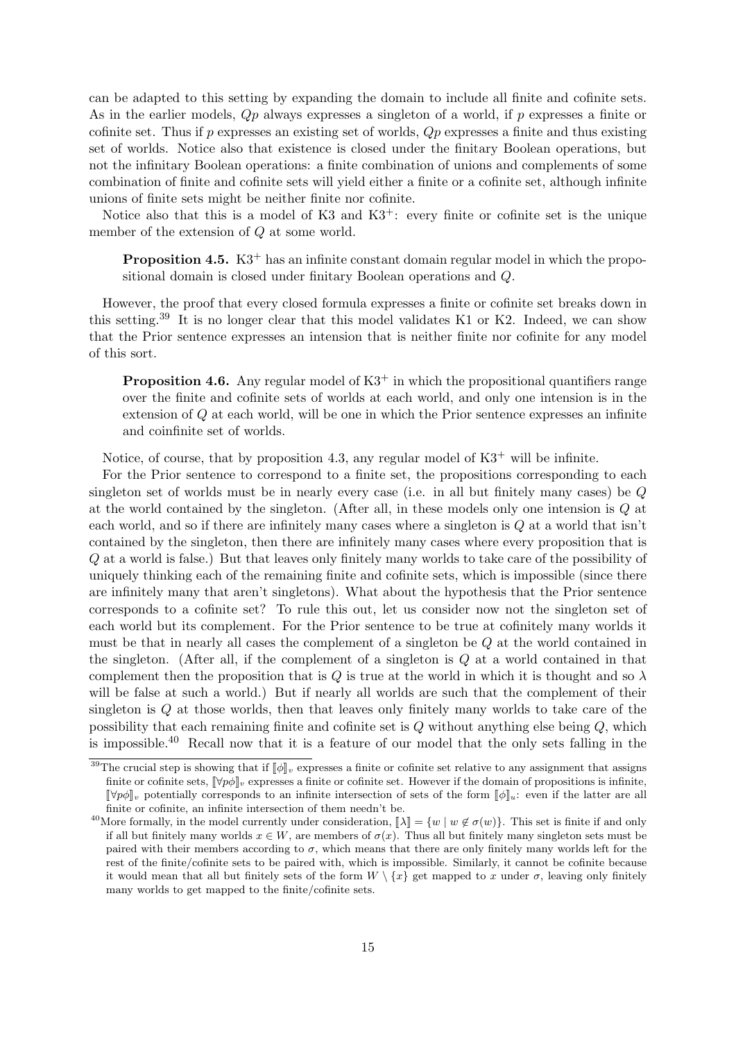can be adapted to this setting by expanding the domain to include all finite and cofinite sets. As in the earlier models, $Qp$ always expresses a singleton of a world, if $p$ expresses a finite or cofinite set. Thus if $p$ expresses an existing set of worlds, $Qp$ expresses a finite and thus existing set of worlds. Notice also that existence is closed under the finitary Boolean operations, but not the infinitary Boolean operations: a finite combination of unions and complements of some combination of finite and cofinite sets will yield either a finite or a cofinite set, although infinite unions of finite sets might be neither finite nor cofinite.

Notice also that this is a model of K3 and K3$^+$: every finite or cofinite set is the unique member of the extension of $Q$ at some world.

> **Proposition 4.5.** K3$^+$ has an infinite constant domain regular model in which the propositional domain is closed under finitary Boolean operations and $Q$.

However, the proof that every closed formula expresses a finite or cofinite set breaks down in this setting.[39] It is no longer clear that this model validates K1 or K2. Indeed, we can show that the Prior sentence expresses an intension that is neither finite nor cofinite for any model of this sort.

> **Proposition 4.6.** Any regular model of K3$^+$ in which the propositional quantifiers range over the finite and cofinite sets of worlds at each world, and only one intension is in the extension of $Q$ at each world, will be one in which the Prior sentence expresses an infinite and coinfinite set of worlds.

Notice, of course, that by proposition 4.3, any regular model of K3$^+$ will be infinite.

For the Prior sentence to correspond to a finite set, the propositions corresponding to each singleton set of worlds must be in nearly every case (i.e. in all but finitely many cases) be $Q$ at the world contained by the singleton. (After all, in these models only one intension is $Q$ at each world, and so if there are infinitely many cases where a singleton is $Q$ at a world that isn't contained by the singleton, then there are infinitely many cases where every proposition that is $Q$ at a world is false.) But that leaves only finitely many worlds to take care of the possibility of uniquely thinking each of the remaining finite and cofinite sets, which is impossible (since there are infinitely many that aren't singletons). What about the hypothesis that the Prior sentence corresponds to a cofinite set? To rule this out, let us consider now not the singleton set of each world but its complement. For the Prior sentence to be true at cofinitely many worlds it must be that in nearly all cases the complement of a singleton be $Q$ at the world contained in the singleton. (After all, if the complement of a singleton is $Q$ at a world contained in that complement then the proposition that is $Q$ is true at the world in which it is thought and so $\lambda$ will be false at such a world.) But if nearly all worlds are such that the complement of their singleton is $Q$ at those worlds, then that leaves only finitely many worlds to take care of the possibility that each remaining finite and cofinite set is $Q$ without anything else being $Q$, which is impossible.[40] Recall now that it is a feature of our model that the only sets falling in the

---

[39] The crucial step is showing that if $[\![\phi]\!]_v$ expresses a finite or cofinite set relative to any assignment that assigns finite or cofinite sets, $[\![\forall p\phi]\!]_v$ expresses a finite or cofinite set. However if the domain of propositions is infinite, $[\![\forall p\phi]\!]_v$ potentially corresponds to an infinite intersection of sets of the form $[\![\phi]\!]_u$: even if the latter are all finite or cofinite, an infinite intersection of them needn't be.

[40] More formally, in the model currently under consideration, $[\![\lambda]\!] = \{w \mid w \notin \sigma(w)\}$. This set is finite if and only if all but finitely many worlds $x \in W$, are members of $\sigma(x)$. Thus all but finitely many singleton sets must be paired with their members according to $\sigma$, which means that there are only finitely many worlds left for the rest of the finite/cofinite sets to be paired with, which is impossible. Similarly, it cannot be cofinite because it would mean that all but finitely sets of the form $W \setminus \{x\}$ get mapped to $x$ under $\sigma$, leaving only finitely many worlds to get mapped to the finite/cofinite sets.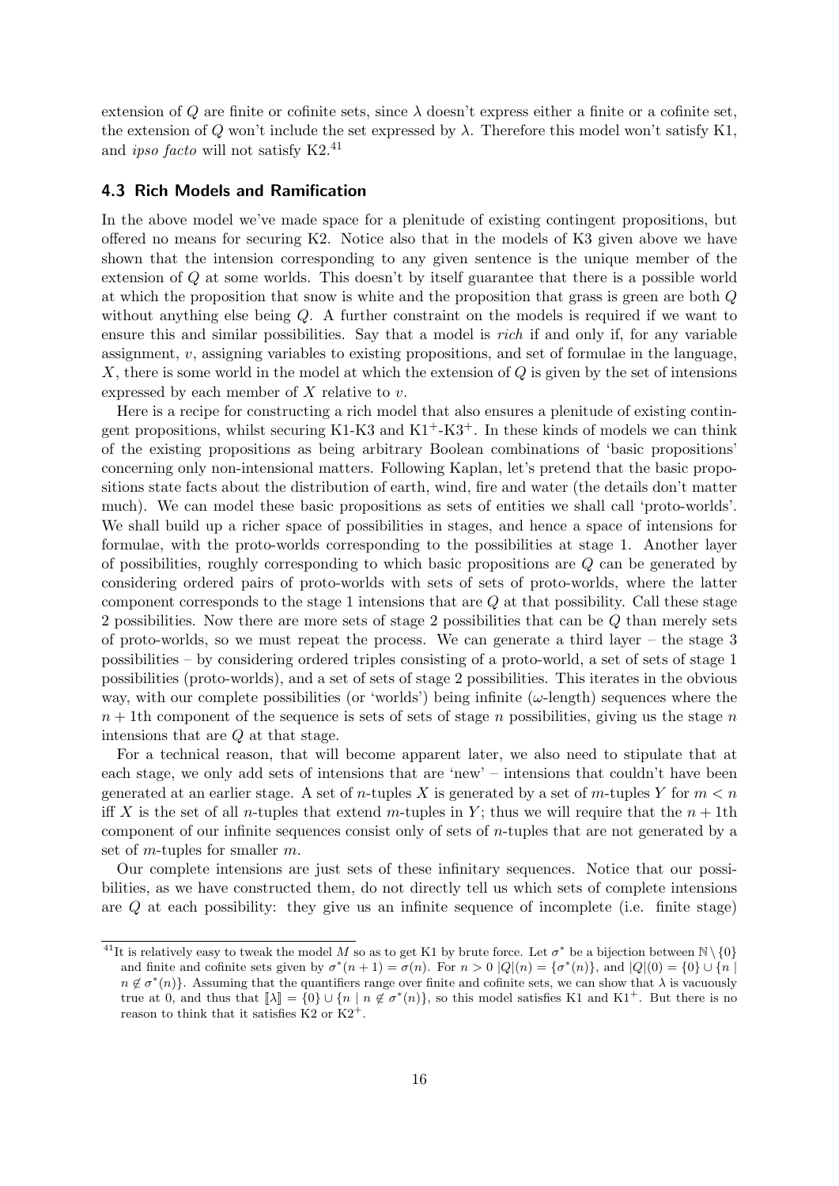extension of $Q$ are finite or cofinite sets, since $\lambda$ doesn't express either a finite or a cofinite set, the extension of $Q$ won't include the set expressed by $\lambda$. Therefore this model won't satisfy K1, and *ipso facto* will not satisfy K2.[41]

### 4.3 Rich Models and Ramification

In the above model we've made space for a plenitude of existing contingent propositions, but offered no means for securing K2. Notice also that in the models of K3 given above we have shown that the intension corresponding to any given sentence is the unique member of the extension of $Q$ at some worlds. This doesn't by itself guarantee that there is a possible world at which the proposition that snow is white and the proposition that grass is green are both $Q$ without anything else being $Q$. A further constraint on the models is required if we want to ensure this and similar possibilities. Say that a model is *rich* if and only if, for any variable assignment, $v$, assigning variables to existing propositions, and set of formulae in the language, $X$, there is some world in the model at which the extension of $Q$ is given by the set of intensions expressed by each member of $X$ relative to $v$.

Here is a recipe for constructing a rich model that also ensures a plenitude of existing contingent propositions, whilst securing K1-K3 and K1$^+$-K3$^+$. In these kinds of models we can think of the existing propositions as being arbitrary Boolean combinations of 'basic propositions' concerning only non-intensional matters. Following Kaplan, let's pretend that the basic propositions state facts about the distribution of earth, wind, fire and water (the details don't matter much). We can model these basic propositions as sets of entities we shall call 'proto-worlds'. We shall build up a richer space of possibilities in stages, and hence a space of intensions for formulae, with the proto-worlds corresponding to the possibilities at stage 1. Another layer of possibilities, roughly corresponding to which basic propositions are $Q$ can be generated by considering ordered pairs of proto-worlds with sets of sets of proto-worlds, where the latter component corresponds to the stage 1 intensions that are $Q$ at that possibility. Call these stage 2 possibilities. Now there are more sets of stage 2 possibilities that can be $Q$ than merely sets of proto-worlds, so we must repeat the process. We can generate a third layer – the stage 3 possibilities – by considering ordered triples consisting of a proto-world, a set of sets of stage 1 possibilities (proto-worlds), and a set of sets of stage 2 possibilities. This iterates in the obvious way, with our complete possibilities (or 'worlds') being infinite ($\omega$-length) sequences where the $n+1$th component of the sequence is sets of sets of stage $n$ possibilities, giving us the stage $n$ intensions that are $Q$ at that stage.

For a technical reason, that will become apparent later, we also need to stipulate that at each stage, we only add sets of intensions that are 'new' – intensions that couldn't have been generated at an earlier stage. A set of $n$-tuples $X$ is generated by a set of $m$-tuples $Y$ for $m < n$ iff $X$ is the set of all $n$-tuples that extend $m$-tuples in $Y$; thus we will require that the $n+1$th component of our infinite sequences consist only of sets of $n$-tuples that are not generated by a set of $m$-tuples for smaller $m$.

Our complete intensions are just sets of these infinitary sequences. Notice that our possibilities, as we have constructed them, do not directly tell us which sets of complete intensions are $Q$ at each possibility: they give us an infinite sequence of incomplete (i.e. finite stage)

[41] It is relatively easy to tweak the model $M$ so as to get K1 by brute force. Let $\sigma^*$ be a bijection between $\mathbb{N}\setminus\{0\}$ and finite and cofinite sets given by $\sigma^*(n+1) = \sigma(n)$. For $n > 0$ $|Q|(n) = \{\sigma^*(n)\}$, and $|Q|(0) = \{0\} \cup \{n \mid n \notin \sigma^*(n)\}$. Assuming that the quantifiers range over finite and cofinite sets, we can show that $\lambda$ is vacuously true at 0, and thus that $[\![\lambda]\!] = \{0\} \cup \{n \mid n \notin \sigma^*(n)\}$, so this model satisfies K1 and K1$^+$. But there is no reason to think that it satisfies K2 or K2$^+$.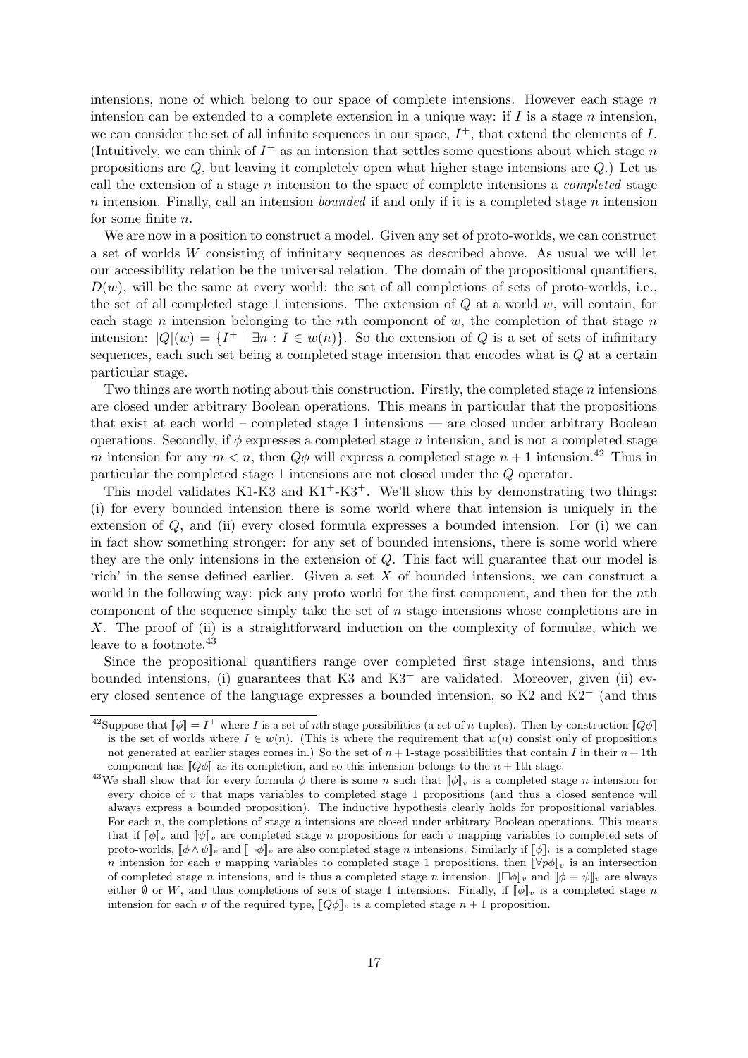intensions, none of which belong to our space of complete intensions. However each stage $n$ intension can be extended to a complete extension in a unique way: if $I$ is a stage $n$ intension, we can consider the set of all infinite sequences in our space, $I^+$, that extend the elements of $I$. (Intuitively, we can think of $I^+$ as an intension that settles some questions about which stage $n$ propositions are $Q$, but leaving it completely open what higher stage intensions are $Q$.) Let us call the extension of a stage $n$ intension to the space of complete intensions a *completed* stage $n$ intension. Finally, call an intension *bounded* if and only if it is a completed stage $n$ intension for some finite $n$.

We are now in a position to construct a model. Given any set of proto-worlds, we can construct a set of worlds $W$ consisting of infinitary sequences as described above. As usual we will let our accessibility relation be the universal relation. The domain of the propositional quantifiers, $D(w)$, will be the same at every world: the set of all completions of sets of proto-worlds, i.e., the set of all completed stage 1 intensions. The extension of $Q$ at a world $w$, will contain, for each stage $n$ intension belonging to the $n$th component of $w$, the completion of that stage $n$ intension: $|Q|(w) = \{I^+ \mid \exists n : I \in w(n)\}$. So the extension of $Q$ is a set of sets of infinitary sequences, each such set being a completed stage intension that encodes what is $Q$ at a certain particular stage.

Two things are worth noting about this construction. Firstly, the completed stage $n$ intensions are closed under arbitrary Boolean operations. This means in particular that the propositions that exist at each world – completed stage 1 intensions — are closed under arbitrary Boolean operations. Secondly, if $\phi$ expresses a completed stage $n$ intension, and is not a completed stage $m$ intension for any $m < n$, then $Q\phi$ will express a completed stage $n+1$ intension.[42] Thus in particular the completed stage 1 intensions are not closed under the $Q$ operator.

This model validates K1-K3 and K1$^+$-K3$^+$. We'll show this by demonstrating two things: (i) for every bounded intension there is some world where that intension is uniquely in the extension of $Q$, and (ii) every closed formula expresses a bounded intension. For (i) we can in fact show something stronger: for any set of bounded intensions, there is some world where they are the only intensions in the extension of $Q$. This fact will guarantee that our model is 'rich' in the sense defined earlier. Given a set $X$ of bounded intensions, we can construct a world in the following way: pick any proto world for the first component, and then for the $n$th component of the sequence simply take the set of $n$ stage intensions whose completions are in $X$. The proof of (ii) is a straightforward induction on the complexity of formulae, which we leave to a footnote.[43]

Since the propositional quantifiers range over completed first stage intensions, and thus bounded intensions, (i) guarantees that K3 and K3$^+$ are validated. Moreover, given (ii) every closed sentence of the language expresses a bounded intension, so K2 and K2$^+$ (and thus

[42] Suppose that $[\![\phi]\!] = I^+$ where $I$ is a set of $n$th stage possibilities (a set of $n$-tuples). Then by construction $[\![Q\phi]\!]$ is the set of worlds where $I \in w(n)$. (This is where the requirement that $w(n)$ consist only of propositions not generated at earlier stages comes in.) So the set of $n+1$-stage possibilities that contain $I$ in their $n+1$th component has $[\![Q\phi]\!]$ as its completion, and so this intension belongs to the $n+1$th stage.

[43] We shall show that for every formula $\phi$ there is some $n$ such that $[\![\phi]\!]_v$ is a completed stage $n$ intension for every choice of $v$ that maps variables to completed stage 1 propositions (and thus a closed sentence will always express a bounded proposition). The inductive hypothesis clearly holds for propositional variables. For each $n$, the completions of stage $n$ intensions are closed under arbitrary Boolean operations. This means that if $[\![\phi]\!]_v$ and $[\![\psi]\!]_v$ are completed stage $n$ propositions for each $v$ mapping variables to completed sets of proto-worlds, $[\![\phi \wedge \psi]\!]_v$ and $[\![\neg\phi]\!]_v$ are also completed stage $n$ intensions. Similarly if $[\![\phi]\!]_v$ is a completed stage $n$ intension for each $v$ mapping variables to completed stage 1 propositions, then $[\![\forall p\phi]\!]_v$ is an intersection of completed stage $n$ intensions, and is thus a completed stage $n$ intension. $[\![\Box\phi]\!]_v$ and $[\![\phi \equiv \psi]\!]_v$ are always either $\emptyset$ or $W$, and thus completions of sets of stage 1 intensions. Finally, if $[\![\phi]\!]_v$ is a completed stage $n$ intension for each $v$ of the required type, $[\![Q\phi]\!]_v$ is a completed stage $n+1$ proposition.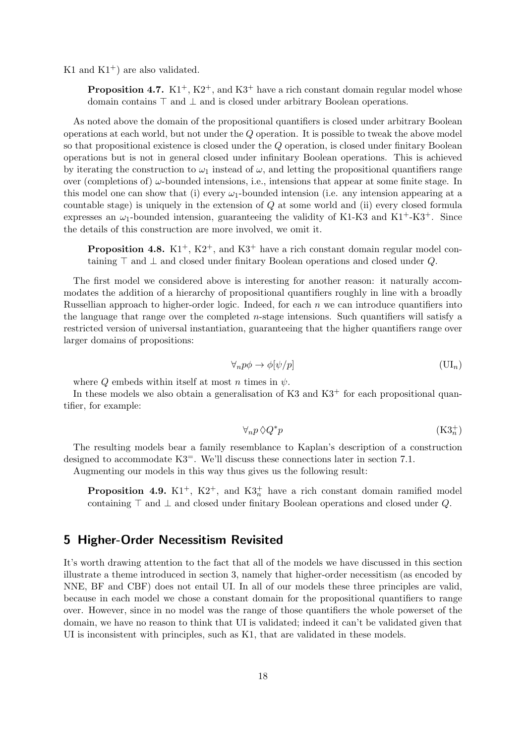K1 and $K1^+$) are also validated.

> **Proposition 4.7.** $K1^+$, $K2^+$, and $K3^+$ have a rich constant domain regular model whose domain contains $\top$ and $\bot$ and is closed under arbitrary Boolean operations.

As noted above the domain of the propositional quantifiers is closed under arbitrary Boolean operations at each world, but not under the $Q$ operation. It is possible to tweak the above model so that propositional existence is closed under the $Q$ operation, is closed under finitary Boolean operations but is not in general closed under infinitary Boolean operations. This is achieved by iterating the construction to $\omega_1$ instead of $\omega$, and letting the propositional quantifiers range over (completions of) $\omega$-bounded intensions, i.e., intensions that appear at some finite stage. In this model one can show that (i) every $\omega_1$-bounded intension (i.e. any intension appearing at a countable stage) is uniquely in the extension of $Q$ at some world and (ii) every closed formula expresses an $\omega_1$-bounded intension, guaranteeing the validity of K1-K3 and $K1^+$-$K3^+$. Since the details of this construction are more involved, we omit it.

> **Proposition 4.8.** $K1^+$, $K2^+$, and $K3^+$ have a rich constant domain regular model containing $\top$ and $\bot$ and closed under finitary Boolean operations and closed under $Q$.

The first model we considered above is interesting for another reason: it naturally accommodates the addition of a hierarchy of propositional quantifiers roughly in line with a broadly Russellian approach to higher-order logic. Indeed, for each $n$ we can introduce quantifiers into the language that range over the completed $n$-stage intensions. Such quantifiers will satisfy a restricted version of universal instantiation, guaranteeing that the higher quantifiers range over larger domains of propositions:

$$\forall_n p \phi \to \phi[\psi/p] \tag{$\mathrm{UI}_n$}$$

where $Q$ embeds within itself at most $n$ times in $\psi$.

In these models we also obtain a generalisation of K3 and $K3^+$ for each propositional quantifier, for example:

$$\forall_n p \Diamond Q^* p \tag{$\mathrm{K3}^+_n$}$$

The resulting models bear a family resemblance to Kaplan's description of a construction designed to accommodate $K3^=$. We'll discuss these connections later in section 7.1.

Augmenting our models in this way thus gives us the following result:

> **Proposition 4.9.** $K1^+$, $K2^+$, and $K3^+_n$ have a rich constant domain ramified model containing $\top$ and $\bot$ and closed under finitary Boolean operations and closed under $Q$.

## 5 Higher-Order Necessitism Revisited

It's worth drawing attention to the fact that all of the models we have discussed in this section illustrate a theme introduced in section 3, namely that higher-order necessitism (as encoded by NNE, BF and CBF) does not entail UI. In all of our models these three principles are valid, because in each model we chose a constant domain for the propositional quantifiers to range over. However, since in no model was the range of those quantifiers the whole powerset of the domain, we have no reason to think that UI is validated; indeed it can't be validated given that UI is inconsistent with principles, such as K1, that are validated in these models.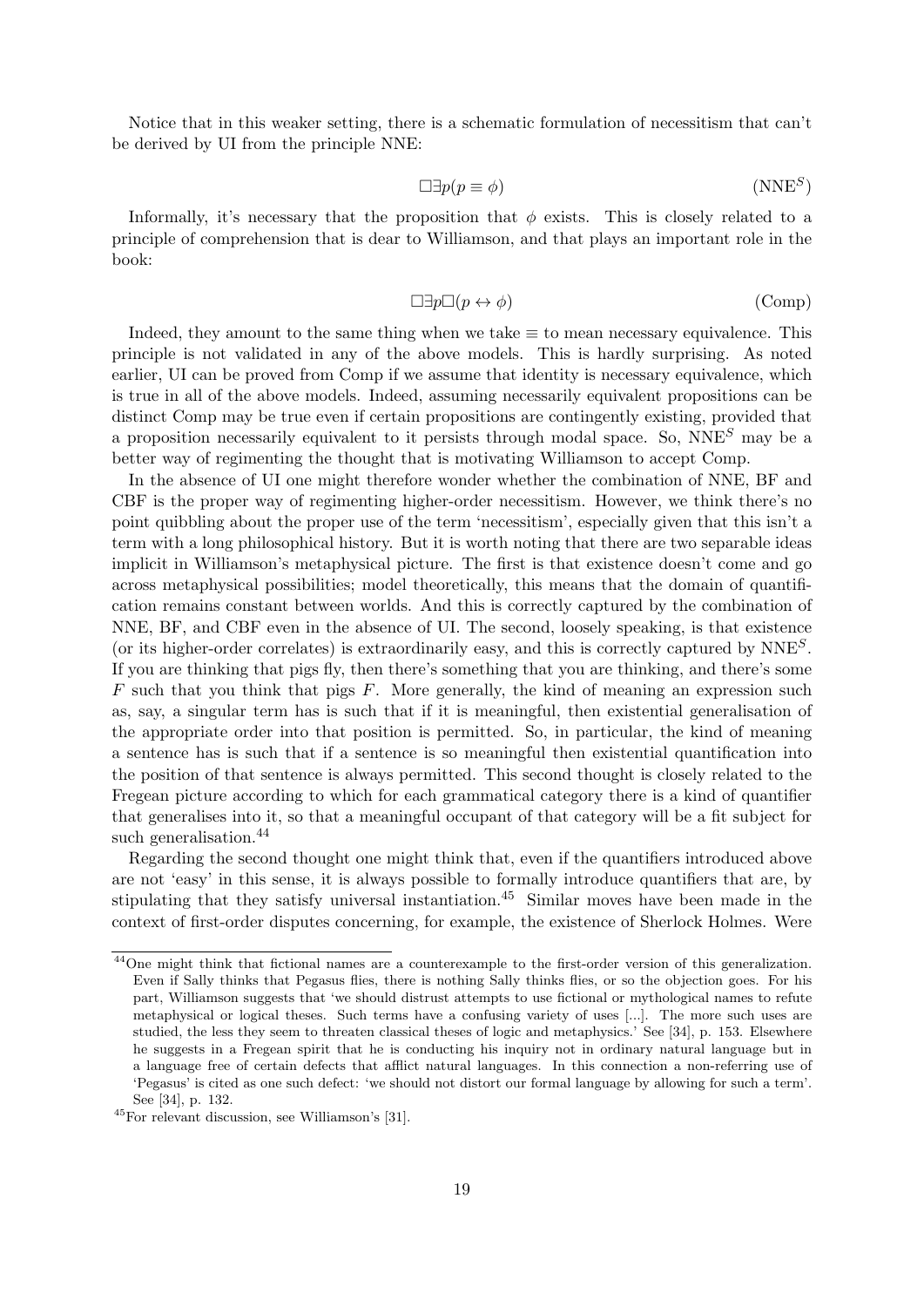Notice that in this weaker setting, there is a schematic formulation of necessitism that can't be derived by UI from the principle NNE:

$$\Box\exists p(p \equiv \phi) \tag{NNE$^S$}$$

Informally, it's necessary that the proposition that $\phi$ exists. This is closely related to a principle of comprehension that is dear to Williamson, and that plays an important role in the book:

$$\Box\exists p\Box(p \leftrightarrow \phi) \tag{Comp}$$

Indeed, they amount to the same thing when we take $\equiv$ to mean necessary equivalence. This principle is not validated in any of the above models. This is hardly surprising. As noted earlier, UI can be proved from Comp if we assume that identity is necessary equivalence, which is true in all of the above models. Indeed, assuming necessarily equivalent propositions can be distinct Comp may be true even if certain propositions are contingently existing, provided that a proposition necessarily equivalent to it persists through modal space. So, NNE$^S$ may be a better way of regimenting the thought that is motivating Williamson to accept Comp.

In the absence of UI one might therefore wonder whether the combination of NNE, BF and CBF is the proper way of regimenting higher-order necessitism. However, we think there's no point quibbling about the proper use of the term 'necessitism', especially given that this isn't a term with a long philosophical history. But it is worth noting that there are two separable ideas implicit in Williamson's metaphysical picture. The first is that existence doesn't come and go across metaphysical possibilities; model theoretically, this means that the domain of quantification remains constant between worlds. And this is correctly captured by the combination of NNE, BF, and CBF even in the absence of UI. The second, loosely speaking, is that existence (or its higher-order correlates) is extraordinarily easy, and this is correctly captured by NNE$^S$. If you are thinking that pigs fly, then there's something that you are thinking, and there's some $F$ such that you think that pigs $F$. More generally, the kind of meaning an expression such as, say, a singular term has is such that if it is meaningful, then existential generalisation of the appropriate order into that position is permitted. So, in particular, the kind of meaning a sentence has is such that if a sentence is so meaningful then existential quantification into the position of that sentence is always permitted. This second thought is closely related to the Fregean picture according to which for each grammatical category there is a kind of quantifier that generalises into it, so that a meaningful occupant of that category will be a fit subject for such generalisation.[44]

Regarding the second thought one might think that, even if the quantifiers introduced above are not 'easy' in this sense, it is always possible to formally introduce quantifiers that are, by stipulating that they satisfy universal instantiation.[45] Similar moves have been made in the context of first-order disputes concerning, for example, the existence of Sherlock Holmes. Were

---

[44] One might think that fictional names are a counterexample to the first-order version of this generalization. Even if Sally thinks that Pegasus flies, there is nothing Sally thinks flies, or so the objection goes. For his part, Williamson suggests that 'we should distrust attempts to use fictional or mythological names to refute metaphysical or logical theses. Such terms have a confusing variety of uses [...]. The more such uses are studied, the less they seem to threaten classical theses of logic and metaphysics.' See [34], p. 153. Elsewhere he suggests in a Fregean spirit that he is conducting his inquiry not in ordinary natural language but in a language free of certain defects that afflict natural languages. In this connection a non-referring use of 'Pegasus' is cited as one such defect: 'we should not distort our formal language by allowing for such a term'. See [34], p. 132.

[45] For relevant discussion, see Williamson's [31].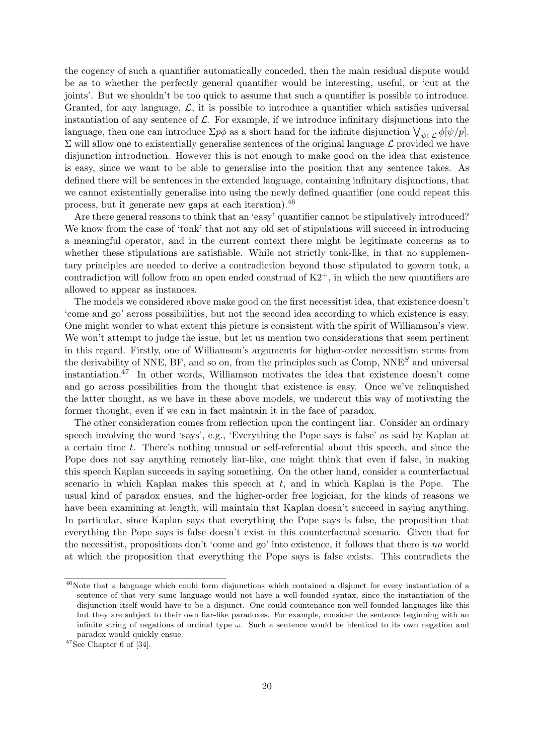the cogency of such a quantifier automatically conceded, then the main residual dispute would be as to whether the perfectly general quantifier would be interesting, useful, or 'cut at the joints'. But we shouldn't be too quick to assume that such a quantifier is possible to introduce. Granted, for any language, $\mathcal{L}$, it is possible to introduce a quantifier which satisfies universal instantiation of any sentence of $\mathcal{L}$. For example, if we introduce infinitary disjunctions into the language, then one can introduce $\Sigma p\phi$ as a short hand for the infinite disjunction $\bigvee_{\psi\in\mathcal{L}}\phi[\psi/p]$. $\Sigma$ will allow one to existentially generalise sentences of the original language $\mathcal{L}$ provided we have disjunction introduction. However this is not enough to make good on the idea that existence is easy, since we want to be able to generalise into the position that any sentence takes. As defined there will be sentences in the extended language, containing infinitary disjunctions, that we cannot existentially generalise into using the newly defined quantifier (one could repeat this process, but it generate new gaps at each iteration).[46]

Are there general reasons to think that an 'easy' quantifier cannot be stipulatively introduced? We know from the case of 'tonk' that not any old set of stipulations will succeed in introducing a meaningful operator, and in the current context there might be legitimate concerns as to whether these stipulations are satisfiable. While not strictly tonk-like, in that no supplementary principles are needed to derive a contradiction beyond those stipulated to govern tonk, a contradiction will follow from an open ended construal of $\text{K2}^+$, in which the new quantifiers are allowed to appear as instances.

The models we considered above make good on the first necessitist idea, that existence doesn't 'come and go' across possibilities, but not the second idea according to which existence is easy. One might wonder to what extent this picture is consistent with the spirit of Williamson's view. We won't attempt to judge the issue, but let us mention two considerations that seem pertinent in this regard. Firstly, one of Williamson's arguments for higher-order necessitism stems from the derivability of NNE, BF, and so on, from the principles such as Comp, $\text{NNE}^S$ and universal instantiation.[47] In other words, Williamson motivates the idea that existence doesn't come and go across possibilities from the thought that existence is easy. Once we've relinquished the latter thought, as we have in these above models, we undercut this way of motivating the former thought, even if we can in fact maintain it in the face of paradox.

The other consideration comes from reflection upon the contingent liar. Consider an ordinary speech involving the word 'says', e.g., 'Everything the Pope says is false' as said by Kaplan at a certain time $t$. There's nothing unusual or self-referential about this speech, and since the Pope does not say anything remotely liar-like, one might think that even if false, in making this speech Kaplan succeeds in saying something. On the other hand, consider a counterfactual scenario in which Kaplan makes this speech at $t$, and in which Kaplan is the Pope. The usual kind of paradox ensues, and the higher-order free logician, for the kinds of reasons we have been examining at length, will maintain that Kaplan doesn't succeed in saying anything. In particular, since Kaplan says that everything the Pope says is false, the proposition that everything the Pope says is false doesn't exist in this counterfactual scenario. Given that for the necessitist, propositions don't 'come and go' into existence, it follows that there is *no* world at which the proposition that everything the Pope says is false exists. This contradicts the

[46] Note that a language which could form disjunctions which contained a disjunct for every instantiation of a sentence of that very same language would not have a well-founded syntax, since the instantiation of the disjunction itself would have to be a disjunct. One could countenance non-well-founded languages like this but they are subject to their own liar-like paradoxes. For example, consider the sentence beginning with an infinite string of negations of ordinal type $\omega$. Such a sentence would be identical to its own negation and paradox would quickly ensue.

[47] See Chapter 6 of [34].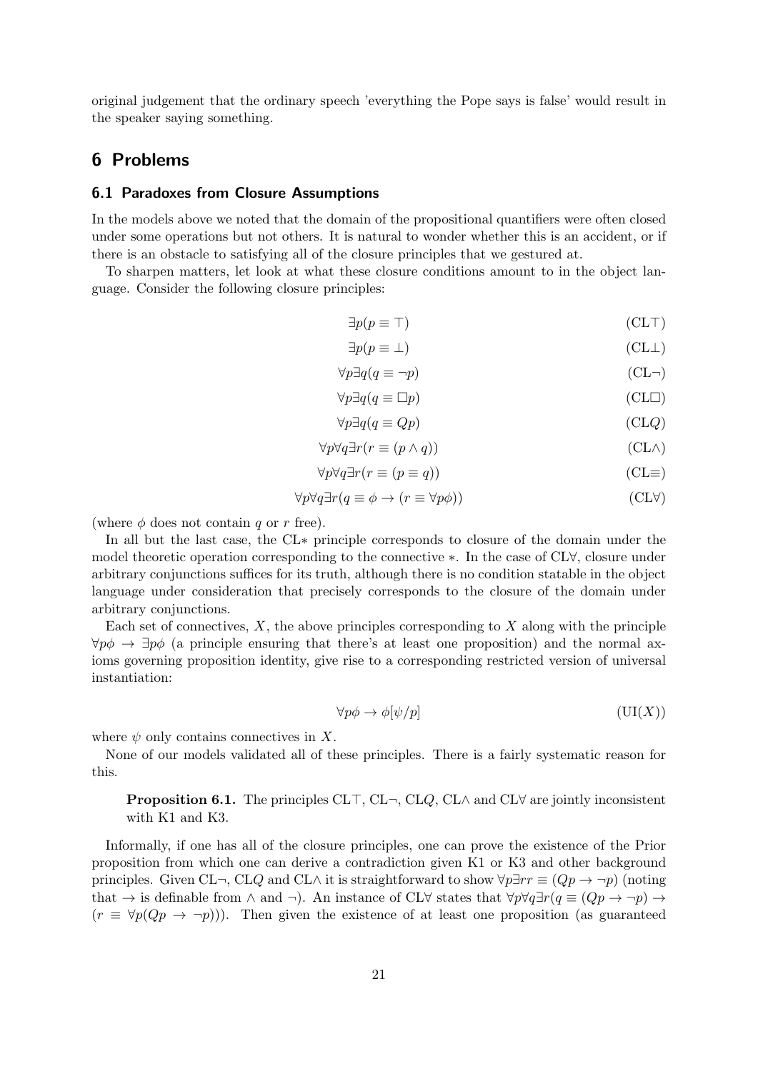original judgement that the ordinary speech 'everything the Pope says is false' would result in the speaker saying something.

## 6 Problems

### 6.1 Paradoxes from Closure Assumptions

In the models above we noted that the domain of the propositional quantifiers were often closed under some operations but not others. It is natural to wonder whether this is an accident, or if there is an obstacle to satisfying all of the closure principles that we gestured at.

To sharpen matters, let look at what these closure conditions amount to in the object language. Consider the following closure principles:

$$\exists p(p \equiv \top) \tag{CL$\top$}$$

$$\exists p(p \equiv \bot) \tag{CL$\bot$}$$

$$\forall p \exists q(q \equiv \neg p) \tag{CL$\neg$}$$

$$\forall p \exists q(q \equiv \Box p) \tag{CL$\Box$}$$

$$\forall p \exists q(q \equiv Qp) \tag{CL$Q$}$$

$$\forall p \forall q \exists r(r \equiv (p \wedge q)) \tag{CL$\wedge$}$$

$$\forall p \forall q \exists r(r \equiv (p \equiv q)) \tag{CL$\equiv$}$$

$$\forall p \forall q \exists r(q \equiv \phi \rightarrow (r \equiv \forall p \phi)) \tag{CL$\forall$}$$

(where $\phi$ does not contain $q$ or $r$ free).

In all but the last case, the CL$*$ principle corresponds to closure of the domain under the model theoretic operation corresponding to the connective $*$. In the case of CL$\forall$, closure under arbitrary conjunctions suffices for its truth, although there is no condition statable in the object language under consideration that precisely corresponds to the closure of the domain under arbitrary conjunctions.

Each set of connectives, $X$, the above principles corresponding to $X$ along with the principle $\forall p \phi \rightarrow \exists p \phi$ (a principle ensuring that there's at least one proposition) and the normal axioms governing proposition identity, give rise to a corresponding restricted version of universal instantiation:

$$\forall p \phi \rightarrow \phi[\psi/p] \tag{UI($X$)}$$

where $\psi$ only contains connectives in $X$.

None of our models validated all of these principles. There is a fairly systematic reason for this.

**Proposition 6.1.** The principles CL$\top$, CL$\neg$, CL$Q$, CL$\wedge$ and CL$\forall$ are jointly inconsistent with K1 and K3.

Informally, if one has all of the closure principles, one can prove the existence of the Prior proposition from which one can derive a contradiction given K1 or K3 and other background principles. Given CL$\neg$, CL$Q$ and CL$\wedge$ it is straightforward to show $\forall p \exists r r \equiv (Qp \rightarrow \neg p)$ (noting that $\rightarrow$ is definable from $\wedge$ and $\neg$). An instance of CL$\forall$ states that $\forall p \forall q \exists r(q \equiv (Qp \rightarrow \neg p) \rightarrow (r \equiv \forall p(Qp \rightarrow \neg p)))$. Then given the existence of at least one proposition (as guaranteed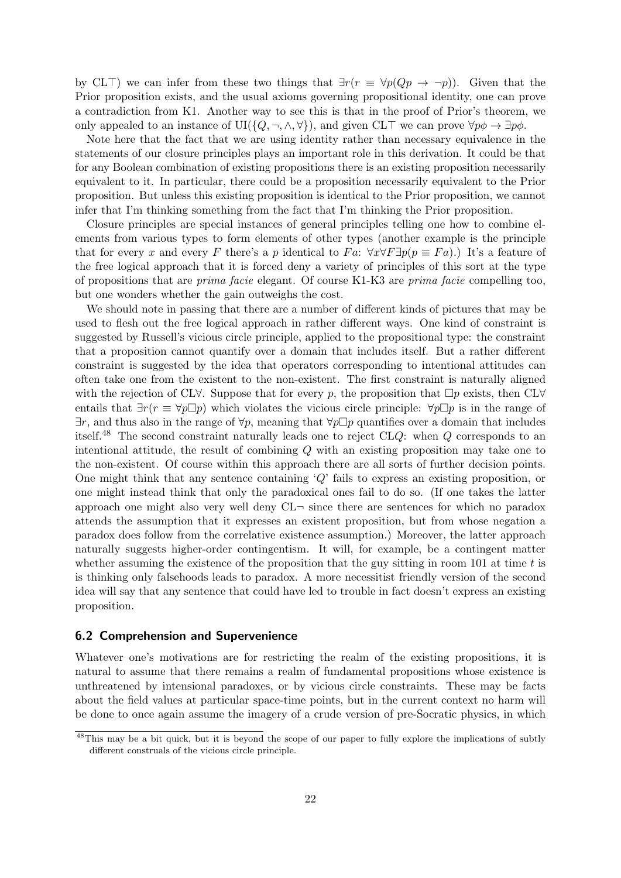by CL$\top$) we can infer from these two things that $\exists r(r \equiv \forall p(Qp \rightarrow \neg p))$. Given that the Prior proposition exists, and the usual axioms governing propositional identity, one can prove a contradiction from K1. Another way to see this is that in the proof of Prior's theorem, we only appealed to an instance of UI($\{Q, \neg, \wedge, \forall\}$), and given CL$\top$ we can prove $\forall p\phi \rightarrow \exists p\phi$.

Note here that the fact that we are using identity rather than necessary equivalence in the statements of our closure principles plays an important role in this derivation. It could be that for any Boolean combination of existing propositions there is an existing proposition necessarily equivalent to it. In particular, there could be a proposition necessarily equivalent to the Prior proposition. But unless this existing proposition is identical to the Prior proposition, we cannot infer that I'm thinking something from the fact that I'm thinking the Prior proposition.

Closure principles are special instances of general principles telling one how to combine elements from various types to form elements of other types (another example is the principle that for every $x$ and every $F$ there's a $p$ identical to $Fa$: $\forall x \forall F \exists p(p \equiv Fa)$.) It's a feature of the free logical approach that it is forced deny a variety of principles of this sort at the type of propositions that are *prima facie* elegant. Of course K1-K3 are *prima facie* compelling too, but one wonders whether the gain outweighs the cost.

We should note in passing that there are a number of different kinds of pictures that may be used to flesh out the free logical approach in rather different ways. One kind of constraint is suggested by Russell's vicious circle principle, applied to the propositional type: the constraint that a proposition cannot quantify over a domain that includes itself. But a rather different constraint is suggested by the idea that operators corresponding to intentional attitudes can often take one from the existent to the non-existent. The first constraint is naturally aligned with the rejection of CL$\forall$. Suppose that for every $p$, the proposition that $\Box p$ exists, then CL$\forall$ entails that $\exists r(r \equiv \forall p \Box p)$ which violates the vicious circle principle: $\forall p \Box p$ is in the range of $\exists r$, and thus also in the range of $\forall p$, meaning that $\forall p \Box p$ quantifies over a domain that includes itself.[48] The second constraint naturally leads one to reject CL$Q$: when $Q$ corresponds to an intentional attitude, the result of combining $Q$ with an existing proposition may take one to the non-existent. Of course within this approach there are all sorts of further decision points. One might think that any sentence containing '$Q$' fails to express an existing proposition, or one might instead think that only the paradoxical ones fail to do so. (If one takes the latter approach one might also very well deny CL$\neg$ since there are sentences for which no paradox attends the assumption that it expresses an existent proposition, but from whose negation a paradox does follow from the correlative existence assumption.) Moreover, the latter approach naturally suggests higher-order contingentism. It will, for example, be a contingent matter whether assuming the existence of the proposition that the guy sitting in room 101 at time $t$ is thinking only falsehoods leads to paradox. A more necessitist friendly version of the second idea will say that any sentence that could have led to trouble in fact doesn't express an existing proposition.

## 6.2 Comprehension and Supervenience

Whatever one's motivations are for restricting the realm of the existing propositions, it is natural to assume that there remains a realm of fundamental propositions whose existence is unthreatened by intensional paradoxes, or by vicious circle constraints. These may be facts about the field values at particular space-time points, but in the current context no harm will be done to once again assume the imagery of a crude version of pre-Socratic physics, in which

[48] This may be a bit quick, but it is beyond the scope of our paper to fully explore the implications of subtly different construals of the vicious circle principle.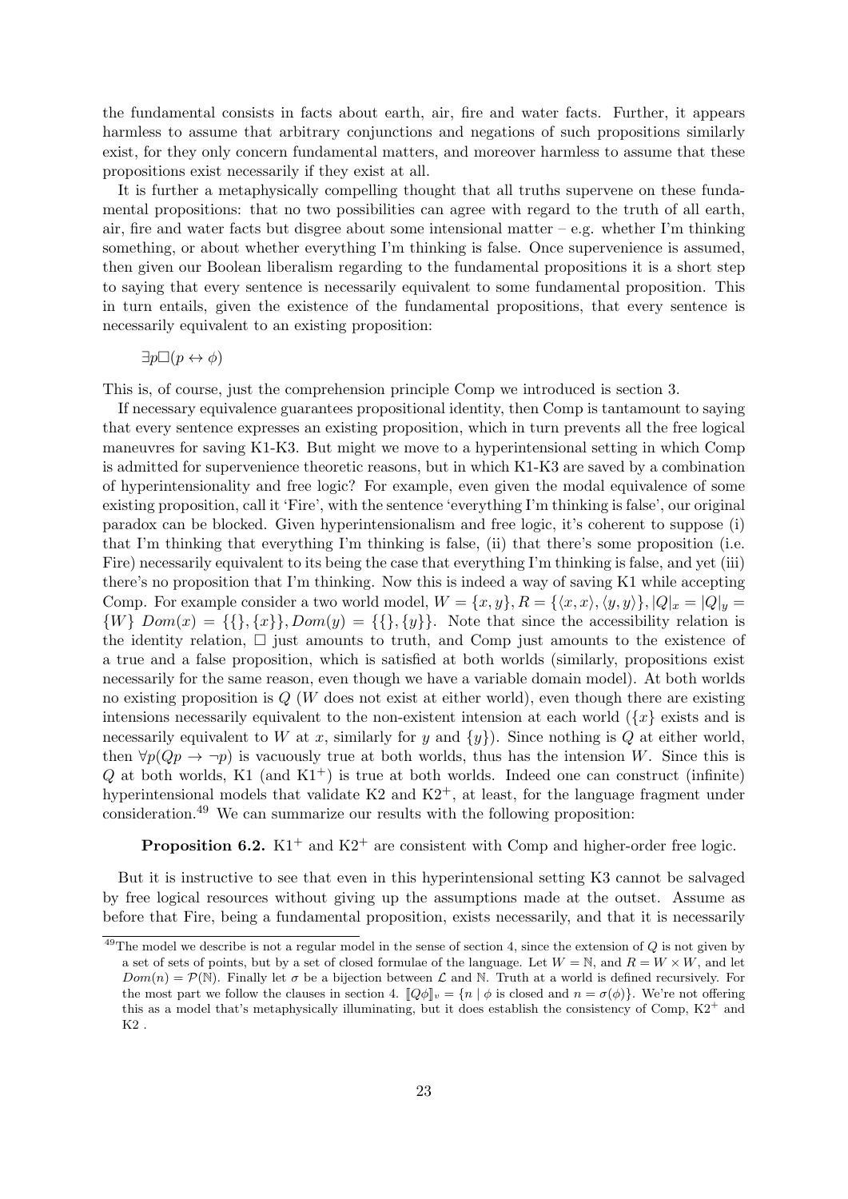the fundamental consists in facts about earth, air, fire and water facts. Further, it appears harmless to assume that arbitrary conjunctions and negations of such propositions similarly exist, for they only concern fundamental matters, and moreover harmless to assume that these propositions exist necessarily if they exist at all.

It is further a metaphysically compelling thought that all truths supervene on these fundamental propositions: that no two possibilities can agree with regard to the truth of all earth, air, fire and water facts but disgree about some intensional matter – e.g. whether I'm thinking something, or about whether everything I'm thinking is false. Once supervenience is assumed, then given our Boolean liberalism regarding to the fundamental propositions it is a short step to saying that every sentence is necessarily equivalent to some fundamental proposition. This in turn entails, given the existence of the fundamental propositions, that every sentence is necessarily equivalent to an existing proposition:

$\exists p \Box (p \leftrightarrow \phi)$

This is, of course, just the comprehension principle Comp we introduced is section 3.

If necessary equivalence guarantees propositional identity, then Comp is tantamount to saying that every sentence expresses an existing proposition, which in turn prevents all the free logical maneuvres for saving K1-K3. But might we move to a hyperintensional setting in which Comp is admitted for supervenience theoretic reasons, but in which K1-K3 are saved by a combination of hyperintensionality and free logic? For example, even given the modal equivalence of some existing proposition, call it 'Fire', with the sentence 'everything I'm thinking is false', our original paradox can be blocked. Given hyperintensionalism and free logic, it's coherent to suppose (i) that I'm thinking that everything I'm thinking is false, (ii) that there's some proposition (i.e. Fire) necessarily equivalent to its being the case that everything I'm thinking is false, and yet (iii) there's no proposition that I'm thinking. Now this is indeed a way of saving K1 while accepting Comp. For example consider a two world model, $W = \{x, y\}, R = \{\langle x, x\rangle, \langle y, y\rangle\}, |Q|_x = |Q|_y = \{W\}$ $Dom(x) = \{\{\}, \{x\}\}, Dom(y) = \{\{\}, \{y\}\}$. Note that since the accessibility relation is the identity relation, $\Box$ just amounts to truth, and Comp just amounts to the existence of a true and a false proposition, which is satisfied at both worlds (similarly, propositions exist necessarily for the same reason, even though we have a variable domain model). At both worlds no existing proposition is $Q$ ($W$ does not exist at either world), even though there are existing intensions necessarily equivalent to the non-existent intension at each world ($\{x\}$ exists and is necessarily equivalent to $W$ at $x$, similarly for $y$ and $\{y\}$). Since nothing is $Q$ at either world, then $\forall p(Qp \to \neg p)$ is vacuously true at both worlds, thus has the intension $W$. Since this is $Q$ at both worlds, K1 (and K1$^+$) is true at both worlds. Indeed one can construct (infinite) hyperintensional models that validate K2 and K2$^+$, at least, for the language fragment under consideration.[49] We can summarize our results with the following proposition:

**Proposition 6.2.** K1$^+$ and K2$^+$ are consistent with Comp and higher-order free logic.

But it is instructive to see that even in this hyperintensional setting K3 cannot be salvaged by free logical resources without giving up the assumptions made at the outset. Assume as before that Fire, being a fundamental proposition, exists necessarily, and that it is necessarily

[49] The model we describe is not a regular model in the sense of section 4, since the extension of $Q$ is not given by a set of sets of points, but by a set of closed formulae of the language. Let $W = \mathbb{N}$, and $R = W \times W$, and let $Dom(n) = \mathcal{P}(\mathbb{N})$. Finally let $\sigma$ be a bijection between $\mathcal{L}$ and $\mathbb{N}$. Truth at a world is defined recursively. For the most part we follow the clauses in section 4. $[\![Q\phi]\!]_v = \{n \mid \phi \text{ is closed and } n = \sigma(\phi)\}$. We're not offering this as a model that's metaphysically illuminating, but it does establish the consistency of Comp, K2$^+$ and K2 .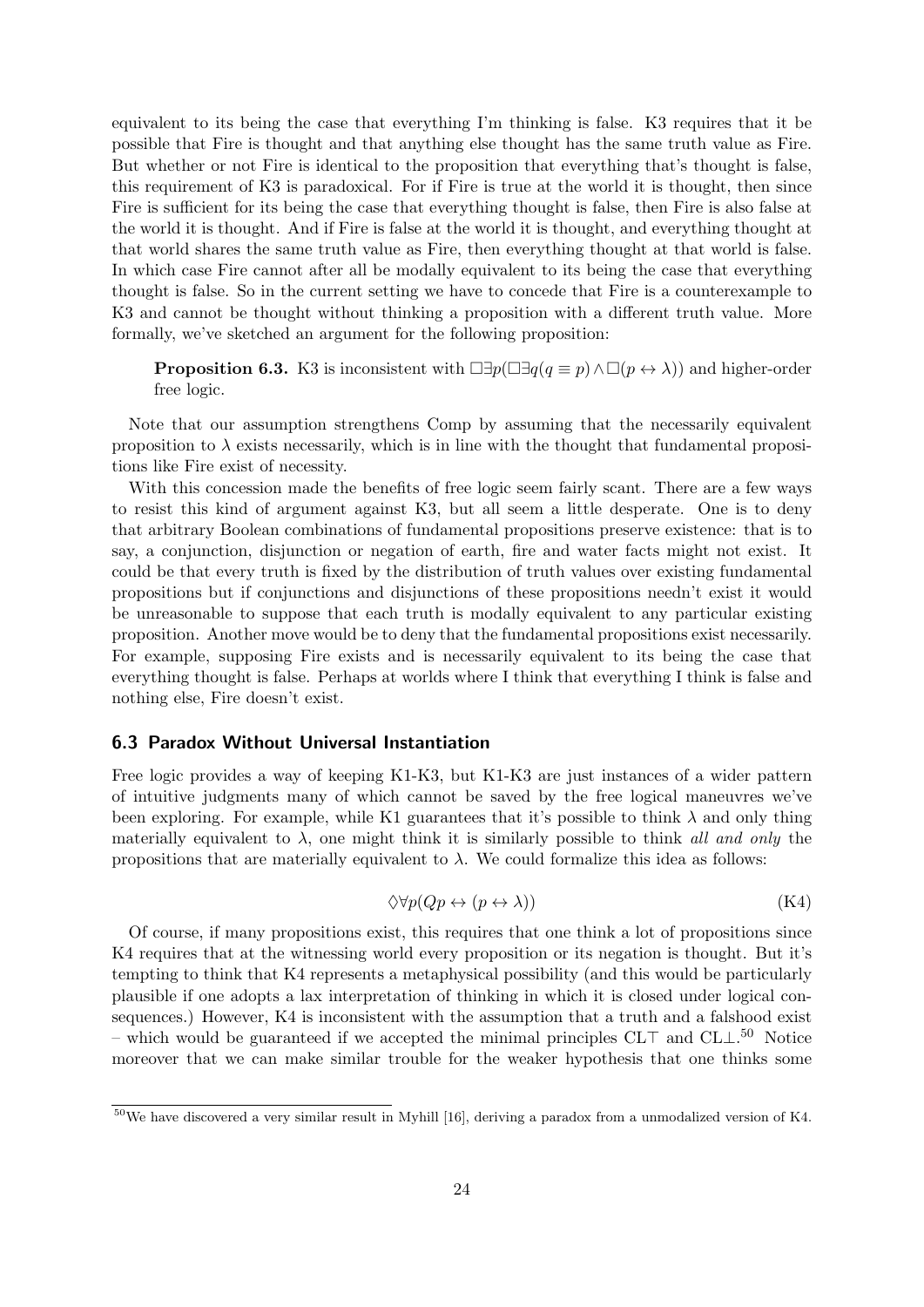equivalent to its being the case that everything I'm thinking is false. K3 requires that it be possible that Fire is thought and that anything else thought has the same truth value as Fire. But whether or not Fire is identical to the proposition that everything that's thought is false, this requirement of K3 is paradoxical. For if Fire is true at the world it is thought, then since Fire is sufficient for its being the case that everything thought is false, then Fire is also false at the world it is thought. And if Fire is false at the world it is thought, and everything thought at that world shares the same truth value as Fire, then everything thought at that world is false. In which case Fire cannot after all be modally equivalent to its being the case that everything thought is false. So in the current setting we have to concede that Fire is a counterexample to K3 and cannot be thought without thinking a proposition with a different truth value. More formally, we've sketched an argument for the following proposition:

> **Proposition 6.3.** K3 is inconsistent with $\Box\exists p(\Box\exists q(q \equiv p) \wedge \Box(p \leftrightarrow \lambda))$ and higher-order free logic.

Note that our assumption strengthens Comp by assuming that the necessarily equivalent proposition to $\lambda$ exists necessarily, which is in line with the thought that fundamental propositions like Fire exist of necessity.

With this concession made the benefits of free logic seem fairly scant. There are a few ways to resist this kind of argument against K3, but all seem a little desperate. One is to deny that arbitrary Boolean combinations of fundamental propositions preserve existence: that is to say, a conjunction, disjunction or negation of earth, fire and water facts might not exist. It could be that every truth is fixed by the distribution of truth values over existing fundamental propositions but if conjunctions and disjunctions of these propositions needn't exist it would be unreasonable to suppose that each truth is modally equivalent to any particular existing proposition. Another move would be to deny that the fundamental propositions exist necessarily. For example, supposing Fire exists and is necessarily equivalent to its being the case that everything thought is false. Perhaps at worlds where I think that everything I think is false and nothing else, Fire doesn't exist.

### 6.3 Paradox Without Universal Instantiation

Free logic provides a way of keeping K1-K3, but K1-K3 are just instances of a wider pattern of intuitive judgments many of which cannot be saved by the free logical maneuvres we've been exploring. For example, while K1 guarantees that it's possible to think $\lambda$ and only thing materially equivalent to $\lambda$, one might think it is similarly possible to think *all and only* the propositions that are materially equivalent to $\lambda$. We could formalize this idea as follows:

$$\Diamond\forall p(Qp \leftrightarrow (p \leftrightarrow \lambda)) \tag{K4}$$

Of course, if many propositions exist, this requires that one think a lot of propositions since K4 requires that at the witnessing world every proposition or its negation is thought. But it's tempting to think that K4 represents a metaphysical possibility (and this would be particularly plausible if one adopts a lax interpretation of thinking in which it is closed under logical consequences.) However, K4 is inconsistent with the assumption that a truth and a falshood exist – which would be guaranteed if we accepted the minimal principles CL$\top$ and CL$\bot$.[50] Notice moreover that we can make similar trouble for the weaker hypothesis that one thinks some

[50]We have discovered a very similar result in Myhill [16], deriving a paradox from a unmodalized version of K4.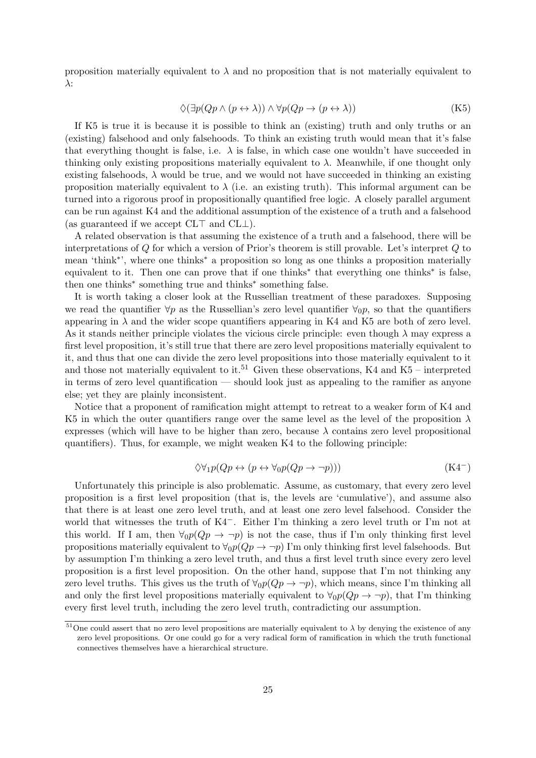proposition materially equivalent to $\lambda$ and no proposition that is not materially equivalent to $\lambda$:

$$\Diamond(\exists p(Qp \wedge (p \leftrightarrow \lambda)) \wedge \forall p(Qp \rightarrow (p \leftrightarrow \lambda)) \tag{K5}$$

If K5 is true it is because it is possible to think an (existing) truth and only truths or an (existing) falsehood and only falsehoods. To think an existing truth would mean that it's false that everything thought is false, i.e. $\lambda$ is false, in which case one wouldn't have succeeded in thinking only existing propositions materially equivalent to $\lambda$. Meanwhile, if one thought only existing falsehoods, $\lambda$ would be true, and we would not have succeeded in thinking an existing proposition materially equivalent to $\lambda$ (i.e. an existing truth). This informal argument can be turned into a rigorous proof in propositionally quantified free logic. A closely parallel argument can be run against K4 and the additional assumption of the existence of a truth and a falsehood (as guaranteed if we accept CL$\top$ and CL$\bot$).

A related observation is that assuming the existence of a truth and a falsehood, there will be interpretations of $Q$ for which a version of Prior's theorem is still provable. Let's interpret $Q$ to mean 'think$^*$', where one thinks$^*$ a proposition so long as one thinks a proposition materially equivalent to it. Then one can prove that if one thinks$^*$ that everything one thinks$^*$ is false, then one thinks$^*$ something true and thinks$^*$ something false.

It is worth taking a closer look at the Russellian treatment of these paradoxes. Supposing we read the quantifier $\forall p$ as the Russellian's zero level quantifier $\forall_0 p$, so that the quantifiers appearing in $\lambda$ and the wider scope quantifiers appearing in K4 and K5 are both of zero level. As it stands neither principle violates the vicious circle principle: even though $\lambda$ may express a first level proposition, it's still true that there are zero level propositions materially equivalent to it, and thus that one can divide the zero level propositions into those materially equivalent to it and those not materially equivalent to it.[51] Given these observations, K4 and K5 – interpreted in terms of zero level quantification — should look just as appealing to the ramifier as anyone else; yet they are plainly inconsistent.

Notice that a proponent of ramification might attempt to retreat to a weaker form of K4 and K5 in which the outer quantifiers range over the same level as the level of the proposition $\lambda$ expresses (which will have to be higher than zero, because $\lambda$ contains zero level propositional quantifiers). Thus, for example, we might weaken K4 to the following principle:

$$\Diamond\forall_1 p(Qp \leftrightarrow (p \leftrightarrow \forall_0 p(Qp \rightarrow \neg p))) \tag{K4$^-$}$$

Unfortunately this principle is also problematic. Assume, as customary, that every zero level proposition is a first level proposition (that is, the levels are 'cumulative'), and assume also that there is at least one zero level truth, and at least one zero level falsehood. Consider the world that witnesses the truth of K4$^-$. Either I'm thinking a zero level truth or I'm not at this world. If I am, then $\forall_0 p(Qp \rightarrow \neg p)$ is not the case, thus if I'm only thinking first level propositions materially equivalent to $\forall_0 p(Qp \rightarrow \neg p)$ I'm only thinking first level falsehoods. But by assumption I'm thinking a zero level truth, and thus a first level truth since every zero level proposition is a first level proposition. On the other hand, suppose that I'm not thinking any zero level truths. This gives us the truth of $\forall_0 p(Qp \rightarrow \neg p)$, which means, since I'm thinking all and only the first level propositions materially equivalent to $\forall_0 p(Qp \rightarrow \neg p)$, that I'm thinking every first level truth, including the zero level truth, contradicting our assumption.

[51] One could assert that no zero level propositions are materially equivalent to $\lambda$ by denying the existence of any zero level propositions. Or one could go for a very radical form of ramification in which the truth functional connectives themselves have a hierarchical structure.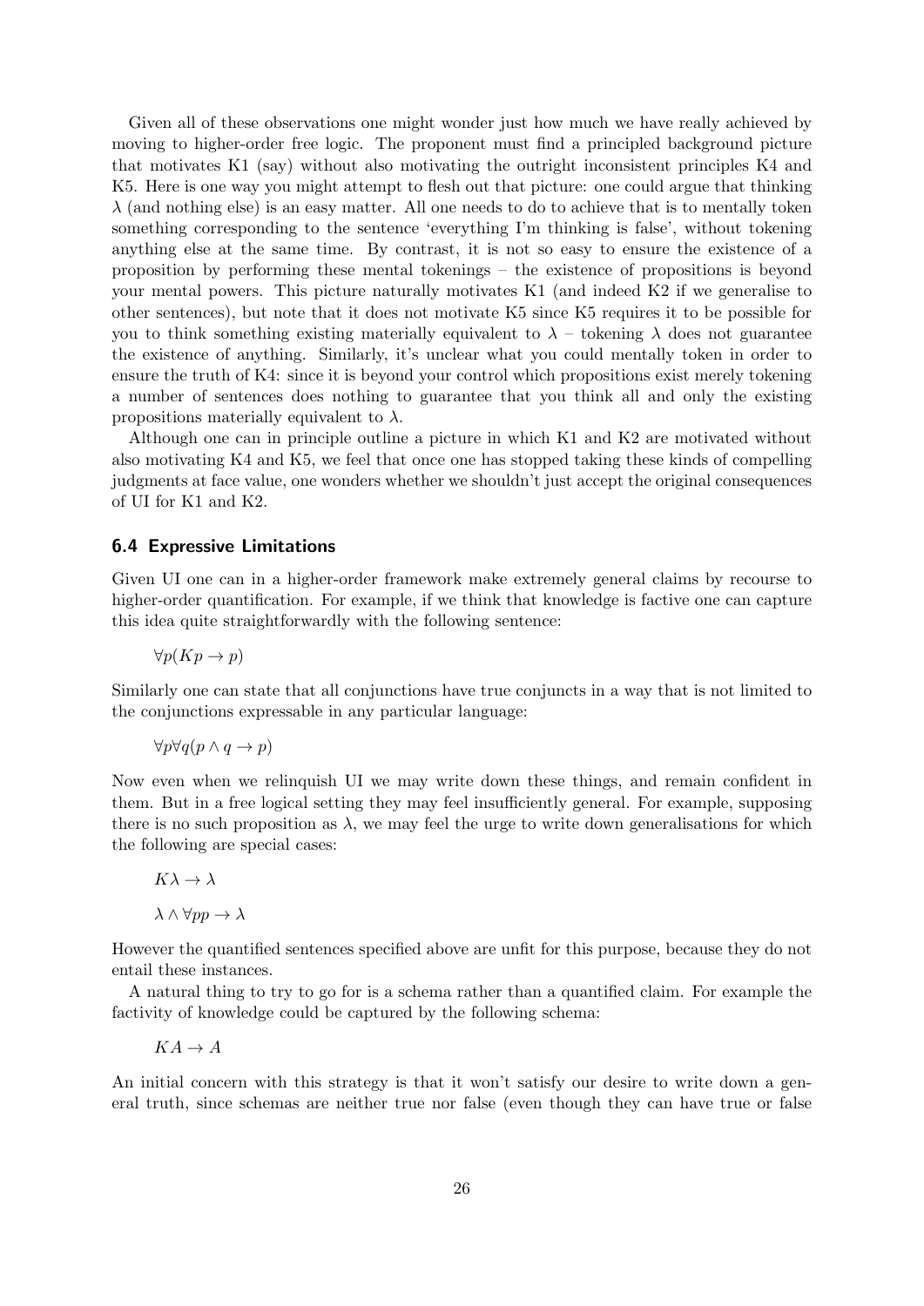Given all of these observations one might wonder just how much we have really achieved by moving to higher-order free logic. The proponent must find a principled background picture that motivates K1 (say) without also motivating the outright inconsistent principles K4 and K5. Here is one way you might attempt to flesh out that picture: one could argue that thinking $\lambda$ (and nothing else) is an easy matter. All one needs to do to achieve that is to mentally token something corresponding to the sentence 'everything I'm thinking is false', without tokening anything else at the same time. By contrast, it is not so easy to ensure the existence of a proposition by performing these mental tokenings – the existence of propositions is beyond your mental powers. This picture naturally motivates K1 (and indeed K2 if we generalise to other sentences), but note that it does not motivate K5 since K5 requires it to be possible for you to think something existing materially equivalent to $\lambda$ – tokening $\lambda$ does not guarantee the existence of anything. Similarly, it's unclear what you could mentally token in order to ensure the truth of K4: since it is beyond your control which propositions exist merely tokening a number of sentences does nothing to guarantee that you think all and only the existing propositions materially equivalent to $\lambda$.

Although one can in principle outline a picture in which K1 and K2 are motivated without also motivating K4 and K5, we feel that once one has stopped taking these kinds of compelling judgments at face value, one wonders whether we shouldn't just accept the original consequences of UI for K1 and K2.

## 6.4 Expressive Limitations

Given UI one can in a higher-order framework make extremely general claims by recourse to higher-order quantification. For example, if we think that knowledge is factive one can capture this idea quite straightforwardly with the following sentence:

$$\forall p(Kp \to p)$$

Similarly one can state that all conjunctions have true conjuncts in a way that is not limited to the conjunctions expressable in any particular language:

$$\forall p \forall q(p \wedge q \to p)$$

Now even when we relinquish UI we may write down these things, and remain confident in them. But in a free logical setting they may feel insufficiently general. For example, supposing there is no such proposition as $\lambda$, we may feel the urge to write down generalisations for which the following are special cases:

$$K\lambda \to \lambda$$

$$\lambda \wedge \forall pp \to \lambda$$

However the quantified sentences specified above are unfit for this purpose, because they do not entail these instances.

A natural thing to try to go for is a schema rather than a quantified claim. For example the factivity of knowledge could be captured by the following schema:

$$KA \to A$$

An initial concern with this strategy is that it won't satisfy our desire to write down a general truth, since schemas are neither true nor false (even though they can have true or false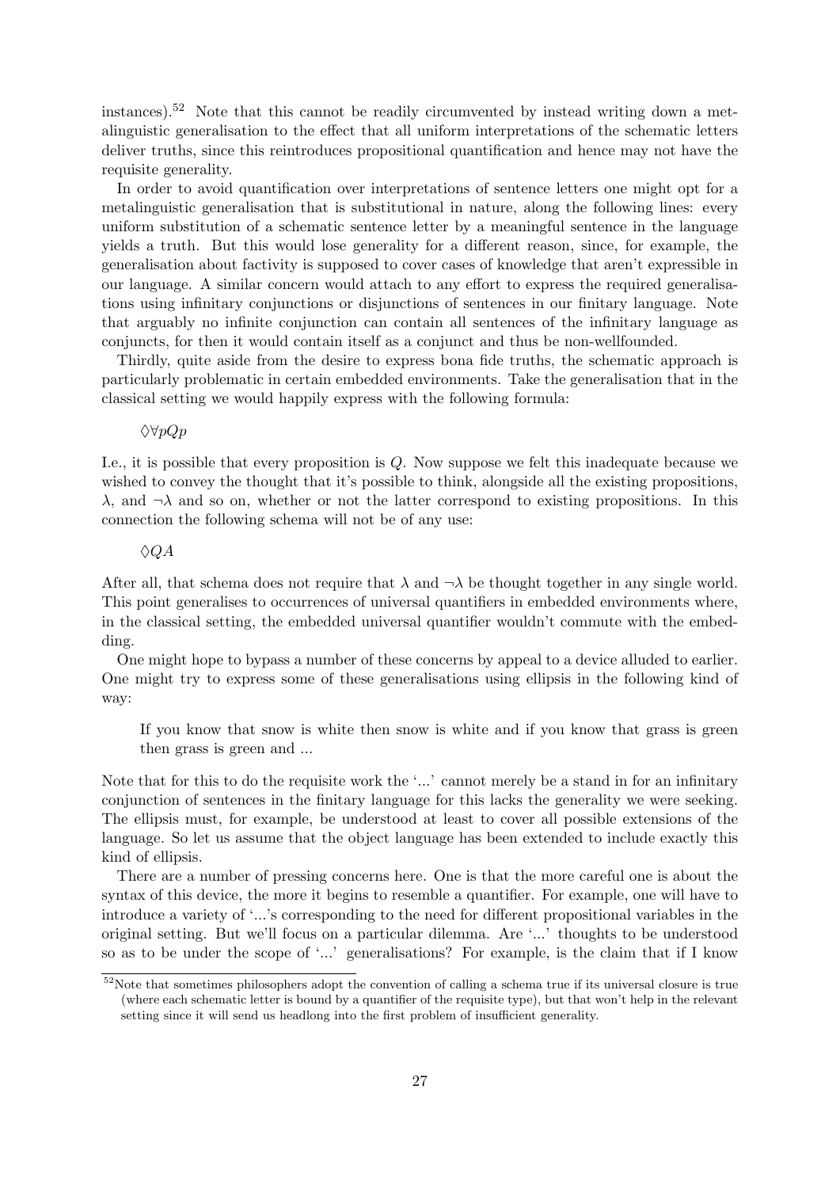instances).[52] Note that this cannot be readily circumvented by instead writing down a metalinguistic generalisation to the effect that all uniform interpretations of the schematic letters deliver truths, since this reintroduces propositional quantification and hence may not have the requisite generality.

In order to avoid quantification over interpretations of sentence letters one might opt for a metalinguistic generalisation that is substitutional in nature, along the following lines: every uniform substitution of a schematic sentence letter by a meaningful sentence in the language yields a truth. But this would lose generality for a different reason, since, for example, the generalisation about factivity is supposed to cover cases of knowledge that aren't expressible in our language. A similar concern would attach to any effort to express the required generalisations using infinitary conjunctions or disjunctions of sentences in our finitary language. Note that arguably no infinite conjunction can contain all sentences of the infinitary language as conjuncts, for then it would contain itself as a conjunct and thus be non-wellfounded.

Thirdly, quite aside from the desire to express bona fide truths, the schematic approach is particularly problematic in certain embedded environments. Take the generalisation that in the classical setting we would happily express with the following formula:

$\Diamond \forall p Q p$

I.e., it is possible that every proposition is $Q$. Now suppose we felt this inadequate because we wished to convey the thought that it's possible to think, alongside all the existing propositions, $\lambda$, and $\neg\lambda$ and so on, whether or not the latter correspond to existing propositions. In this connection the following schema will not be of any use:

$\Diamond Q A$

After all, that schema does not require that $\lambda$ and $\neg\lambda$ be thought together in any single world. This point generalises to occurrences of universal quantifiers in embedded environments where, in the classical setting, the embedded universal quantifier wouldn't commute with the embedding.

One might hope to bypass a number of these concerns by appeal to a device alluded to earlier. One might try to express some of these generalisations using ellipsis in the following kind of way:

> If you know that snow is white then snow is white and if you know that grass is green then grass is green and ...

Note that for this to do the requisite work the '...' cannot merely be a stand in for an infinitary conjunction of sentences in the finitary language for this lacks the generality we were seeking. The ellipsis must, for example, be understood at least to cover all possible extensions of the language. So let us assume that the object language has been extended to include exactly this kind of ellipsis.

There are a number of pressing concerns here. One is that the more careful one is about the syntax of this device, the more it begins to resemble a quantifier. For example, one will have to introduce a variety of '...'s corresponding to the need for different propositional variables in the original setting. But we'll focus on a particular dilemma. Are '...' thoughts to be understood so as to be under the scope of '...' generalisations? For example, is the claim that if I know

[52] Note that sometimes philosophers adopt the convention of calling a schema true if its universal closure is true (where each schematic letter is bound by a quantifier of the requisite type), but that won't help in the relevant setting since it will send us headlong into the first problem of insufficient generality.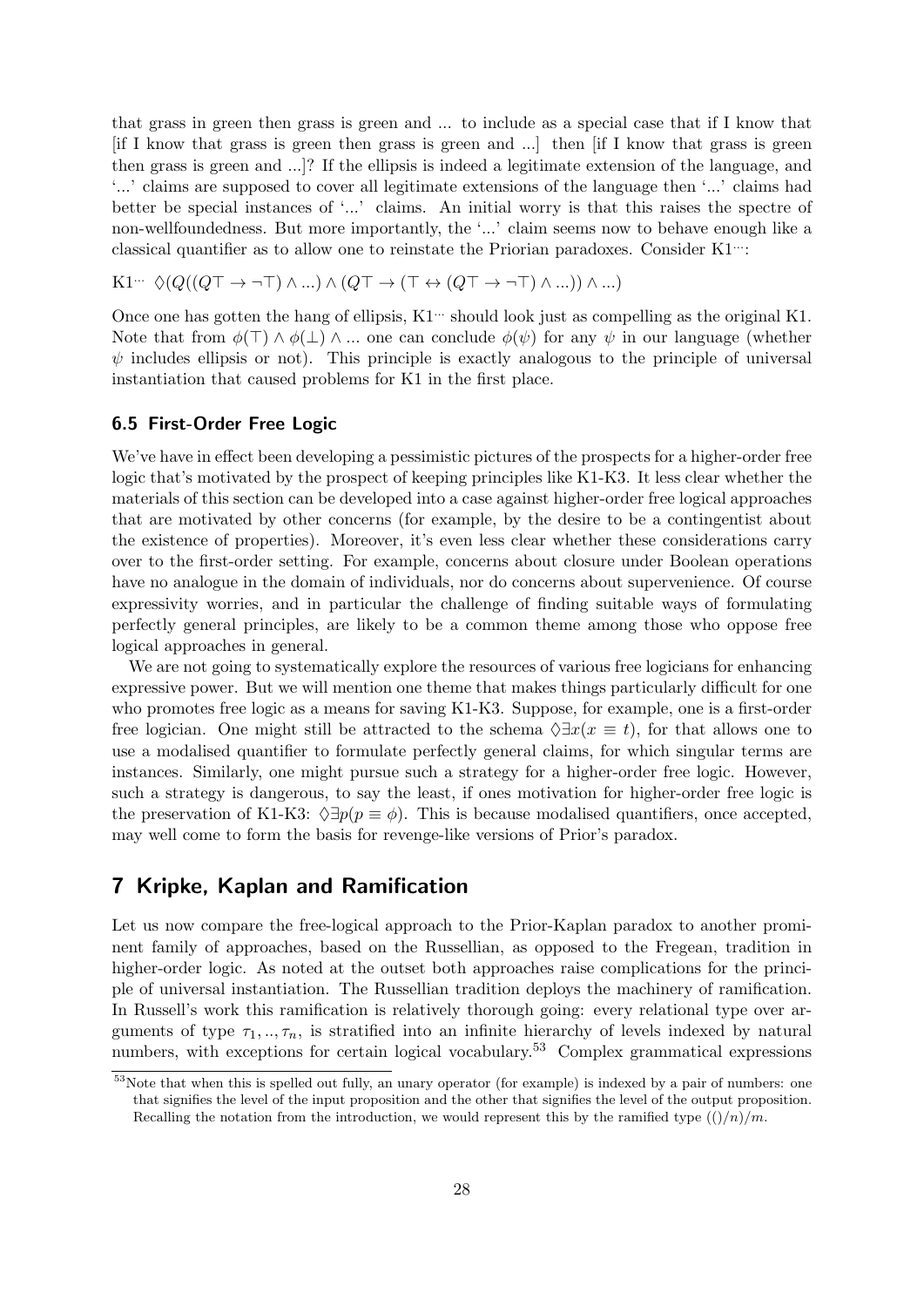that grass in green then grass is green and ... to include as a special case that if I know that [if I know that grass is green then grass is green and ...] then [if I know that grass is green then grass is green and ...]? If the ellipsis is indeed a legitimate extension of the language, and '...' claims are supposed to cover all legitimate extensions of the language then '...' claims had better be special instances of '...' claims. An initial worry is that this raises the spectre of non-wellfoundedness. But more importantly, the '...' claim seems now to behave enough like a classical quantifier as to allow one to reinstate the Priorian paradoxes. Consider K1$^{\cdots}$:

K1$^{\cdots}$ $\Diamond(Q((Q\top \rightarrow \neg\top) \wedge ...) \wedge (Q\top \rightarrow (\top \leftrightarrow (Q\top \rightarrow \neg\top) \wedge ...)) \wedge ...)$

Once one has gotten the hang of ellipsis, K1$^{\cdots}$ should look just as compelling as the original K1. Note that from $\phi(\top) \wedge \phi(\bot) \wedge ...$ one can conclude $\phi(\psi)$ for any $\psi$ in our language (whether $\psi$ includes ellipsis or not). This principle is exactly analogous to the principle of universal instantiation that caused problems for K1 in the first place.

### 6.5 First-Order Free Logic

We've have in effect been developing a pessimistic pictures of the prospects for a higher-order free logic that's motivated by the prospect of keeping principles like K1-K3. It less clear whether the materials of this section can be developed into a case against higher-order free logical approaches that are motivated by other concerns (for example, by the desire to be a contingentist about the existence of properties). Moreover, it's even less clear whether these considerations carry over to the first-order setting. For example, concerns about closure under Boolean operations have no analogue in the domain of individuals, nor do concerns about supervenience. Of course expressivity worries, and in particular the challenge of finding suitable ways of formulating perfectly general principles, are likely to be a common theme among those who oppose free logical approaches in general.

We are not going to systematically explore the resources of various free logicians for enhancing expressive power. But we will mention one theme that makes things particularly difficult for one who promotes free logic as a means for saving K1-K3. Suppose, for example, one is a first-order free logician. One might still be attracted to the schema $\Diamond\exists x(x \equiv t)$, for that allows one to use a modalised quantifier to formulate perfectly general claims, for which singular terms are instances. Similarly, one might pursue such a strategy for a higher-order free logic. However, such a strategy is dangerous, to say the least, if ones motivation for higher-order free logic is the preservation of K1-K3: $\Diamond\exists p(p \equiv \phi)$. This is because modalised quantifiers, once accepted, may well come to form the basis for revenge-like versions of Prior's paradox.

## 7 Kripke, Kaplan and Ramification

Let us now compare the free-logical approach to the Prior-Kaplan paradox to another prominent family of approaches, based on the Russellian, as opposed to the Fregean, tradition in higher-order logic. As noted at the outset both approaches raise complications for the principle of universal instantiation. The Russellian tradition deploys the machinery of ramification. In Russell's work this ramification is relatively thorough going: every relational type over arguments of type $\tau_1, .., \tau_n$, is stratified into an infinite hierarchy of levels indexed by natural numbers, with exceptions for certain logical vocabulary.[53] Complex grammatical expressions

[53] Note that when this is spelled out fully, an unary operator (for example) is indexed by a pair of numbers: one that signifies the level of the input proposition and the other that signifies the level of the output proposition. Recalling the notation from the introduction, we would represent this by the ramified type $(()/n)/m$.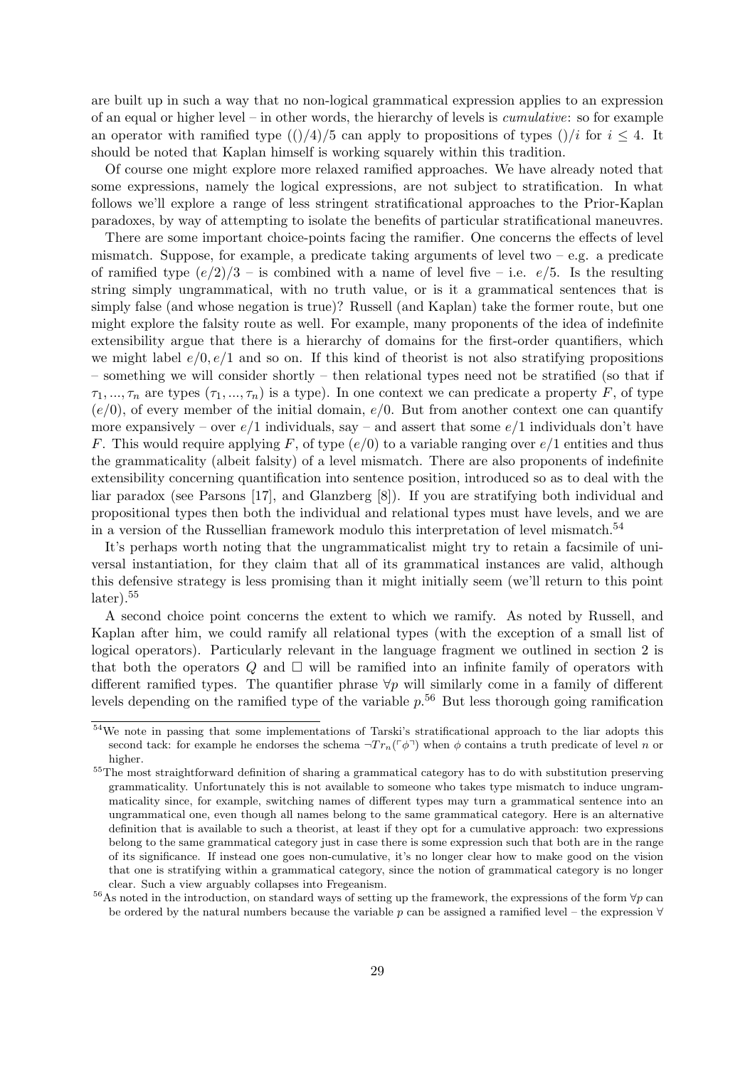are built up in such a way that no non-logical grammatical expression applies to an expression of an equal or higher level – in other words, the hierarchy of levels is *cumulative*: so for example an operator with ramified type $(()/4)/5$ can apply to propositions of types $()/i$ for $i \leq 4$. It should be noted that Kaplan himself is working squarely within this tradition.

Of course one might explore more relaxed ramified approaches. We have already noted that some expressions, namely the logical expressions, are not subject to stratification. In what follows we'll explore a range of less stringent stratificational approaches to the Prior-Kaplan paradoxes, by way of attempting to isolate the benefits of particular stratificational maneuvres.

There are some important choice-points facing the ramifier. One concerns the effects of level mismatch. Suppose, for example, a predicate taking arguments of level two – e.g. a predicate of ramified type $(e/2)/3$ – is combined with a name of level five – i.e. $e/5$. Is the resulting string simply ungrammatical, with no truth value, or is it a grammatical sentences that is simply false (and whose negation is true)? Russell (and Kaplan) take the former route, but one might explore the falsity route as well. For example, many proponents of the idea of indefinite extensibility argue that there is a hierarchy of domains for the first-order quantifiers, which we might label $e/0, e/1$ and so on. If this kind of theorist is not also stratifying propositions – something we will consider shortly – then relational types need not be stratified (so that if $\tau_1, ..., \tau_n$ are types $(\tau_1, ..., \tau_n)$ is a type). In one context we can predicate a property $F$, of type $(e/0)$, of every member of the initial domain, $e/0$. But from another context one can quantify more expansively – over $e/1$ individuals, say – and assert that some $e/1$ individuals don't have $F$. This would require applying $F$, of type $(e/0)$ to a variable ranging over $e/1$ entities and thus the grammaticality (albeit falsity) of a level mismatch. There are also proponents of indefinite extensibility concerning quantification into sentence position, introduced so as to deal with the liar paradox (see Parsons [17], and Glanzberg [8]). If you are stratifying both individual and propositional types then both the individual and relational types must have levels, and we are in a version of the Russellian framework modulo this interpretation of level mismatch.[54]

It's perhaps worth noting that the ungrammaticalist might try to retain a facsimile of universal instantiation, for they claim that all of its grammatical instances are valid, although this defensive strategy is less promising than it might initially seem (we'll return to this point later).[55]

A second choice point concerns the extent to which we ramify. As noted by Russell, and Kaplan after him, we could ramify all relational types (with the exception of a small list of logical operators). Particularly relevant in the language fragment we outlined in section 2 is that both the operators $Q$ and $\Box$ will be ramified into an infinite family of operators with different ramified types. The quantifier phrase $\forall p$ will similarly come in a family of different levels depending on the ramified type of the variable $p$.[56] But less thorough going ramification

---

[54] We note in passing that some implementations of Tarski's stratificational approach to the liar adopts this second tack: for example he endorses the schema $\neg Tr_n(\ulcorner \phi \urcorner)$ when $\phi$ contains a truth predicate of level $n$ or higher.

[55] The most straightforward definition of sharing a grammatical category has to do with substitution preserving grammaticality. Unfortunately this is not available to someone who takes type mismatch to induce ungrammaticality since, for example, switching names of different types may turn a grammatical sentence into an ungrammatical one, even though all names belong to the same grammatical category. Here is an alternative definition that is available to such a theorist, at least if they opt for a cumulative approach: two expressions belong to the same grammatical category just in case there is some expression such that both are in the range of its significance. If instead one goes non-cumulative, it's no longer clear how to make good on the vision that one is stratifying within a grammatical category, since the notion of grammatical category is no longer clear. Such a view arguably collapses into Fregeanism.

[56] As noted in the introduction, on standard ways of setting up the framework, the expressions of the form $\forall p$ can be ordered by the natural numbers because the variable $p$ can be assigned a ramified level – the expression $\forall$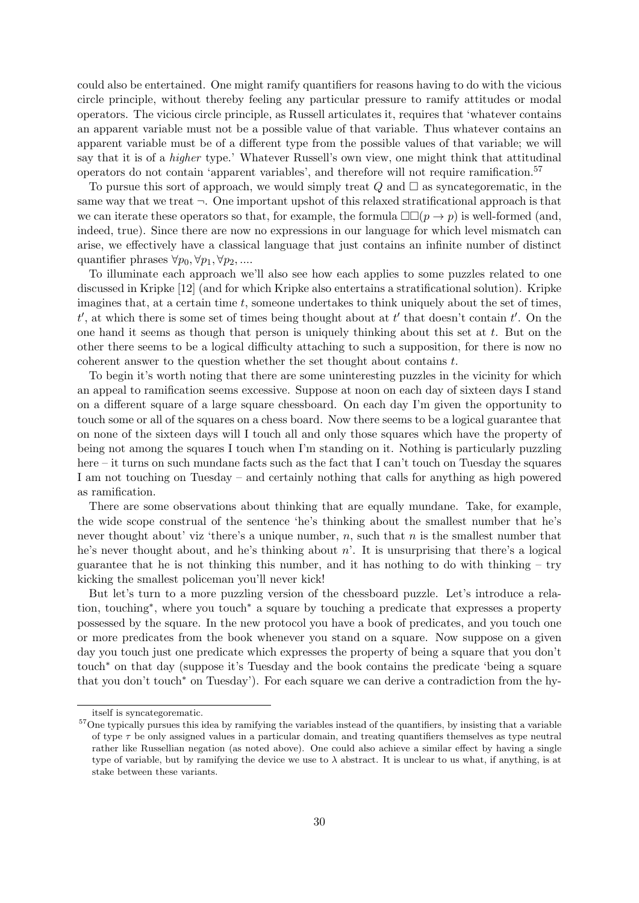could also be entertained. One might ramify quantifiers for reasons having to do with the vicious circle principle, without thereby feeling any particular pressure to ramify attitudes or modal operators. The vicious circle principle, as Russell articulates it, requires that 'whatever contains an apparent variable must not be a possible value of that variable. Thus whatever contains an apparent variable must be of a different type from the possible values of that variable; we will say that it is of a *higher* type.' Whatever Russell's own view, one might think that attitudinal operators do not contain 'apparent variables', and therefore will not require ramification.[57]

To pursue this sort of approach, we would simply treat $Q$ and $\Box$ as syncategorematic, in the same way that we treat $\neg$. One important upshot of this relaxed stratificational approach is that we can iterate these operators so that, for example, the formula $\Box\Box(p \to p)$ is well-formed (and, indeed, true). Since there are now no expressions in our language for which level mismatch can arise, we effectively have a classical language that just contains an infinite number of distinct quantifier phrases $\forall p_0, \forall p_1, \forall p_2, ....$

To illuminate each approach we'll also see how each applies to some puzzles related to one discussed in Kripke [12] (and for which Kripke also entertains a stratificational solution). Kripke imagines that, at a certain time $t$, someone undertakes to think uniquely about the set of times, $t'$, at which there is some set of times being thought about at $t'$ that doesn't contain $t'$. On the one hand it seems as though that person is uniquely thinking about this set at $t$. But on the other there seems to be a logical difficulty attaching to such a supposition, for there is now no coherent answer to the question whether the set thought about contains $t$.

To begin it's worth noting that there are some uninteresting puzzles in the vicinity for which an appeal to ramification seems excessive. Suppose at noon on each day of sixteen days I stand on a different square of a large square chessboard. On each day I'm given the opportunity to touch some or all of the squares on a chess board. Now there seems to be a logical guarantee that on none of the sixteen days will I touch all and only those squares which have the property of being not among the squares I touch when I'm standing on it. Nothing is particularly puzzling here – it turns on such mundane facts such as the fact that I can't touch on Tuesday the squares I am not touching on Tuesday – and certainly nothing that calls for anything as high powered as ramification.

There are some observations about thinking that are equally mundane. Take, for example, the wide scope construal of the sentence 'he's thinking about the smallest number that he's never thought about' viz 'there's a unique number, $n$, such that $n$ is the smallest number that he's never thought about, and he's thinking about $n$'. It is unsurprising that there's a logical guarantee that he is not thinking this number, and it has nothing to do with thinking – try kicking the smallest policeman you'll never kick!

But let's turn to a more puzzling version of the chessboard puzzle. Let's introduce a relation, touching$^*$, where you touch$^*$ a square by touching a predicate that expresses a property possessed by the square. In the new protocol you have a book of predicates, and you touch one or more predicates from the book whenever you stand on a square. Now suppose on a given day you touch just one predicate which expresses the property of being a square that you don't touch$^*$ on that day (suppose it's Tuesday and the book contains the predicate 'being a square that you don't touch$^*$ on Tuesday'). For each square we can derive a contradiction from the hy-

---

itself is syncategorematic.

[57] One typically pursues this idea by ramifying the variables instead of the quantifiers, by insisting that a variable of type $\tau$ be only assigned values in a particular domain, and treating quantifiers themselves as type neutral rather like Russellian negation (as noted above). One could also achieve a similar effect by having a single type of variable, but by ramifying the device we use to $\lambda$ abstract. It is unclear to us what, if anything, is at stake between these variants.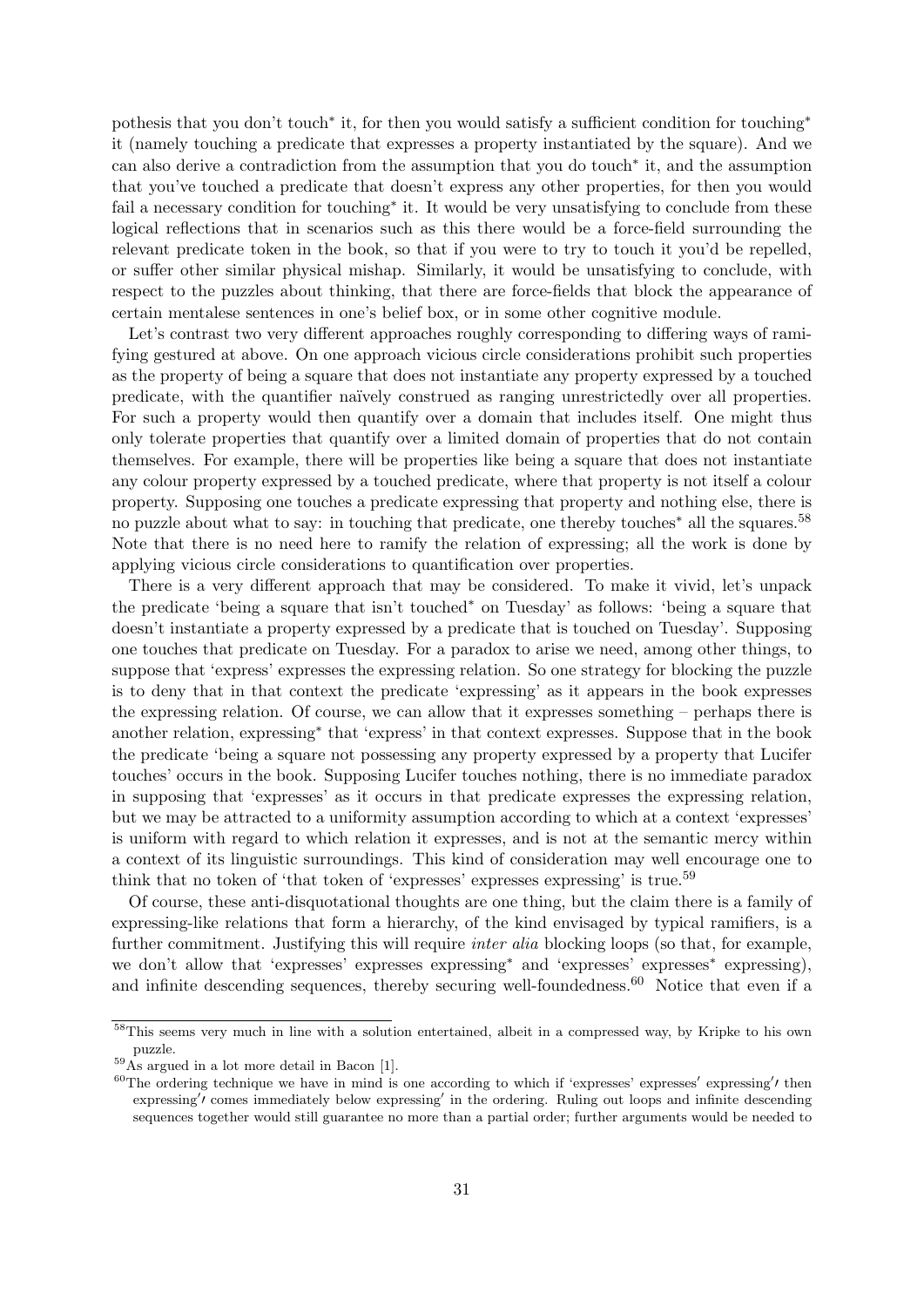pothesis that you don't touch* it, for then you would satisfy a sufficient condition for touching* it (namely touching a predicate that expresses a property instantiated by the square). And we can also derive a contradiction from the assumption that you do touch* it, and the assumption that you've touched a predicate that doesn't express any other properties, for then you would fail a necessary condition for touching* it. It would be very unsatisfying to conclude from these logical reflections that in scenarios such as this there would be a force-field surrounding the relevant predicate token in the book, so that if you were to try to touch it you'd be repelled, or suffer other similar physical mishap. Similarly, it would be unsatisfying to conclude, with respect to the puzzles about thinking, that there are force-fields that block the appearance of certain mentalese sentences in one's belief box, or in some other cognitive module.

Let's contrast two very different approaches roughly corresponding to differing ways of ramifying gestured at above. On one approach vicious circle considerations prohibit such properties as the property of being a square that does not instantiate any property expressed by a touched predicate, with the quantifier naïvely construed as ranging unrestrictedly over all properties. For such a property would then quantify over a domain that includes itself. One might thus only tolerate properties that quantify over a limited domain of properties that do not contain themselves. For example, there will be properties like being a square that does not instantiate any colour property expressed by a touched predicate, where that property is not itself a colour property. Supposing one touches a predicate expressing that property and nothing else, there is no puzzle about what to say: in touching that predicate, one thereby touches* all the squares.[58] Note that there is no need here to ramify the relation of expressing; all the work is done by applying vicious circle considerations to quantification over properties.

There is a very different approach that may be considered. To make it vivid, let's unpack the predicate 'being a square that isn't touched* on Tuesday' as follows: 'being a square that doesn't instantiate a property expressed by a predicate that is touched on Tuesday'. Supposing one touches that predicate on Tuesday. For a paradox to arise we need, among other things, to suppose that 'express' expresses the expressing relation. So one strategy for blocking the puzzle is to deny that in that context the predicate 'expressing' as it appears in the book expresses the expressing relation. Of course, we can allow that it expresses something – perhaps there is another relation, expressing* that 'express' in that context expresses. Suppose that in the book the predicate 'being a square not possessing any property expressed by a property that Lucifer touches' occurs in the book. Supposing Lucifer touches nothing, there is no immediate paradox in supposing that 'expresses' as it occurs in that predicate expresses the expressing relation, but we may be attracted to a uniformity assumption according to which at a context 'expresses' is uniform with regard to which relation it expresses, and is not at the semantic mercy within a context of its linguistic surroundings. This kind of consideration may well encourage one to think that no token of 'that token of 'expresses' expresses expressing' is true.[59]

Of course, these anti-disquotational thoughts are one thing, but the claim there is a family of expressing-like relations that form a hierarchy, of the kind envisaged by typical ramifiers, is a further commitment. Justifying this will require *inter alia* blocking loops (so that, for example, we don't allow that 'expresses' expresses expressing* and 'expresses' expresses* expressing), and infinite descending sequences, thereby securing well-foundedness.[60] Notice that even if a

---

[58] This seems very much in line with a solution entertained, albeit in a compressed way, by Kripke to his own puzzle.

[59] As argued in a lot more detail in Bacon [1].

[60] The ordering technique we have in mind is one according to which if 'expresses' expresses′ expressing′′ then expressing′′ comes immediately below expressing′ in the ordering. Ruling out loops and infinite descending sequences together would still guarantee no more than a partial order; further arguments would be needed to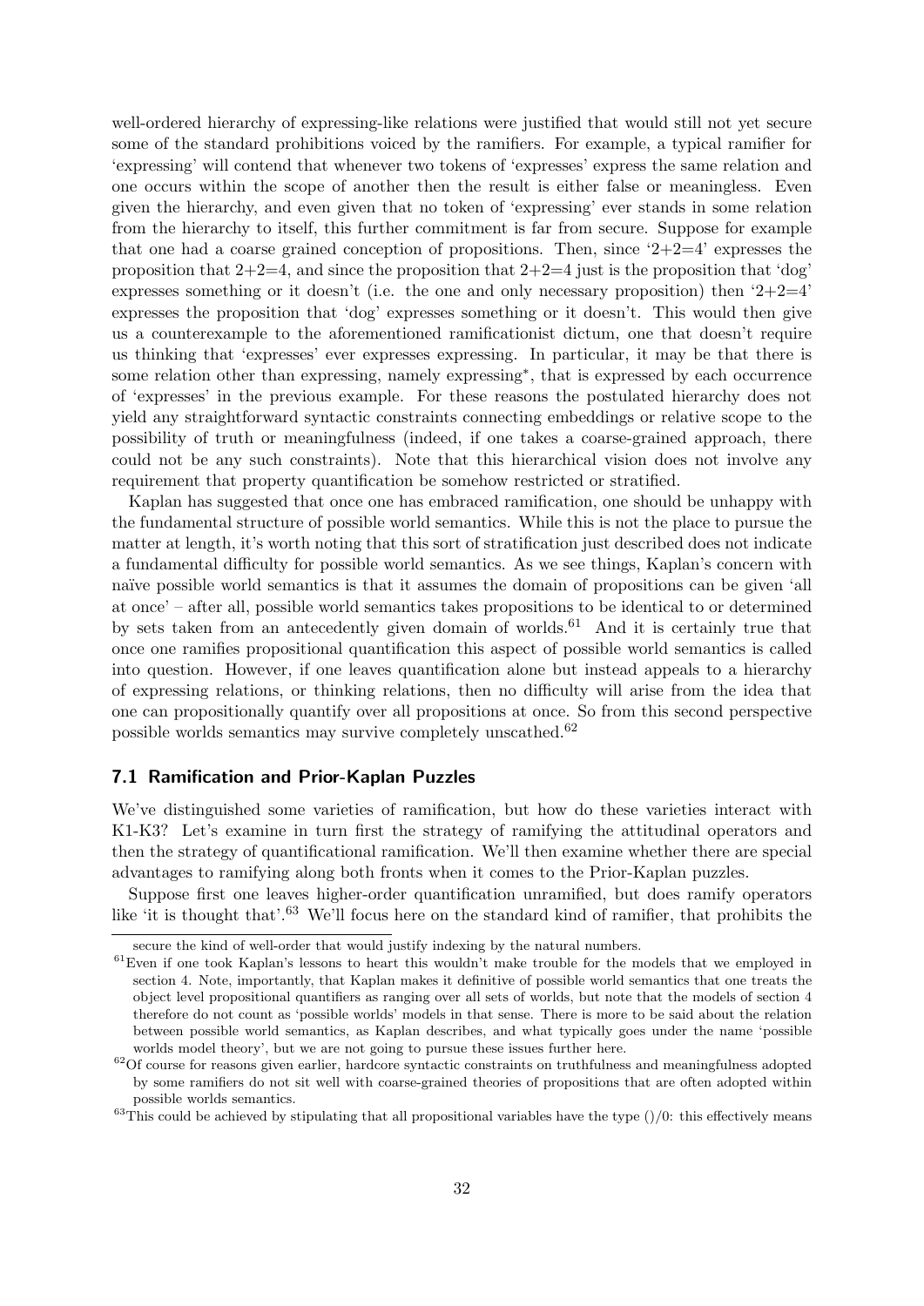well-ordered hierarchy of expressing-like relations were justified that would still not yet secure some of the standard prohibitions voiced by the ramifiers. For example, a typical ramifier for 'expressing' will contend that whenever two tokens of 'expresses' express the same relation and one occurs within the scope of another then the result is either false or meaningless. Even given the hierarchy, and even given that no token of 'expressing' ever stands in some relation from the hierarchy to itself, this further commitment is far from secure. Suppose for example that one had a coarse grained conception of propositions. Then, since '2+2=4' expresses the proposition that 2+2=4, and since the proposition that 2+2=4 just is the proposition that 'dog' expresses something or it doesn't (i.e. the one and only necessary proposition) then '2+2=4' expresses the proposition that 'dog' expresses something or it doesn't. This would then give us a counterexample to the aforementioned ramificationist dictum, one that doesn't require us thinking that 'expresses' ever expresses expressing. In particular, it may be that there is some relation other than expressing, namely expressing*, that is expressed by each occurrence of 'expresses' in the previous example. For these reasons the postulated hierarchy does not yield any straightforward syntactic constraints connecting embeddings or relative scope to the possibility of truth or meaningfulness (indeed, if one takes a coarse-grained approach, there could not be any such constraints). Note that this hierarchical vision does not involve any requirement that property quantification be somehow restricted or stratified.

Kaplan has suggested that once one has embraced ramification, one should be unhappy with the fundamental structure of possible world semantics. While this is not the place to pursue the matter at length, it's worth noting that this sort of stratification just described does not indicate a fundamental difficulty for possible world semantics. As we see things, Kaplan's concern with naïve possible world semantics is that it assumes the domain of propositions can be given 'all at once' – after all, possible world semantics takes propositions to be identical to or determined by sets taken from an antecedently given domain of worlds.[61] And it is certainly true that once one ramifies propositional quantification this aspect of possible world semantics is called into question. However, if one leaves quantification alone but instead appeals to a hierarchy of expressing relations, or thinking relations, then no difficulty will arise from the idea that one can propositionally quantify over all propositions at once. So from this second perspective possible worlds semantics may survive completely unscathed.[62]

## 7.1 Ramification and Prior-Kaplan Puzzles

We've distinguished some varieties of ramification, but how do these varieties interact with K1-K3? Let's examine in turn first the strategy of ramifying the attitudinal operators and then the strategy of quantificational ramification. We'll then examine whether there are special advantages to ramifying along both fronts when it comes to the Prior-Kaplan puzzles.

Suppose first one leaves higher-order quantification unramified, but does ramify operators like 'it is thought that'.[63] We'll focus here on the standard kind of ramifier, that prohibits the

---

secure the kind of well-order that would justify indexing by the natural numbers.

[61] Even if one took Kaplan's lessons to heart this wouldn't make trouble for the models that we employed in section 4. Note, importantly, that Kaplan makes it definitive of possible world semantics that one treats the object level propositional quantifiers as ranging over all sets of worlds, but note that the models of section 4 therefore do not count as 'possible worlds' models in that sense. There is more to be said about the relation between possible world semantics, as Kaplan describes, and what typically goes under the name 'possible worlds model theory', but we are not going to pursue these issues further here.

[62] Of course for reasons given earlier, hardcore syntactic constraints on truthfulness and meaningfulness adopted by some ramifiers do not sit well with coarse-grained theories of propositions that are often adopted within possible worlds semantics.

[63] This could be achieved by stipulating that all propositional variables have the type ()/0: this effectively means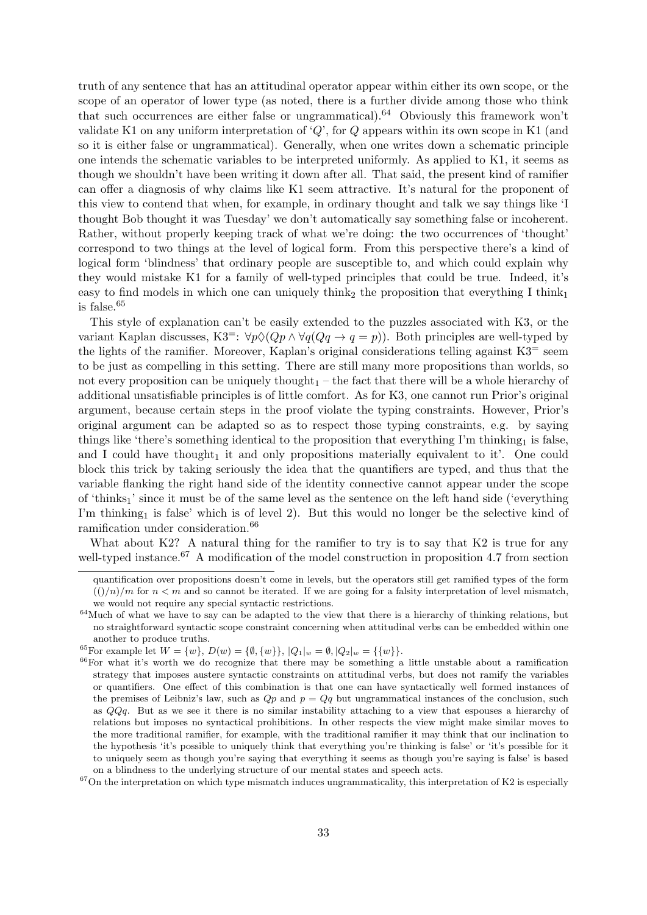truth of any sentence that has an attitudinal operator appear within either its own scope, or the scope of an operator of lower type (as noted, there is a further divide among those who think that such occurrences are either false or ungrammatical).[64] Obviously this framework won't validate K1 on any uniform interpretation of '$Q$', for $Q$ appears within its own scope in K1 (and so it is either false or ungrammatical). Generally, when one writes down a schematic principle one intends the schematic variables to be interpreted uniformly. As applied to K1, it seems as though we shouldn't have been writing it down after all. That said, the present kind of ramifier can offer a diagnosis of why claims like K1 seem attractive. It's natural for the proponent of this view to contend that when, for example, in ordinary thought and talk we say things like 'I thought Bob thought it was Tuesday' we don't automatically say something false or incoherent. Rather, without properly keeping track of what we're doing: the two occurrences of 'thought' correspond to two things at the level of logical form. From this perspective there's a kind of logical form 'blindness' that ordinary people are susceptible to, and which could explain why they would mistake K1 for a family of well-typed principles that could be true. Indeed, it's easy to find models in which one can uniquely think$_2$ the proposition that everything I think$_1$ is false.[65]

This style of explanation can't be easily extended to the puzzles associated with K3, or the variant Kaplan discusses, K3$^=$: $\forall p\Diamond(Qp \wedge \forall q(Qq \rightarrow q = p))$. Both principles are well-typed by the lights of the ramifier. Moreover, Kaplan's original considerations telling against K3$^=$ seem to be just as compelling in this setting. There are still many more propositions than worlds, so not every proposition can be uniquely thought$_1$ – the fact that there will be a whole hierarchy of additional unsatisfiable principles is of little comfort. As for K3, one cannot run Prior's original argument, because certain steps in the proof violate the typing constraints. However, Prior's original argument can be adapted so as to respect those typing constraints, e.g. by saying things like 'there's something identical to the proposition that everything I'm thinking$_1$ is false, and I could have thought$_1$ it and only propositions materially equivalent to it'. One could block this trick by taking seriously the idea that the quantifiers are typed, and thus that the variable flanking the right hand side of the identity connective cannot appear under the scope of 'thinks$_1$' since it must be of the same level as the sentence on the left hand side ('everything I'm thinking$_1$ is false' which is of level 2). But this would no longer be the selective kind of ramification under consideration.[66]

What about K2? A natural thing for the ramifier to try is to say that K2 is true for any well-typed instance.[67] A modification of the model construction in proposition 4.7 from section

quantification over propositions doesn't come in levels, but the operators still get ramified types of the form $(()/n)/m$ for $n < m$ and so cannot be iterated. If we are going for a falsity interpretation of level mismatch, we would not require any special syntactic restrictions.

[64] Much of what we have to say can be adapted to the view that there is a hierarchy of thinking relations, but no straightforward syntactic scope constraint concerning when attitudinal verbs can be embedded within one another to produce truths.

[65] For example let $W = \{w\}$, $D(w) = \{\emptyset, \{w\}\}$, $|Q_1|_w = \emptyset$, $|Q_2|_w = \{\{w\}\}$.

[66] For what it's worth we do recognize that there may be something a little unstable about a ramification strategy that imposes austere syntactic constraints on attitudinal verbs, but does not ramify the variables or quantifiers. One effect of this combination is that one can have syntactically well formed instances of the premises of Leibniz's law, such as $Qp$ and $p = Qq$ but ungrammatical instances of the conclusion, such as $QQq$. But as we see it there is no similar instability attaching to a view that espouses a hierarchy of relations but imposes no syntactical prohibitions. In other respects the view might make similar moves to the more traditional ramifier, for example, with the traditional ramifier it may think that our inclination to the hypothesis 'it's possible to uniquely think that everything you're thinking is false' or 'it's possible for it to uniquely seem as though you're saying that everything it seems as though you're saying is false' is based on a blindness to the underlying structure of our mental states and speech acts.

[67] On the interpretation on which type mismatch induces ungrammaticality, this interpretation of K2 is especially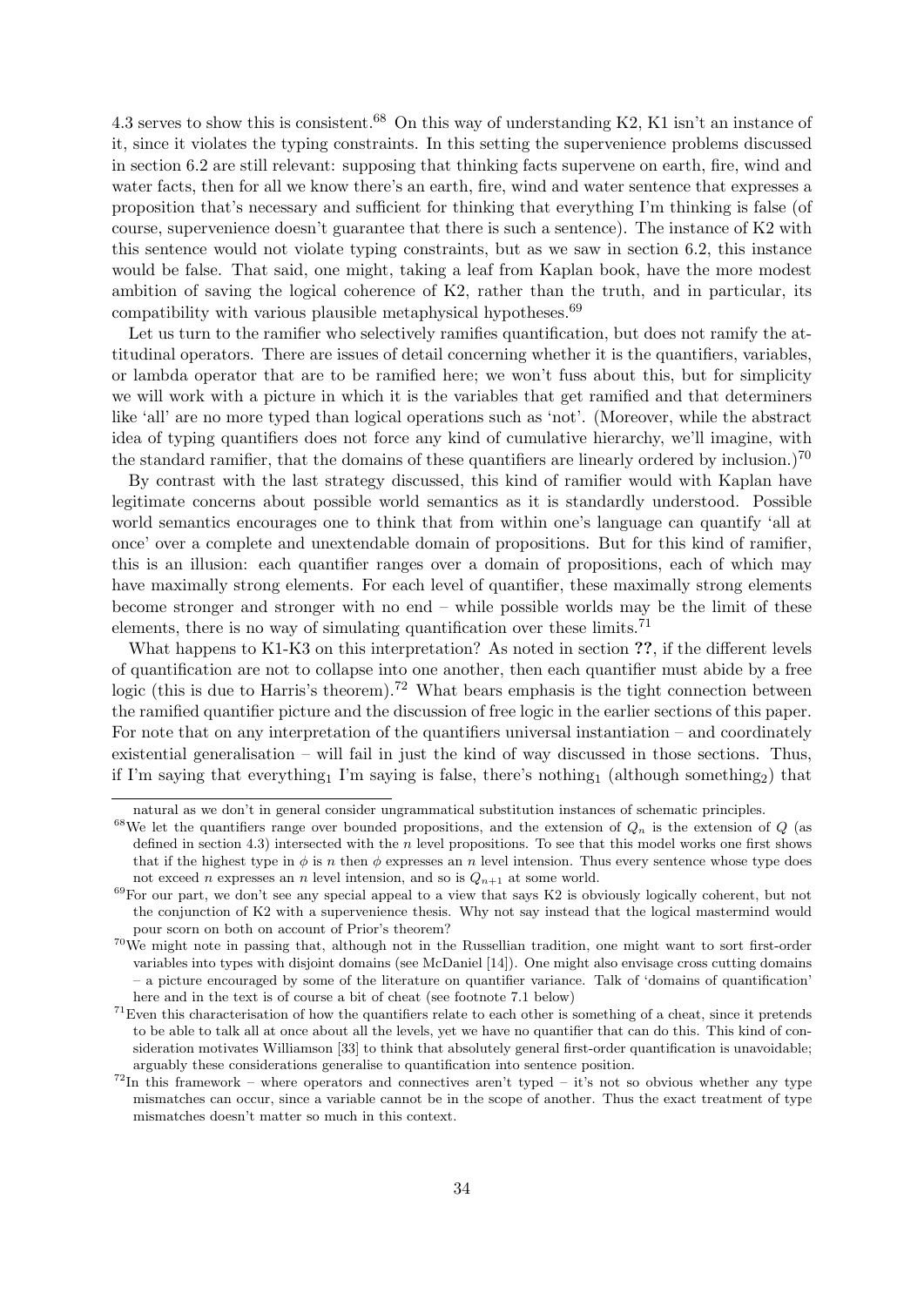4.3 serves to show this is consistent.[68] On this way of understanding K2, K1 isn't an instance of it, since it violates the typing constraints. In this setting the supervenience problems discussed in section 6.2 are still relevant: supposing that thinking facts supervene on earth, fire, wind and water facts, then for all we know there's an earth, fire, wind and water sentence that expresses a proposition that's necessary and sufficient for thinking that everything I'm thinking is false (of course, supervenience doesn't guarantee that there is such a sentence). The instance of K2 with this sentence would not violate typing constraints, but as we saw in section 6.2, this instance would be false. That said, one might, taking a leaf from Kaplan book, have the more modest ambition of saving the logical coherence of K2, rather than the truth, and in particular, its compatibility with various plausible metaphysical hypotheses.[69]

Let us turn to the ramifier who selectively ramifies quantification, but does not ramify the attitudinal operators. There are issues of detail concerning whether it is the quantifiers, variables, or lambda operator that are to be ramified here; we won't fuss about this, but for simplicity we will work with a picture in which it is the variables that get ramified and that determiners like 'all' are no more typed than logical operations such as 'not'. (Moreover, while the abstract idea of typing quantifiers does not force any kind of cumulative hierarchy, we'll imagine, with the standard ramifier, that the domains of these quantifiers are linearly ordered by inclusion.)[70]

By contrast with the last strategy discussed, this kind of ramifier would with Kaplan have legitimate concerns about possible world semantics as it is standardly understood. Possible world semantics encourages one to think that from within one's language can quantify 'all at once' over a complete and unextendable domain of propositions. But for this kind of ramifier, this is an illusion: each quantifier ranges over a domain of propositions, each of which may have maximally strong elements. For each level of quantifier, these maximally strong elements become stronger and stronger with no end – while possible worlds may be the limit of these elements, there is no way of simulating quantification over these limits.[71]

What happens to K1-K3 on this interpretation? As noted in section **??**, if the different levels of quantification are not to collapse into one another, then each quantifier must abide by a free logic (this is due to Harris's theorem).[72] What bears emphasis is the tight connection between the ramified quantifier picture and the discussion of free logic in the earlier sections of this paper. For note that on any interpretation of the quantifiers universal instantiation – and coordinately existential generalisation – will fail in just the kind of way discussed in those sections. Thus, if I'm saying that everything$_1$ I'm saying is false, there's nothing$_1$ (although something$_2$) that

natural as we don't in general consider ungrammatical substitution instances of schematic principles.

[68] We let the quantifiers range over bounded propositions, and the extension of $Q_n$ is the extension of $Q$ (as defined in section 4.3) intersected with the $n$ level propositions. To see that this model works one first shows that if the highest type in $\phi$ is $n$ then $\phi$ expresses an $n$ level intension. Thus every sentence whose type does not exceed $n$ expresses an $n$ level intension, and so is $Q_{n+1}$ at some world.

[69] For our part, we don't see any special appeal to a view that says K2 is obviously logically coherent, but not the conjunction of K2 with a supervenience thesis. Why not say instead that the logical mastermind would pour scorn on both on account of Prior's theorem?

[70] We might note in passing that, although not in the Russellian tradition, one might want to sort first-order variables into types with disjoint domains (see McDaniel [14]). One might also envisage cross cutting domains – a picture encouraged by some of the literature on quantifier variance. Talk of 'domains of quantification' here and in the text is of course a bit of cheat (see footnote 7.1 below)

[71] Even this characterisation of how the quantifiers relate to each other is something of a cheat, since it pretends to be able to talk all at once about all the levels, yet we have no quantifier that can do this. This kind of consideration motivates Williamson [33] to think that absolutely general first-order quantification is unavoidable; arguably these considerations generalise to quantification into sentence position.

[72] In this framework – where operators and connectives aren't typed – it's not so obvious whether any type mismatches can occur, since a variable cannot be in the scope of another. Thus the exact treatment of type mismatches doesn't matter so much in this context.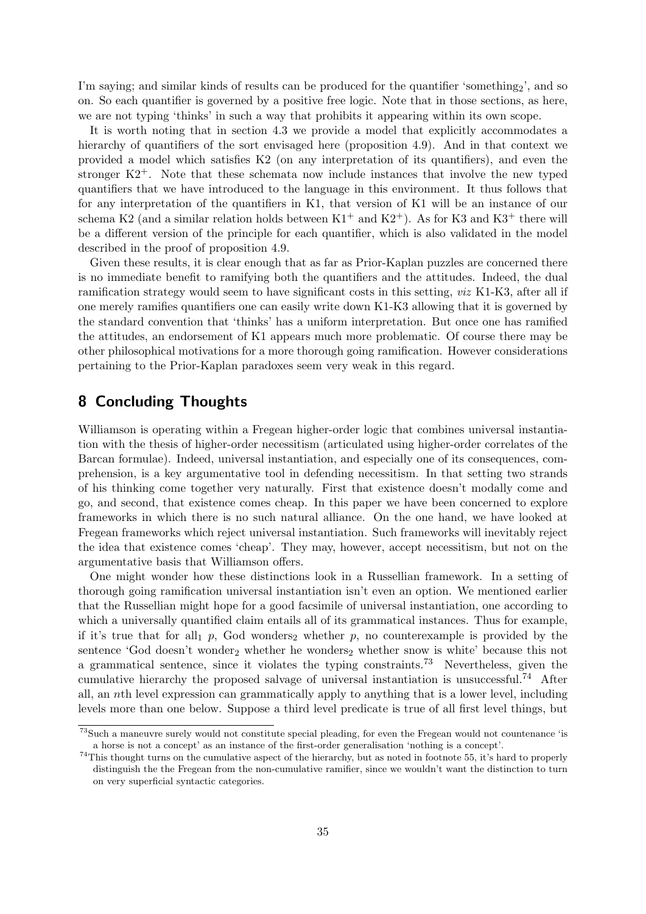I'm saying; and similar kinds of results can be produced for the quantifier 'something$_2$', and so on. So each quantifier is governed by a positive free logic. Note that in those sections, as here, we are not typing 'thinks' in such a way that prohibits it appearing within its own scope.

It is worth noting that in section 4.3 we provide a model that explicitly accommodates a hierarchy of quantifiers of the sort envisaged here (proposition 4.9). And in that context we provided a model which satisfies K2 (on any interpretation of its quantifiers), and even the stronger K2$^+$. Note that these schemata now include instances that involve the new typed quantifiers that we have introduced to the language in this environment. It thus follows that for any interpretation of the quantifiers in K1, that version of K1 will be an instance of our schema K2 (and a similar relation holds between K1$^+$ and K2$^+$). As for K3 and K3$^+$ there will be a different version of the principle for each quantifier, which is also validated in the model described in the proof of proposition 4.9.

Given these results, it is clear enough that as far as Prior-Kaplan puzzles are concerned there is no immediate benefit to ramifying both the quantifiers and the attitudes. Indeed, the dual ramification strategy would seem to have significant costs in this setting, *viz* K1-K3, after all if one merely ramifies quantifiers one can easily write down K1-K3 allowing that it is governed by the standard convention that 'thinks' has a uniform interpretation. But once one has ramified the attitudes, an endorsement of K1 appears much more problematic. Of course there may be other philosophical motivations for a more thorough going ramification. However considerations pertaining to the Prior-Kaplan paradoxes seem very weak in this regard.

## 8 Concluding Thoughts

Williamson is operating within a Fregean higher-order logic that combines universal instantiation with the thesis of higher-order necessitism (articulated using higher-order correlates of the Barcan formulae). Indeed, universal instantiation, and especially one of its consequences, comprehension, is a key argumentative tool in defending necessitism. In that setting two strands of his thinking come together very naturally. First that existence doesn't modally come and go, and second, that existence comes cheap. In this paper we have been concerned to explore frameworks in which there is no such natural alliance. On the one hand, we have looked at Fregean frameworks which reject universal instantiation. Such frameworks will inevitably reject the idea that existence comes 'cheap'. They may, however, accept necessitism, but not on the argumentative basis that Williamson offers.

One might wonder how these distinctions look in a Russellian framework. In a setting of thorough going ramification universal instantiation isn't even an option. We mentioned earlier that the Russellian might hope for a good facsimile of universal instantiation, one according to which a universally quantified claim entails all of its grammatical instances. Thus for example, if it's true that for all$_1$ $p$, God wonders$_2$ whether $p$, no counterexample is provided by the sentence 'God doesn't wonder$_2$ whether he wonders$_2$ whether snow is white' because this not a grammatical sentence, since it violates the typing constraints.[73] Nevertheless, given the cumulative hierarchy the proposed salvage of universal instantiation is unsuccessful.[74] After all, an $n$th level expression can grammatically apply to anything that is a lower level, including levels more than one below. Suppose a third level predicate is true of all first level things, but

[73] Such a maneuvre surely would not constitute special pleading, for even the Fregean would not countenance 'is a horse is not a concept' as an instance of the first-order generalisation 'nothing is a concept'.

[74] This thought turns on the cumulative aspect of the hierarchy, but as noted in footnote 55, it's hard to properly distinguish the the Fregean from the non-cumulative ramifier, since we wouldn't want the distinction to turn on very superficial syntactic categories.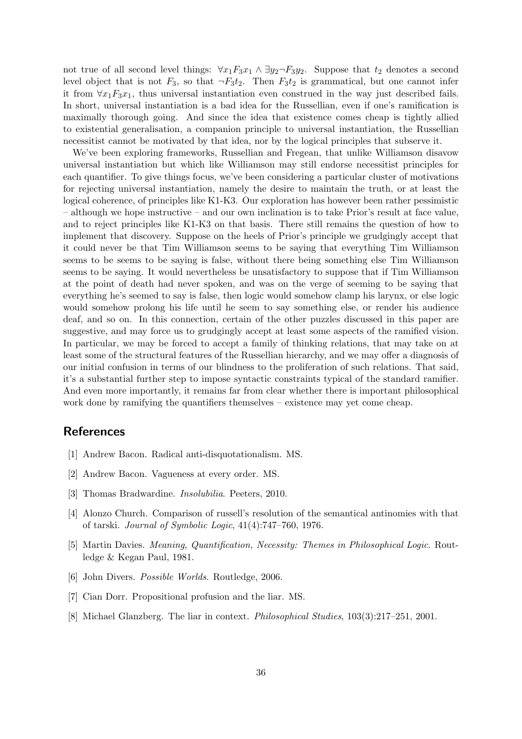not true of all second level things: $\forall x_1 F_3 x_1 \wedge \exists y_2 \neg F_3 y_2$. Suppose that $t_2$ denotes a second level object that is not $F_3$, so that $\neg F_3 t_2$. Then $F_3 t_2$ is grammatical, but one cannot infer it from $\forall x_1 F_3 x_1$, thus universal instantiation even construed in the way just described fails. In short, universal instantiation is a bad idea for the Russellian, even if one's ramification is maximally thorough going. And since the idea that existence comes cheap is tightly allied to existential generalisation, a companion principle to universal instantiation, the Russellian necessitist cannot be motivated by that idea, nor by the logical principles that subserve it.

We've been exploring frameworks, Russellian and Fregean, that unlike Williamson disavow universal instantiation but which like Williamson may still endorse necessitist principles for each quantifier. To give things focus, we've been considering a particular cluster of motivations for rejecting universal instantiation, namely the desire to maintain the truth, or at least the logical coherence, of principles like K1-K3. Our exploration has however been rather pessimistic – although we hope instructive – and our own inclination is to take Prior's result at face value, and to reject principles like K1-K3 on that basis. There still remains the question of how to implement that discovery. Suppose on the heels of Prior's principle we grudgingly accept that it could never be that Tim Williamson seems to be saying that everything Tim Williamson seems to be seems to be saying is false, without there being something else Tim Williamson seems to be saying. It would nevertheless be unsatisfactory to suppose that if Tim Williamson at the point of death had never spoken, and was on the verge of seeming to be saying that everything he's seemed to say is false, then logic would somehow clamp his larynx, or else logic would somehow prolong his life until he seem to say something else, or render his audience deaf, and so on. In this connection, certain of the other puzzles discussed in this paper are suggestive, and may force us to grudgingly accept at least some aspects of the ramified vision. In particular, we may be forced to accept a family of thinking relations, that may take on at least some of the structural features of the Russellian hierarchy, and we may offer a diagnosis of our initial confusion in terms of our blindness to the proliferation of such relations. That said, it's a substantial further step to impose syntactic constraints typical of the standard ramifier. And even more importantly, it remains far from clear whether there is important philosophical work done by ramifying the quantifiers themselves – existence may yet come cheap.

## References

[1] Andrew Bacon. Radical anti-disquotationalism. MS.

[2] Andrew Bacon. Vagueness at every order. MS.

[3] Thomas Bradwardine. *Insolubilia*. Peeters, 2010.

[4] Alonzo Church. Comparison of russell's resolution of the semantical antinomies with that of tarski. *Journal of Symbolic Logic*, 41(4):747–760, 1976.

[5] Martin Davies. *Meaning, Quantification, Necessity: Themes in Philosophical Logic*. Routledge & Kegan Paul, 1981.

[6] John Divers. *Possible Worlds*. Routledge, 2006.

[7] Cian Dorr. Propositional profusion and the liar. MS.

[8] Michael Glanzberg. The liar in context. *Philosophical Studies*, 103(3):217–251, 2001.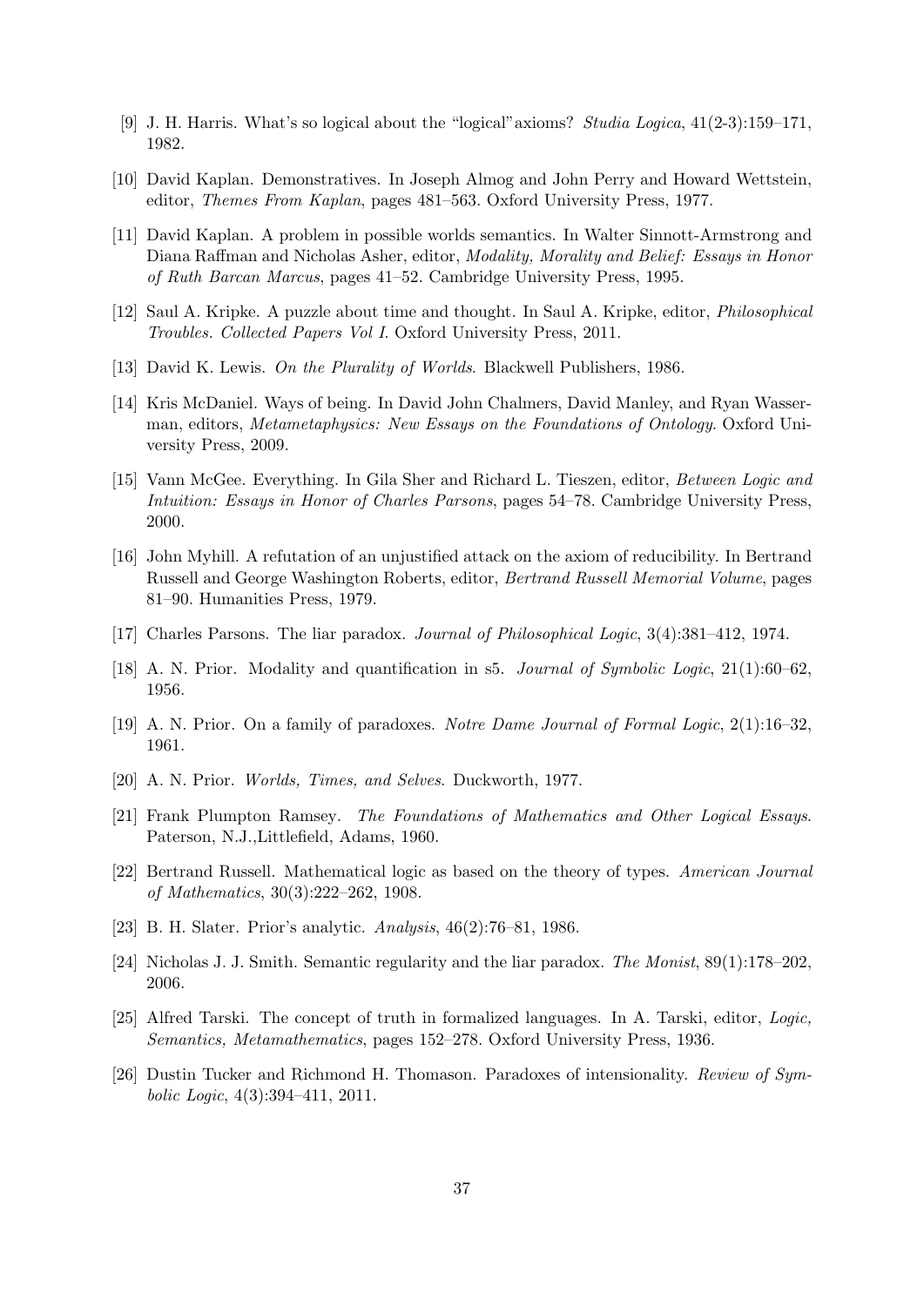[9] J. H. Harris. What's so logical about the "logical"axioms? *Studia Logica*, 41(2-3):159–171, 1982.

[10] David Kaplan. Demonstratives. In Joseph Almog and John Perry and Howard Wettstein, editor, *Themes From Kaplan*, pages 481–563. Oxford University Press, 1977.

[11] David Kaplan. A problem in possible worlds semantics. In Walter Sinnott-Armstrong and Diana Raffman and Nicholas Asher, editor, *Modality, Morality and Belief: Essays in Honor of Ruth Barcan Marcus*, pages 41–52. Cambridge University Press, 1995.

[12] Saul A. Kripke. A puzzle about time and thought. In Saul A. Kripke, editor, *Philosophical Troubles. Collected Papers Vol I*. Oxford University Press, 2011.

[13] David K. Lewis. *On the Plurality of Worlds*. Blackwell Publishers, 1986.

[14] Kris McDaniel. Ways of being. In David John Chalmers, David Manley, and Ryan Wasserman, editors, *Metametaphysics: New Essays on the Foundations of Ontology*. Oxford University Press, 2009.

[15] Vann McGee. Everything. In Gila Sher and Richard L. Tieszen, editor, *Between Logic and Intuition: Essays in Honor of Charles Parsons*, pages 54–78. Cambridge University Press, 2000.

[16] John Myhill. A refutation of an unjustified attack on the axiom of reducibility. In Bertrand Russell and George Washington Roberts, editor, *Bertrand Russell Memorial Volume*, pages 81–90. Humanities Press, 1979.

[17] Charles Parsons. The liar paradox. *Journal of Philosophical Logic*, 3(4):381–412, 1974.

[18] A. N. Prior. Modality and quantification in s5. *Journal of Symbolic Logic*, 21(1):60–62, 1956.

[19] A. N. Prior. On a family of paradoxes. *Notre Dame Journal of Formal Logic*, 2(1):16–32, 1961.

[20] A. N. Prior. *Worlds, Times, and Selves*. Duckworth, 1977.

[21] Frank Plumpton Ramsey. *The Foundations of Mathematics and Other Logical Essays*. Paterson, N.J.,Littlefield, Adams, 1960.

[22] Bertrand Russell. Mathematical logic as based on the theory of types. *American Journal of Mathematics*, 30(3):222–262, 1908.

[23] B. H. Slater. Prior's analytic. *Analysis*, 46(2):76–81, 1986.

[24] Nicholas J. J. Smith. Semantic regularity and the liar paradox. *The Monist*, 89(1):178–202, 2006.

[25] Alfred Tarski. The concept of truth in formalized languages. In A. Tarski, editor, *Logic, Semantics, Metamathematics*, pages 152–278. Oxford University Press, 1936.

[26] Dustin Tucker and Richmond H. Thomason. Paradoxes of intensionality. *Review of Symbolic Logic*, 4(3):394–411, 2011.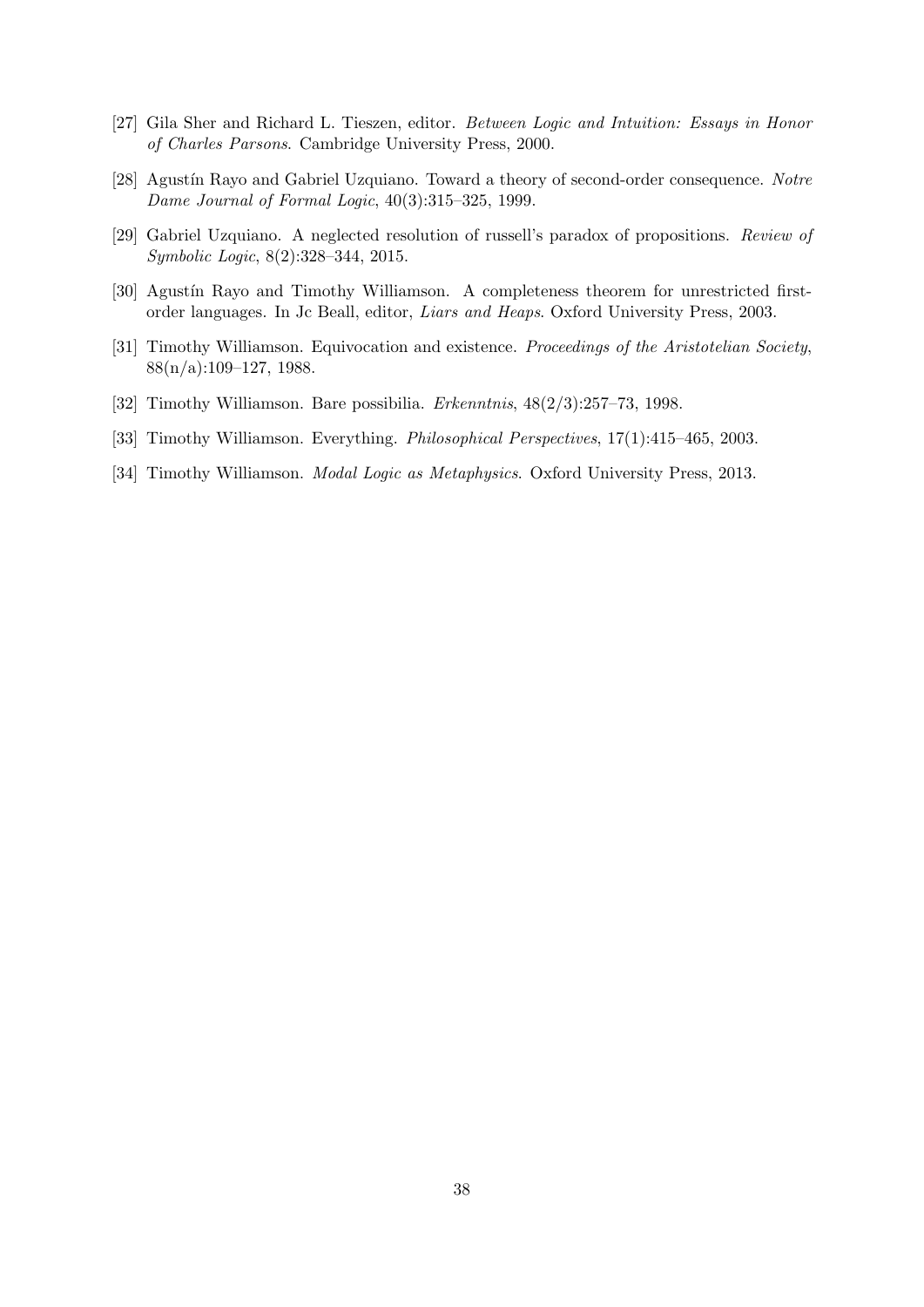[27] Gila Sher and Richard L. Tieszen, editor. *Between Logic and Intuition: Essays in Honor of Charles Parsons*. Cambridge University Press, 2000.

[28] Agustín Rayo and Gabriel Uzquiano. Toward a theory of second-order consequence. *Notre Dame Journal of Formal Logic*, 40(3):315–325, 1999.

[29] Gabriel Uzquiano. A neglected resolution of russell's paradox of propositions. *Review of Symbolic Logic*, 8(2):328–344, 2015.

[30] Agustín Rayo and Timothy Williamson. A completeness theorem for unrestricted first-order languages. In Jc Beall, editor, *Liars and Heaps*. Oxford University Press, 2003.

[31] Timothy Williamson. Equivocation and existence. *Proceedings of the Aristotelian Society*, 88(n/a):109–127, 1988.

[32] Timothy Williamson. Bare possibilia. *Erkenntnis*, 48(2/3):257–73, 1998.

[33] Timothy Williamson. Everything. *Philosophical Perspectives*, 17(1):415–465, 2003.

[34] Timothy Williamson. *Modal Logic as Metaphysics*. Oxford University Press, 2013.